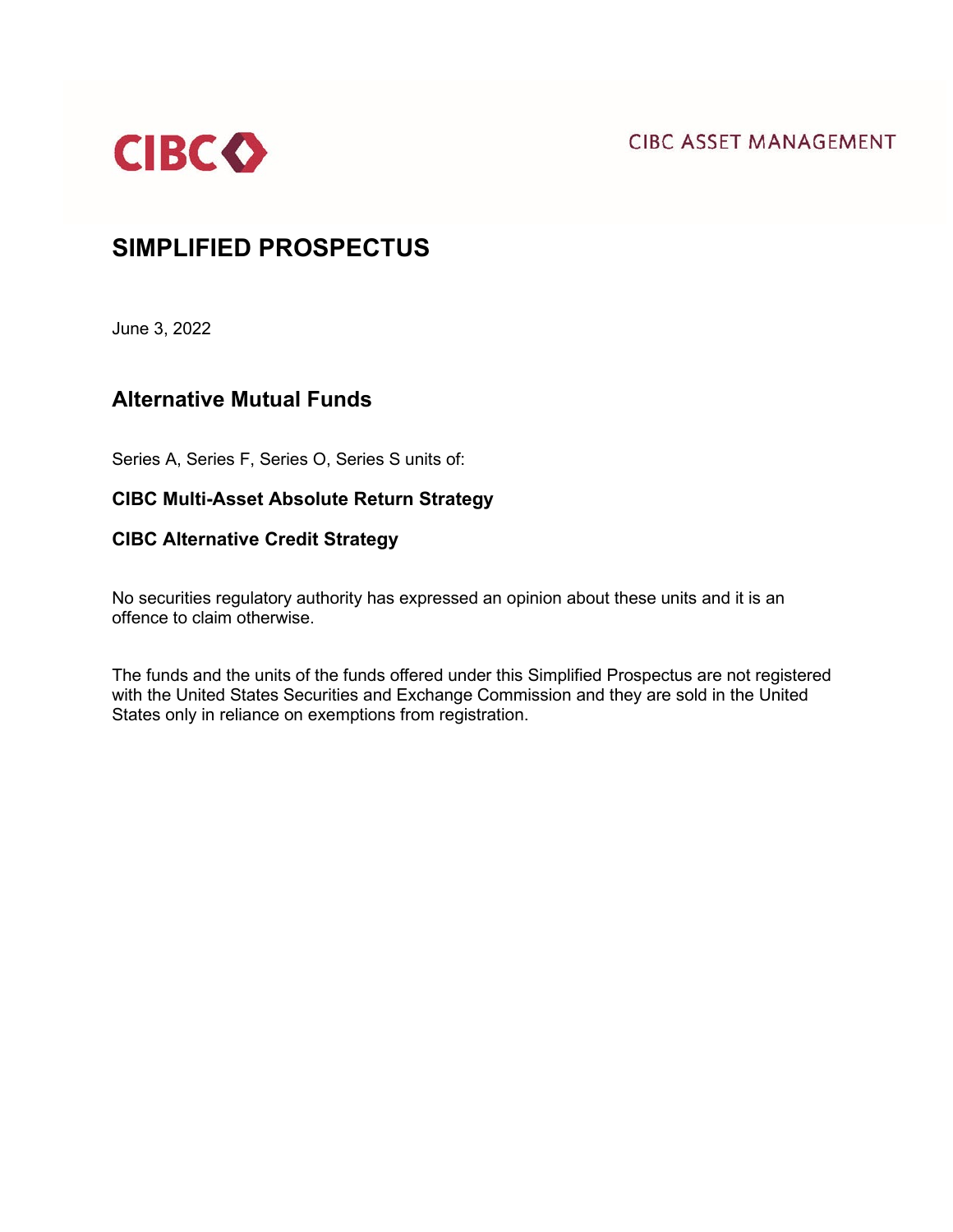CIBC

CIBC ASSET MANAGEMENT

# SIMPLIFIED PROSPECTUS

June 3, 2022

## Alternative Mutual Funds

Series A, Series F, Series O, Series S units of:

**CIBC Multi-Asset Absolute Return Strategy**

**CIBC Alternative Credit Strategy**

No securities regulatory authority has expressed an opinion about these units and it is an offence to claim otherwise.

The funds and the units of the funds offered under this Simplified Prospectus are not registered with the United States Securities and Exchange Commission and they are sold in the United States only in reliance on exemptions from registration.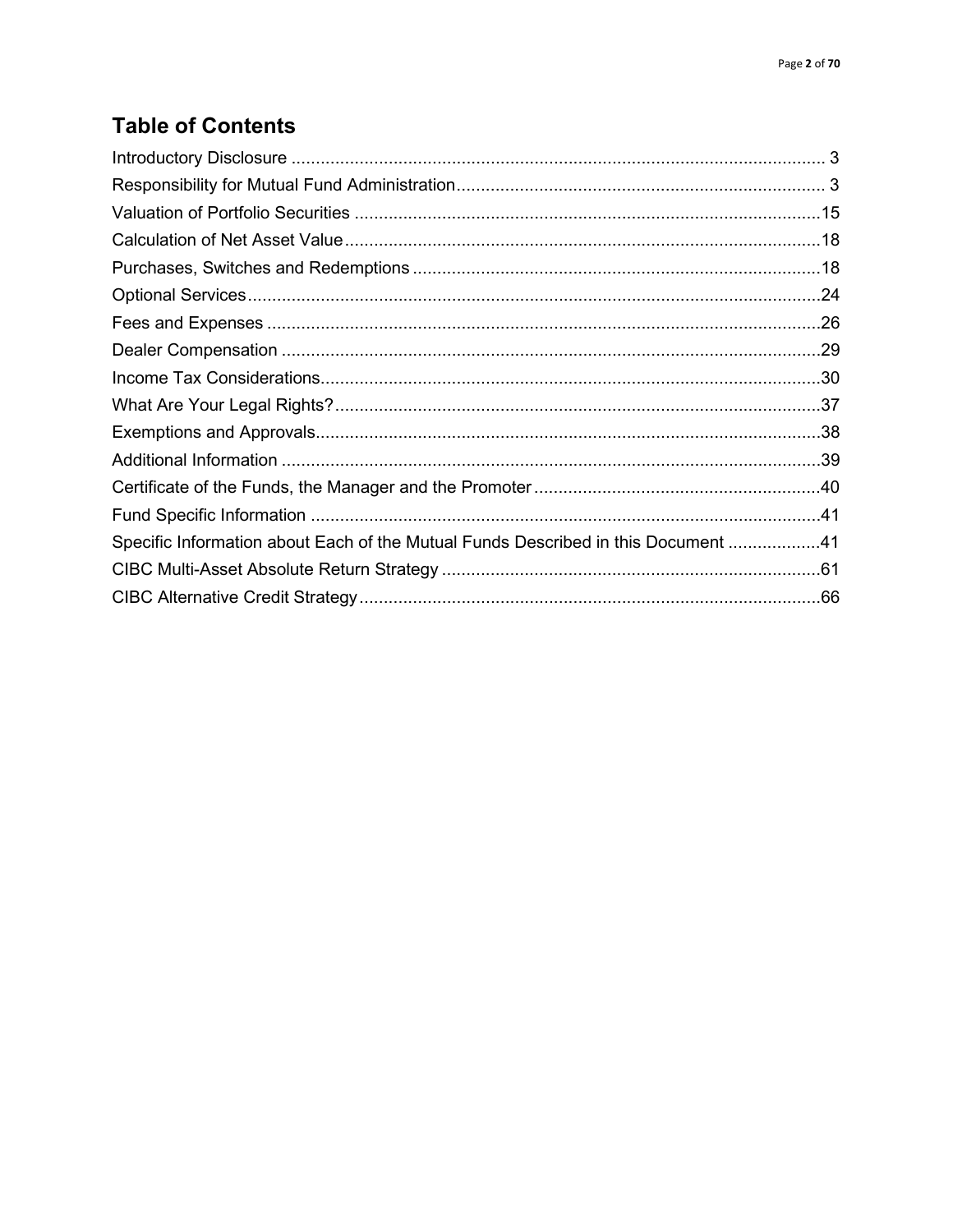# Table of Contents

| | |
|---|---|
| Introductory Disclosure | 3 |
| Responsibility for Mutual Fund Administration | 3 |
| Valuation of Portfolio Securities | 15 |
| Calculation of Net Asset Value | 18 |
| Purchases, Switches and Redemptions | 18 |
| Optional Services | 24 |
| Fees and Expenses | 26 |
| Dealer Compensation | 29 |
| Income Tax Considerations | 30 |
| What Are Your Legal Rights? | 37 |
| Exemptions and Approvals | 38 |
| Additional Information | 39 |
| Certificate of the Funds, the Manager and the Promoter | 40 |
| Fund Specific Information | 41 |
| Specific Information about Each of the Mutual Funds Described in this Document | 41 |
| CIBC Multi-Asset Absolute Return Strategy | 61 |
| CIBC Alternative Credit Strategy | 66 |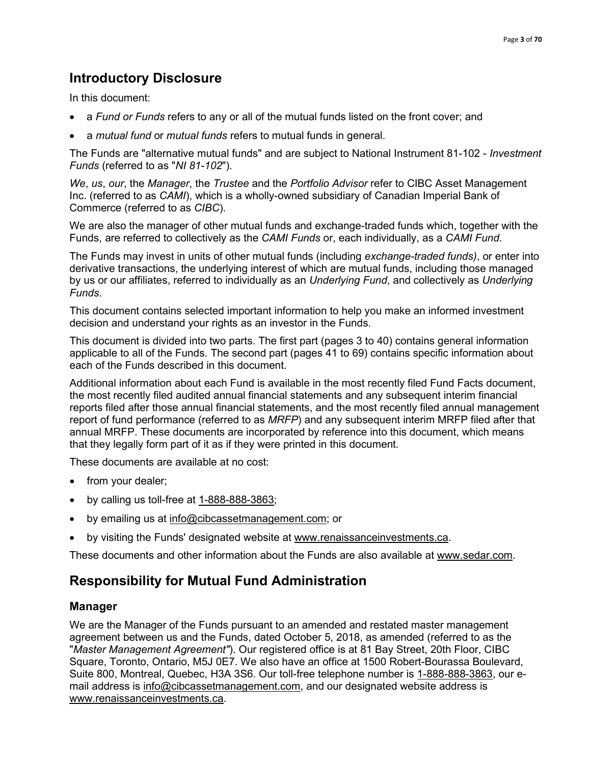# Introductory Disclosure

In this document:

- a *Fund or Funds* refers to any or all of the mutual funds listed on the front cover; and
- a *mutual fund* or *mutual funds* refers to mutual funds in general.

The Funds are "alternative mutual funds" and are subject to National Instrument 81-102 - *Investment Funds* (referred to as "*NI 81-102*").

*We*, *us*, *our*, the *Manager*, the *Trustee* and the *Portfolio Advisor* refer to CIBC Asset Management Inc. (referred to as *CAMI*), which is a wholly-owned subsidiary of Canadian Imperial Bank of Commerce (referred to as *CIBC*).

We are also the manager of other mutual funds and exchange-traded funds which, together with the Funds, are referred to collectively as the *CAMI Funds* or, each individually, as a *CAMI Fund*.

The Funds may invest in units of other mutual funds (including *exchange-traded funds)*, or enter into derivative transactions, the underlying interest of which are mutual funds, including those managed by us or our affiliates, referred to individually as an *Underlying Fund*, and collectively as *Underlying Funds*.

This document contains selected important information to help you make an informed investment decision and understand your rights as an investor in the Funds.

This document is divided into two parts. The first part (pages 3 to 40) contains general information applicable to all of the Funds. The second part (pages 41 to 69) contains specific information about each of the Funds described in this document.

Additional information about each Fund is available in the most recently filed Fund Facts document, the most recently filed audited annual financial statements and any subsequent interim financial reports filed after those annual financial statements, and the most recently filed annual management report of fund performance (referred to as *MRFP*) and any subsequent interim MRFP filed after that annual MRFP. These documents are incorporated by reference into this document, which means that they legally form part of it as if they were printed in this document.

These documents are available at no cost:

- from your dealer;
- by calling us toll-free at 1-888-888-3863;
- by emailing us at info@cibcassetmanagement.com; or
- by visiting the Funds' designated website at www.renaissanceinvestments.ca.

These documents and other information about the Funds are also available at www.sedar.com.

# Responsibility for Mutual Fund Administration

## Manager

We are the Manager of the Funds pursuant to an amended and restated master management agreement between us and the Funds, dated October 5, 2018, as amended (referred to as the "*Master Management Agreement"*). Our registered office is at 81 Bay Street, 20th Floor, CIBC Square, Toronto, Ontario, M5J 0E7. We also have an office at 1500 Robert-Bourassa Boulevard, Suite 800, Montreal, Quebec, H3A 3S6. Our toll-free telephone number is 1-888-888-3863, our e-mail address is info@cibcassetmanagement.com, and our designated website address is www.renaissanceinvestments.ca.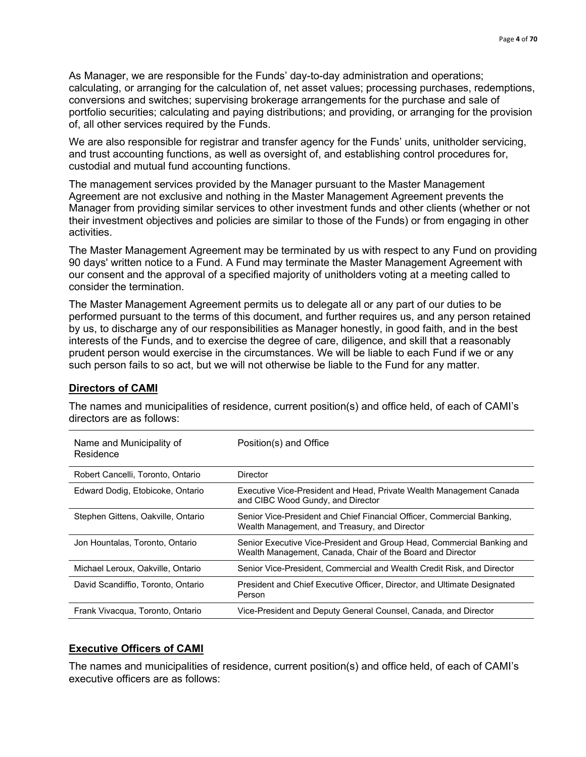As Manager, we are responsible for the Funds' day-to-day administration and operations; calculating, or arranging for the calculation of, net asset values; processing purchases, redemptions, conversions and switches; supervising brokerage arrangements for the purchase and sale of portfolio securities; calculating and paying distributions; and providing, or arranging for the provision of, all other services required by the Funds.

We are also responsible for registrar and transfer agency for the Funds' units, unitholder servicing, and trust accounting functions, as well as oversight of, and establishing control procedures for, custodial and mutual fund accounting functions.

The management services provided by the Manager pursuant to the Master Management Agreement are not exclusive and nothing in the Master Management Agreement prevents the Manager from providing similar services to other investment funds and other clients (whether or not their investment objectives and policies are similar to those of the Funds) or from engaging in other activities.

The Master Management Agreement may be terminated by us with respect to any Fund on providing 90 days' written notice to a Fund. A Fund may terminate the Master Management Agreement with our consent and the approval of a specified majority of unitholders voting at a meeting called to consider the termination.

The Master Management Agreement permits us to delegate all or any part of our duties to be performed pursuant to the terms of this document, and further requires us, and any person retained by us, to discharge any of our responsibilities as Manager honestly, in good faith, and in the best interests of the Funds, and to exercise the degree of care, diligence, and skill that a reasonably prudent person would exercise in the circumstances. We will be liable to each Fund if we or any such person fails to so act, but we will not otherwise be liable to the Fund for any matter.

## Directors of CAMI

The names and municipalities of residence, current position(s) and office held, of each of CAMI's directors are as follows:

| Name and Municipality of Residence | Position(s) and Office |
|---|---|
| Robert Cancelli, Toronto, Ontario | Director |
| Edward Dodig, Etobicoke, Ontario | Executive Vice-President and Head, Private Wealth Management Canada and CIBC Wood Gundy, and Director |
| Stephen Gittens, Oakville, Ontario | Senior Vice-President and Chief Financial Officer, Commercial Banking, Wealth Management, and Treasury, and Director |
| Jon Hountalas, Toronto, Ontario | Senior Executive Vice-President and Group Head, Commercial Banking and Wealth Management, Canada, Chair of the Board and Director |
| Michael Leroux, Oakville, Ontario | Senior Vice-President, Commercial and Wealth Credit Risk, and Director |
| David Scandiffio, Toronto, Ontario | President and Chief Executive Officer, Director, and Ultimate Designated Person |
| Frank Vivacqua, Toronto, Ontario | Vice-President and Deputy General Counsel, Canada, and Director |

## Executive Officers of CAMI

The names and municipalities of residence, current position(s) and office held, of each of CAMI's executive officers are as follows: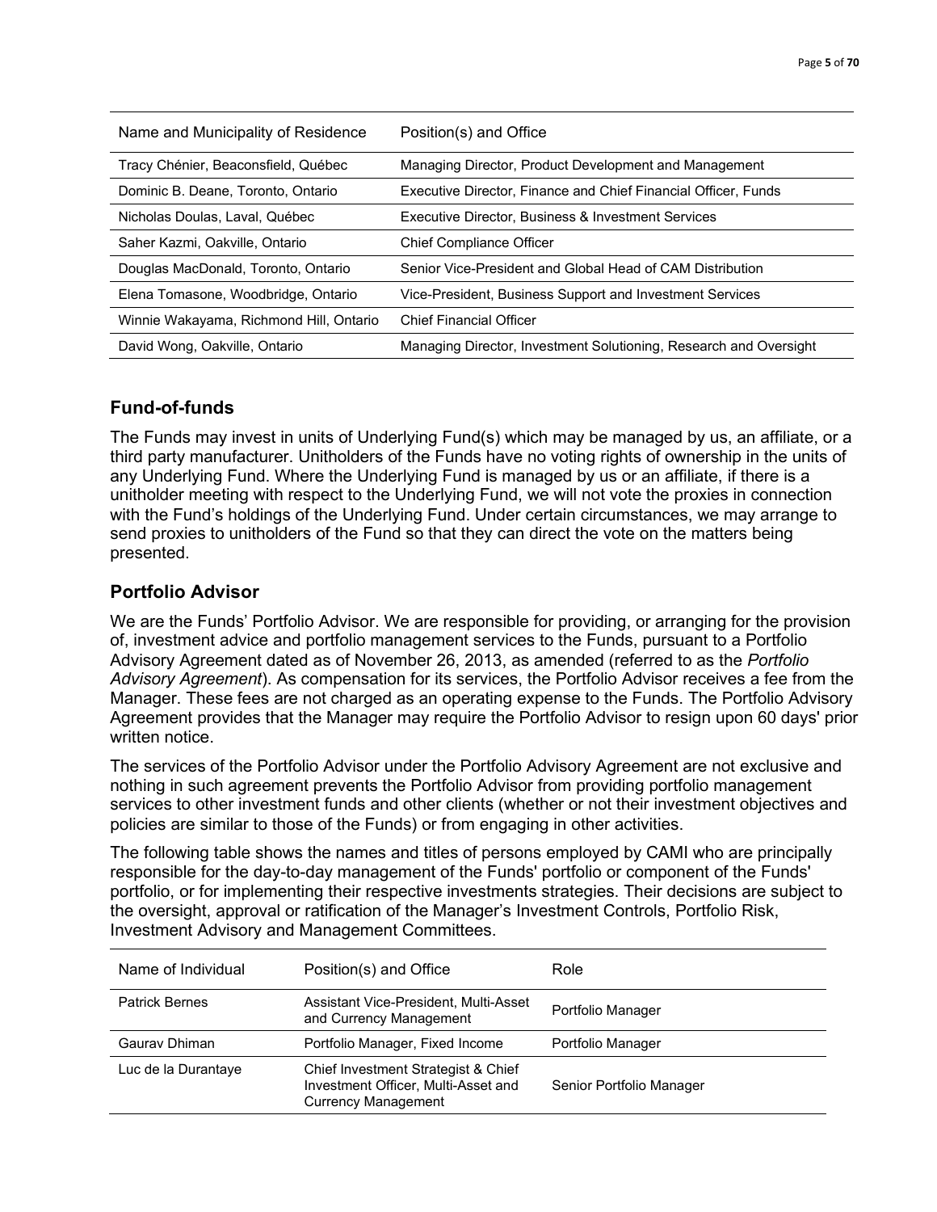| Name and Municipality of Residence | Position(s) and Office |
| --- | --- |
| Tracy Chénier, Beaconsfield, Québec | Managing Director, Product Development and Management |
| Dominic B. Deane, Toronto, Ontario | Executive Director, Finance and Chief Financial Officer, Funds |
| Nicholas Doulas, Laval, Québec | Executive Director, Business & Investment Services |
| Saher Kazmi, Oakville, Ontario | Chief Compliance Officer |
| Douglas MacDonald, Toronto, Ontario | Senior Vice-President and Global Head of CAM Distribution |
| Elena Tomasone, Woodbridge, Ontario | Vice-President, Business Support and Investment Services |
| Winnie Wakayama, Richmond Hill, Ontario | Chief Financial Officer |
| David Wong, Oakville, Ontario | Managing Director, Investment Solutioning, Research and Oversight |

## Fund-of-funds

The Funds may invest in units of Underlying Fund(s) which may be managed by us, an affiliate, or a third party manufacturer. Unitholders of the Funds have no voting rights of ownership in the units of any Underlying Fund. Where the Underlying Fund is managed by us or an affiliate, if there is a unitholder meeting with respect to the Underlying Fund, we will not vote the proxies in connection with the Fund's holdings of the Underlying Fund. Under certain circumstances, we may arrange to send proxies to unitholders of the Fund so that they can direct the vote on the matters being presented.

## Portfolio Advisor

We are the Funds' Portfolio Advisor. We are responsible for providing, or arranging for the provision of, investment advice and portfolio management services to the Funds, pursuant to a Portfolio Advisory Agreement dated as of November 26, 2013, as amended (referred to as the *Portfolio Advisory Agreement*). As compensation for its services, the Portfolio Advisor receives a fee from the Manager. These fees are not charged as an operating expense to the Funds. The Portfolio Advisory Agreement provides that the Manager may require the Portfolio Advisor to resign upon 60 days' prior written notice.

The services of the Portfolio Advisor under the Portfolio Advisory Agreement are not exclusive and nothing in such agreement prevents the Portfolio Advisor from providing portfolio management services to other investment funds and other clients (whether or not their investment objectives and policies are similar to those of the Funds) or from engaging in other activities.

The following table shows the names and titles of persons employed by CAMI who are principally responsible for the day-to-day management of the Funds' portfolio or component of the Funds' portfolio, or for implementing their respective investments strategies. Their decisions are subject to the oversight, approval or ratification of the Manager's Investment Controls, Portfolio Risk, Investment Advisory and Management Committees.

| Name of Individual | Position(s) and Office | Role |
| --- | --- | --- |
| Patrick Bernes | Assistant Vice-President, Multi-Asset and Currency Management | Portfolio Manager |
| Gaurav Dhiman | Portfolio Manager, Fixed Income | Portfolio Manager |
| Luc de la Durantaye | Chief Investment Strategist & Chief Investment Officer, Multi-Asset and Currency Management | Senior Portfolio Manager |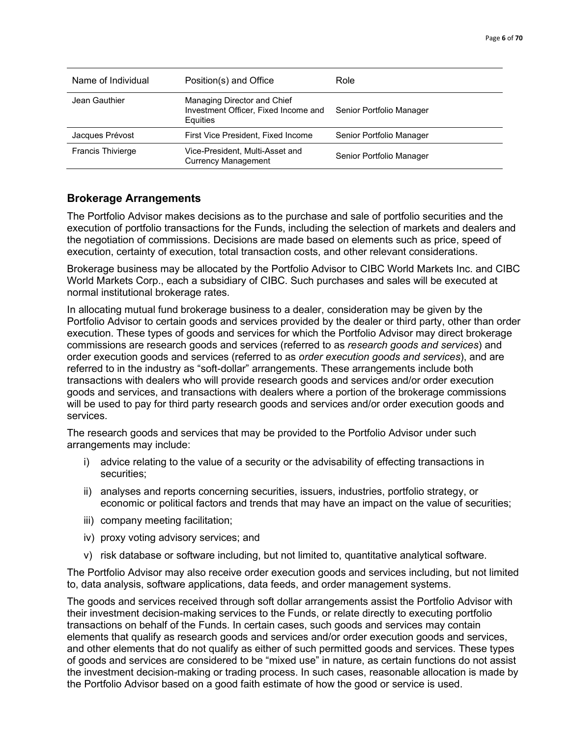| Name of Individual | Position(s) and Office | Role |
|---|---|---|
| Jean Gauthier | Managing Director and Chief Investment Officer, Fixed Income and Equities | Senior Portfolio Manager |
| Jacques Prévost | First Vice President, Fixed Income | Senior Portfolio Manager |
| Francis Thivierge | Vice-President, Multi-Asset and Currency Management | Senior Portfolio Manager |

## Brokerage Arrangements

The Portfolio Advisor makes decisions as to the purchase and sale of portfolio securities and the execution of portfolio transactions for the Funds, including the selection of markets and dealers and the negotiation of commissions. Decisions are made based on elements such as price, speed of execution, certainty of execution, total transaction costs, and other relevant considerations.

Brokerage business may be allocated by the Portfolio Advisor to CIBC World Markets Inc. and CIBC World Markets Corp., each a subsidiary of CIBC. Such purchases and sales will be executed at normal institutional brokerage rates.

In allocating mutual fund brokerage business to a dealer, consideration may be given by the Portfolio Advisor to certain goods and services provided by the dealer or third party, other than order execution. These types of goods and services for which the Portfolio Advisor may direct brokerage commissions are research goods and services (referred to as *research goods and services*) and order execution goods and services (referred to as *order execution goods and services*), and are referred to in the industry as "soft-dollar" arrangements. These arrangements include both transactions with dealers who will provide research goods and services and/or order execution goods and services, and transactions with dealers where a portion of the brokerage commissions will be used to pay for third party research goods and services and/or order execution goods and services.

The research goods and services that may be provided to the Portfolio Advisor under such arrangements may include:

i) advice relating to the value of a security or the advisability of effecting transactions in securities;

ii) analyses and reports concerning securities, issuers, industries, portfolio strategy, or economic or political factors and trends that may have an impact on the value of securities;

iii) company meeting facilitation;

iv) proxy voting advisory services; and

v) risk database or software including, but not limited to, quantitative analytical software.

The Portfolio Advisor may also receive order execution goods and services including, but not limited to, data analysis, software applications, data feeds, and order management systems.

The goods and services received through soft dollar arrangements assist the Portfolio Advisor with their investment decision-making services to the Funds, or relate directly to executing portfolio transactions on behalf of the Funds. In certain cases, such goods and services may contain elements that qualify as research goods and services and/or order execution goods and services, and other elements that do not qualify as either of such permitted goods and services. These types of goods and services are considered to be "mixed use" in nature, as certain functions do not assist the investment decision-making or trading process. In such cases, reasonable allocation is made by the Portfolio Advisor based on a good faith estimate of how the good or service is used.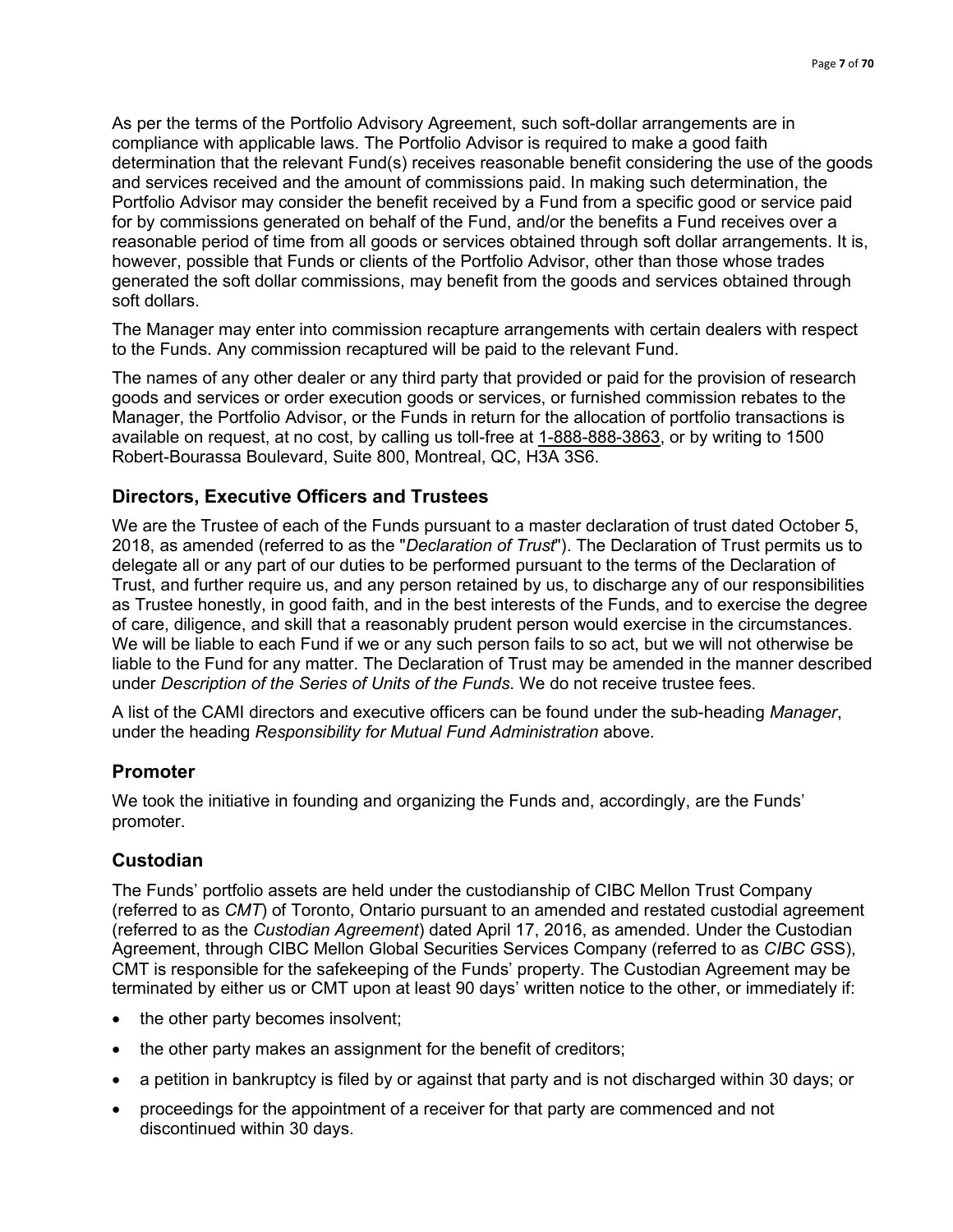As per the terms of the Portfolio Advisory Agreement, such soft-dollar arrangements are in compliance with applicable laws. The Portfolio Advisor is required to make a good faith determination that the relevant Fund(s) receives reasonable benefit considering the use of the goods and services received and the amount of commissions paid. In making such determination, the Portfolio Advisor may consider the benefit received by a Fund from a specific good or service paid for by commissions generated on behalf of the Fund, and/or the benefits a Fund receives over a reasonable period of time from all goods or services obtained through soft dollar arrangements. It is, however, possible that Funds or clients of the Portfolio Advisor, other than those whose trades generated the soft dollar commissions, may benefit from the goods and services obtained through soft dollars.

The Manager may enter into commission recapture arrangements with certain dealers with respect to the Funds. Any commission recaptured will be paid to the relevant Fund.

The names of any other dealer or any third party that provided or paid for the provision of research goods and services or order execution goods or services, or furnished commission rebates to the Manager, the Portfolio Advisor, or the Funds in return for the allocation of portfolio transactions is available on request, at no cost, by calling us toll-free at 1-888-888-3863, or by writing to 1500 Robert-Bourassa Boulevard, Suite 800, Montreal, QC, H3A 3S6.

## Directors, Executive Officers and Trustees

We are the Trustee of each of the Funds pursuant to a master declaration of trust dated October 5, 2018, as amended (referred to as the "*Declaration of Trust*"). The Declaration of Trust permits us to delegate all or any part of our duties to be performed pursuant to the terms of the Declaration of Trust, and further require us, and any person retained by us, to discharge any of our responsibilities as Trustee honestly, in good faith, and in the best interests of the Funds, and to exercise the degree of care, diligence, and skill that a reasonably prudent person would exercise in the circumstances. We will be liable to each Fund if we or any such person fails to so act, but we will not otherwise be liable to the Fund for any matter. The Declaration of Trust may be amended in the manner described under *Description of the Series of Units of the Funds*. We do not receive trustee fees.

A list of the CAMI directors and executive officers can be found under the sub-heading *Manager*, under the heading *Responsibility for Mutual Fund Administration* above.

## Promoter

We took the initiative in founding and organizing the Funds and, accordingly, are the Funds' promoter.

## Custodian

The Funds' portfolio assets are held under the custodianship of CIBC Mellon Trust Company (referred to as *CMT*) of Toronto, Ontario pursuant to an amended and restated custodial agreement (referred to as the *Custodian Agreement*) dated April 17, 2016, as amended. Under the Custodian Agreement, through CIBC Mellon Global Securities Services Company (referred to as *CIBC G*SS), CMT is responsible for the safekeeping of the Funds' property. The Custodian Agreement may be terminated by either us or CMT upon at least 90 days' written notice to the other, or immediately if:

- the other party becomes insolvent;
- the other party makes an assignment for the benefit of creditors;
- a petition in bankruptcy is filed by or against that party and is not discharged within 30 days; or
- proceedings for the appointment of a receiver for that party are commenced and not discontinued within 30 days.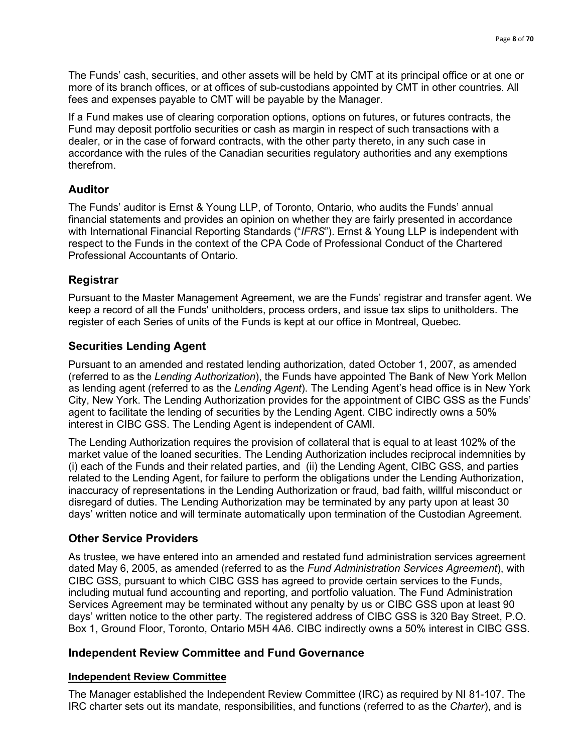The Funds' cash, securities, and other assets will be held by CMT at its principal office or at one or more of its branch offices, or at offices of sub-custodians appointed by CMT in other countries. All fees and expenses payable to CMT will be payable by the Manager.

If a Fund makes use of clearing corporation options, options on futures, or futures contracts, the Fund may deposit portfolio securities or cash as margin in respect of such transactions with a dealer, or in the case of forward contracts, with the other party thereto, in any such case in accordance with the rules of the Canadian securities regulatory authorities and any exemptions therefrom.

## Auditor

The Funds' auditor is Ernst & Young LLP, of Toronto, Ontario, who audits the Funds' annual financial statements and provides an opinion on whether they are fairly presented in accordance with International Financial Reporting Standards ("*IFRS*"). Ernst & Young LLP is independent with respect to the Funds in the context of the CPA Code of Professional Conduct of the Chartered Professional Accountants of Ontario.

## Registrar

Pursuant to the Master Management Agreement, we are the Funds' registrar and transfer agent. We keep a record of all the Funds' unitholders, process orders, and issue tax slips to unitholders. The register of each Series of units of the Funds is kept at our office in Montreal, Quebec.

## Securities Lending Agent

Pursuant to an amended and restated lending authorization, dated October 1, 2007, as amended (referred to as the *Lending Authorization*), the Funds have appointed The Bank of New York Mellon as lending agent (referred to as the *Lending Agent*). The Lending Agent's head office is in New York City, New York. The Lending Authorization provides for the appointment of CIBC GSS as the Funds' agent to facilitate the lending of securities by the Lending Agent. CIBC indirectly owns a 50% interest in CIBC GSS. The Lending Agent is independent of CAMI.

The Lending Authorization requires the provision of collateral that is equal to at least 102% of the market value of the loaned securities. The Lending Authorization includes reciprocal indemnities by (i) each of the Funds and their related parties, and (ii) the Lending Agent, CIBC GSS, and parties related to the Lending Agent, for failure to perform the obligations under the Lending Authorization, inaccuracy of representations in the Lending Authorization or fraud, bad faith, willful misconduct or disregard of duties. The Lending Authorization may be terminated by any party upon at least 30 days' written notice and will terminate automatically upon termination of the Custodian Agreement.

## Other Service Providers

As trustee, we have entered into an amended and restated fund administration services agreement dated May 6, 2005, as amended (referred to as the *Fund Administration Services Agreement*), with CIBC GSS, pursuant to which CIBC GSS has agreed to provide certain services to the Funds, including mutual fund accounting and reporting, and portfolio valuation. The Fund Administration Services Agreement may be terminated without any penalty by us or CIBC GSS upon at least 90 days' written notice to the other party. The registered address of CIBC GSS is 320 Bay Street, P.O. Box 1, Ground Floor, Toronto, Ontario M5H 4A6. CIBC indirectly owns a 50% interest in CIBC GSS.

## Independent Review Committee and Fund Governance

### Independent Review Committee

The Manager established the Independent Review Committee (IRC) as required by NI 81-107. The IRC charter sets out its mandate, responsibilities, and functions (referred to as the *Charter*), and is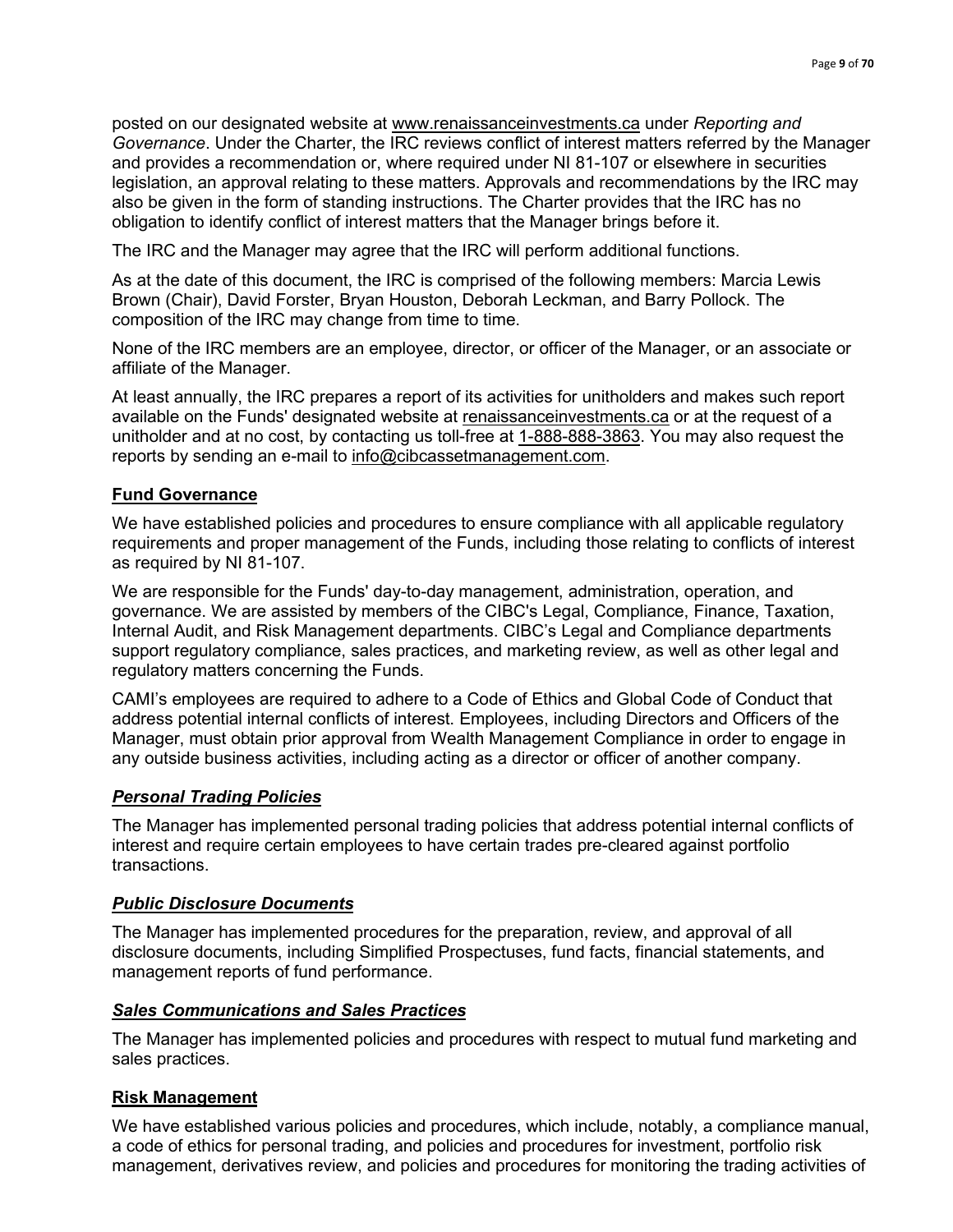posted on our designated website at www.renaissanceinvestments.ca under *Reporting and Governance*. Under the Charter, the IRC reviews conflict of interest matters referred by the Manager and provides a recommendation or, where required under NI 81-107 or elsewhere in securities legislation, an approval relating to these matters. Approvals and recommendations by the IRC may also be given in the form of standing instructions. The Charter provides that the IRC has no obligation to identify conflict of interest matters that the Manager brings before it.

The IRC and the Manager may agree that the IRC will perform additional functions.

As at the date of this document, the IRC is comprised of the following members: Marcia Lewis Brown (Chair), David Forster, Bryan Houston, Deborah Leckman, and Barry Pollock. The composition of the IRC may change from time to time.

None of the IRC members are an employee, director, or officer of the Manager, or an associate or affiliate of the Manager.

At least annually, the IRC prepares a report of its activities for unitholders and makes such report available on the Funds' designated website at renaissanceinvestments.ca or at the request of a unitholder and at no cost, by contacting us toll-free at 1-888-888-3863. You may also request the reports by sending an e-mail to info@cibcassetmanagement.com.

## Fund Governance

We have established policies and procedures to ensure compliance with all applicable regulatory requirements and proper management of the Funds, including those relating to conflicts of interest as required by NI 81-107.

We are responsible for the Funds' day-to-day management, administration, operation, and governance. We are assisted by members of the CIBC's Legal, Compliance, Finance, Taxation, Internal Audit, and Risk Management departments. CIBC's Legal and Compliance departments support regulatory compliance, sales practices, and marketing review, as well as other legal and regulatory matters concerning the Funds.

CAMI's employees are required to adhere to a Code of Ethics and Global Code of Conduct that address potential internal conflicts of interest. Employees, including Directors and Officers of the Manager, must obtain prior approval from Wealth Management Compliance in order to engage in any outside business activities, including acting as a director or officer of another company.

### *Personal Trading Policies*

The Manager has implemented personal trading policies that address potential internal conflicts of interest and require certain employees to have certain trades pre-cleared against portfolio transactions.

### *Public Disclosure Documents*

The Manager has implemented procedures for the preparation, review, and approval of all disclosure documents, including Simplified Prospectuses, fund facts, financial statements, and management reports of fund performance.

### *Sales Communications and Sales Practices*

The Manager has implemented policies and procedures with respect to mutual fund marketing and sales practices.

## Risk Management

We have established various policies and procedures, which include, notably, a compliance manual, a code of ethics for personal trading, and policies and procedures for investment, portfolio risk management, derivatives review, and policies and procedures for monitoring the trading activities of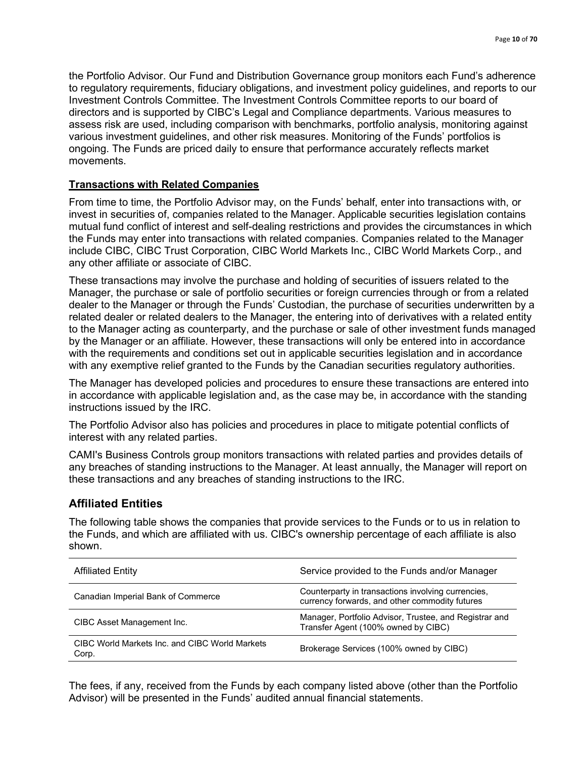the Portfolio Advisor. Our Fund and Distribution Governance group monitors each Fund's adherence to regulatory requirements, fiduciary obligations, and investment policy guidelines, and reports to our Investment Controls Committee. The Investment Controls Committee reports to our board of directors and is supported by CIBC's Legal and Compliance departments. Various measures to assess risk are used, including comparison with benchmarks, portfolio analysis, monitoring against various investment guidelines, and other risk measures. Monitoring of the Funds' portfolios is ongoing. The Funds are priced daily to ensure that performance accurately reflects market movements.

### **Transactions with Related Companies**

From time to time, the Portfolio Advisor may, on the Funds' behalf, enter into transactions with, or invest in securities of, companies related to the Manager. Applicable securities legislation contains mutual fund conflict of interest and self-dealing restrictions and provides the circumstances in which the Funds may enter into transactions with related companies. Companies related to the Manager include CIBC, CIBC Trust Corporation, CIBC World Markets Inc., CIBC World Markets Corp., and any other affiliate or associate of CIBC.

These transactions may involve the purchase and holding of securities of issuers related to the Manager, the purchase or sale of portfolio securities or foreign currencies through or from a related dealer to the Manager or through the Funds' Custodian, the purchase of securities underwritten by a related dealer or related dealers to the Manager, the entering into of derivatives with a related entity to the Manager acting as counterparty, and the purchase or sale of other investment funds managed by the Manager or an affiliate. However, these transactions will only be entered into in accordance with the requirements and conditions set out in applicable securities legislation and in accordance with any exemptive relief granted to the Funds by the Canadian securities regulatory authorities.

The Manager has developed policies and procedures to ensure these transactions are entered into in accordance with applicable legislation and, as the case may be, in accordance with the standing instructions issued by the IRC.

The Portfolio Advisor also has policies and procedures in place to mitigate potential conflicts of interest with any related parties.

CAMI's Business Controls group monitors transactions with related parties and provides details of any breaches of standing instructions to the Manager. At least annually, the Manager will report on these transactions and any breaches of standing instructions to the IRC.

## Affiliated Entities

The following table shows the companies that provide services to the Funds or to us in relation to the Funds, and which are affiliated with us. CIBC's ownership percentage of each affiliate is also shown.

| Affiliated Entity | Service provided to the Funds and/or Manager |
|---|---|
| Canadian Imperial Bank of Commerce | Counterparty in transactions involving currencies, currency forwards, and other commodity futures |
| CIBC Asset Management Inc. | Manager, Portfolio Advisor, Trustee, and Registrar and Transfer Agent (100% owned by CIBC) |
| CIBC World Markets Inc. and CIBC World Markets Corp. | Brokerage Services (100% owned by CIBC) |

The fees, if any, received from the Funds by each company listed above (other than the Portfolio Advisor) will be presented in the Funds' audited annual financial statements.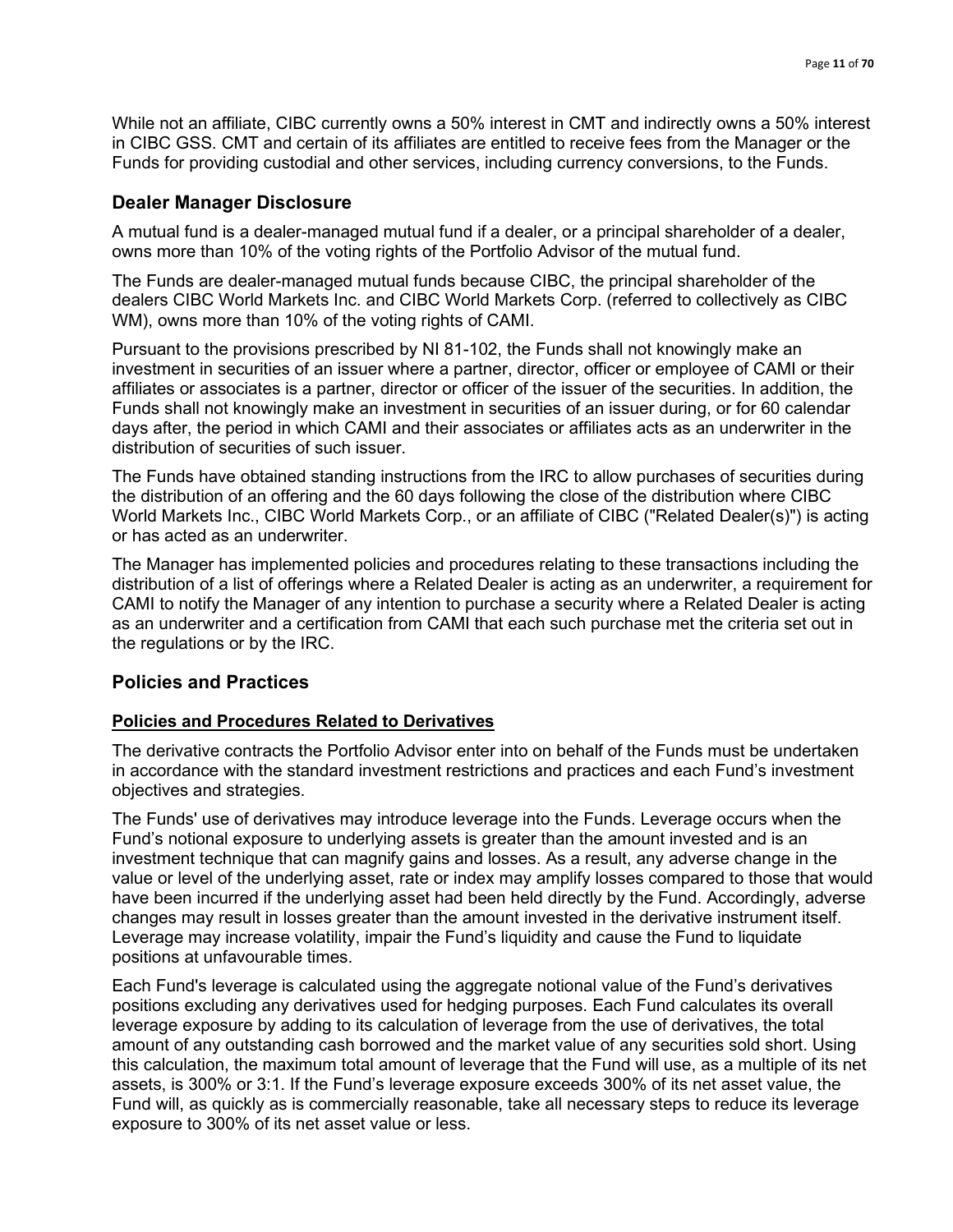While not an affiliate, CIBC currently owns a 50% interest in CMT and indirectly owns a 50% interest in CIBC GSS. CMT and certain of its affiliates are entitled to receive fees from the Manager or the Funds for providing custodial and other services, including currency conversions, to the Funds.

## Dealer Manager Disclosure

A mutual fund is a dealer-managed mutual fund if a dealer, or a principal shareholder of a dealer, owns more than 10% of the voting rights of the Portfolio Advisor of the mutual fund.

The Funds are dealer-managed mutual funds because CIBC, the principal shareholder of the dealers CIBC World Markets Inc. and CIBC World Markets Corp. (referred to collectively as CIBC WM), owns more than 10% of the voting rights of CAMI.

Pursuant to the provisions prescribed by NI 81-102, the Funds shall not knowingly make an investment in securities of an issuer where a partner, director, officer or employee of CAMI or their affiliates or associates is a partner, director or officer of the issuer of the securities. In addition, the Funds shall not knowingly make an investment in securities of an issuer during, or for 60 calendar days after, the period in which CAMI and their associates or affiliates acts as an underwriter in the distribution of securities of such issuer.

The Funds have obtained standing instructions from the IRC to allow purchases of securities during the distribution of an offering and the 60 days following the close of the distribution where CIBC World Markets Inc., CIBC World Markets Corp., or an affiliate of CIBC ("Related Dealer(s)") is acting or has acted as an underwriter.

The Manager has implemented policies and procedures relating to these transactions including the distribution of a list of offerings where a Related Dealer is acting as an underwriter, a requirement for CAMI to notify the Manager of any intention to purchase a security where a Related Dealer is acting as an underwriter and a certification from CAMI that each such purchase met the criteria set out in the regulations or by the IRC.

## Policies and Practices

### Policies and Procedures Related to Derivatives

The derivative contracts the Portfolio Advisor enter into on behalf of the Funds must be undertaken in accordance with the standard investment restrictions and practices and each Fund's investment objectives and strategies.

The Funds' use of derivatives may introduce leverage into the Funds. Leverage occurs when the Fund's notional exposure to underlying assets is greater than the amount invested and is an investment technique that can magnify gains and losses. As a result, any adverse change in the value or level of the underlying asset, rate or index may amplify losses compared to those that would have been incurred if the underlying asset had been held directly by the Fund. Accordingly, adverse changes may result in losses greater than the amount invested in the derivative instrument itself. Leverage may increase volatility, impair the Fund's liquidity and cause the Fund to liquidate positions at unfavourable times.

Each Fund's leverage is calculated using the aggregate notional value of the Fund's derivatives positions excluding any derivatives used for hedging purposes. Each Fund calculates its overall leverage exposure by adding to its calculation of leverage from the use of derivatives, the total amount of any outstanding cash borrowed and the market value of any securities sold short. Using this calculation, the maximum total amount of leverage that the Fund will use, as a multiple of its net assets, is 300% or 3:1. If the Fund's leverage exposure exceeds 300% of its net asset value, the Fund will, as quickly as is commercially reasonable, take all necessary steps to reduce its leverage exposure to 300% of its net asset value or less.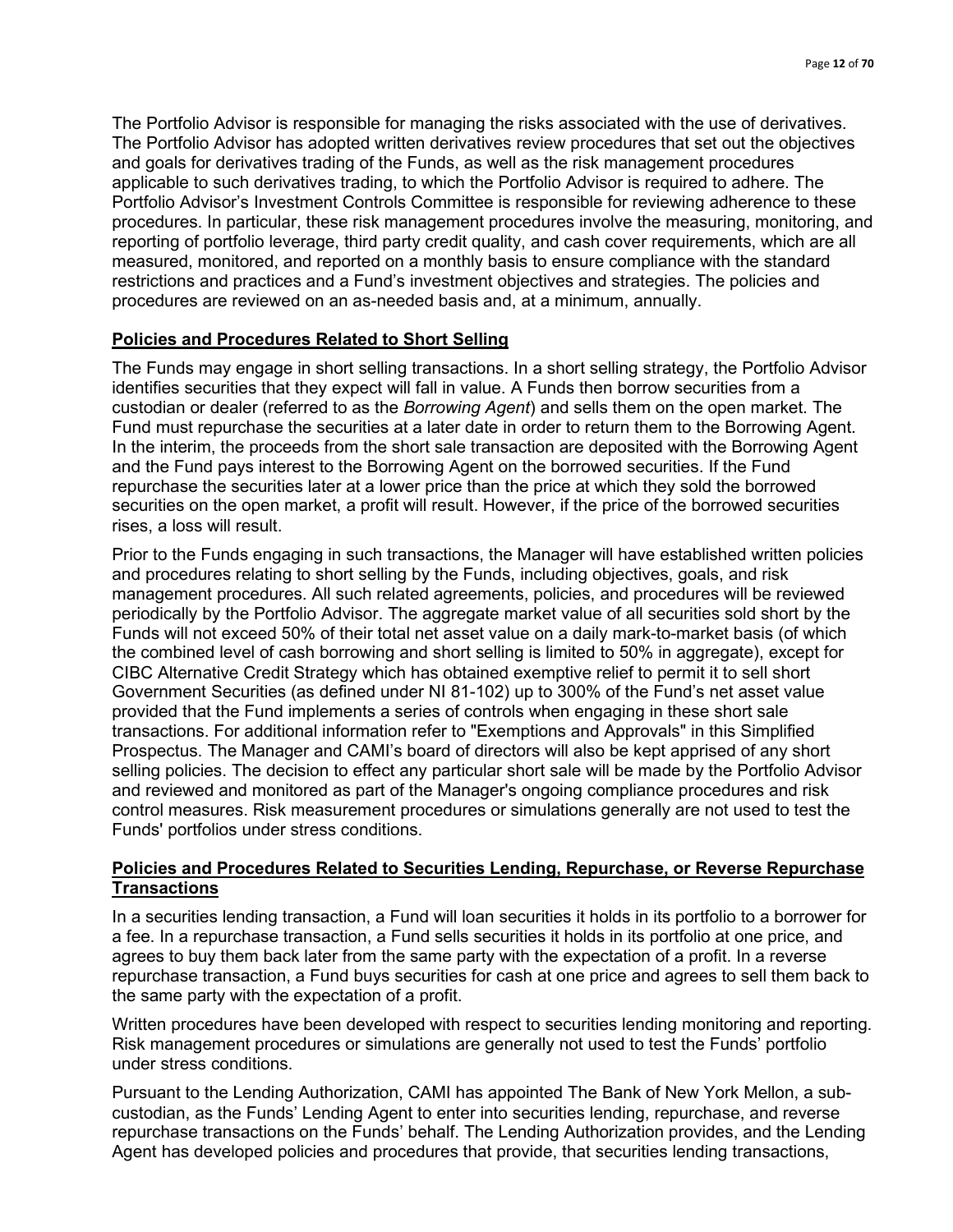The Portfolio Advisor is responsible for managing the risks associated with the use of derivatives. The Portfolio Advisor has adopted written derivatives review procedures that set out the objectives and goals for derivatives trading of the Funds, as well as the risk management procedures applicable to such derivatives trading, to which the Portfolio Advisor is required to adhere. The Portfolio Advisor's Investment Controls Committee is responsible for reviewing adherence to these procedures. In particular, these risk management procedures involve the measuring, monitoring, and reporting of portfolio leverage, third party credit quality, and cash cover requirements, which are all measured, monitored, and reported on a monthly basis to ensure compliance with the standard restrictions and practices and a Fund's investment objectives and strategies. The policies and procedures are reviewed on an as-needed basis and, at a minimum, annually.

## Policies and Procedures Related to Short Selling

The Funds may engage in short selling transactions. In a short selling strategy, the Portfolio Advisor identifies securities that they expect will fall in value. A Funds then borrow securities from a custodian or dealer (referred to as the *Borrowing Agent*) and sells them on the open market. The Fund must repurchase the securities at a later date in order to return them to the Borrowing Agent. In the interim, the proceeds from the short sale transaction are deposited with the Borrowing Agent and the Fund pays interest to the Borrowing Agent on the borrowed securities. If the Fund repurchase the securities later at a lower price than the price at which they sold the borrowed securities on the open market, a profit will result. However, if the price of the borrowed securities rises, a loss will result.

Prior to the Funds engaging in such transactions, the Manager will have established written policies and procedures relating to short selling by the Funds, including objectives, goals, and risk management procedures. All such related agreements, policies, and procedures will be reviewed periodically by the Portfolio Advisor. The aggregate market value of all securities sold short by the Funds will not exceed 50% of their total net asset value on a daily mark-to-market basis (of which the combined level of cash borrowing and short selling is limited to 50% in aggregate), except for CIBC Alternative Credit Strategy which has obtained exemptive relief to permit it to sell short Government Securities (as defined under NI 81-102) up to 300% of the Fund's net asset value provided that the Fund implements a series of controls when engaging in these short sale transactions. For additional information refer to "Exemptions and Approvals" in this Simplified Prospectus. The Manager and CAMI's board of directors will also be kept apprised of any short selling policies. The decision to effect any particular short sale will be made by the Portfolio Advisor and reviewed and monitored as part of the Manager's ongoing compliance procedures and risk control measures. Risk measurement procedures or simulations generally are not used to test the Funds' portfolios under stress conditions.

## Policies and Procedures Related to Securities Lending, Repurchase, or Reverse Repurchase Transactions

In a securities lending transaction, a Fund will loan securities it holds in its portfolio to a borrower for a fee. In a repurchase transaction, a Fund sells securities it holds in its portfolio at one price, and agrees to buy them back later from the same party with the expectation of a profit. In a reverse repurchase transaction, a Fund buys securities for cash at one price and agrees to sell them back to the same party with the expectation of a profit.

Written procedures have been developed with respect to securities lending monitoring and reporting. Risk management procedures or simulations are generally not used to test the Funds' portfolio under stress conditions.

Pursuant to the Lending Authorization, CAMI has appointed The Bank of New York Mellon, a sub-custodian, as the Funds' Lending Agent to enter into securities lending, repurchase, and reverse repurchase transactions on the Funds' behalf. The Lending Authorization provides, and the Lending Agent has developed policies and procedures that provide, that securities lending transactions,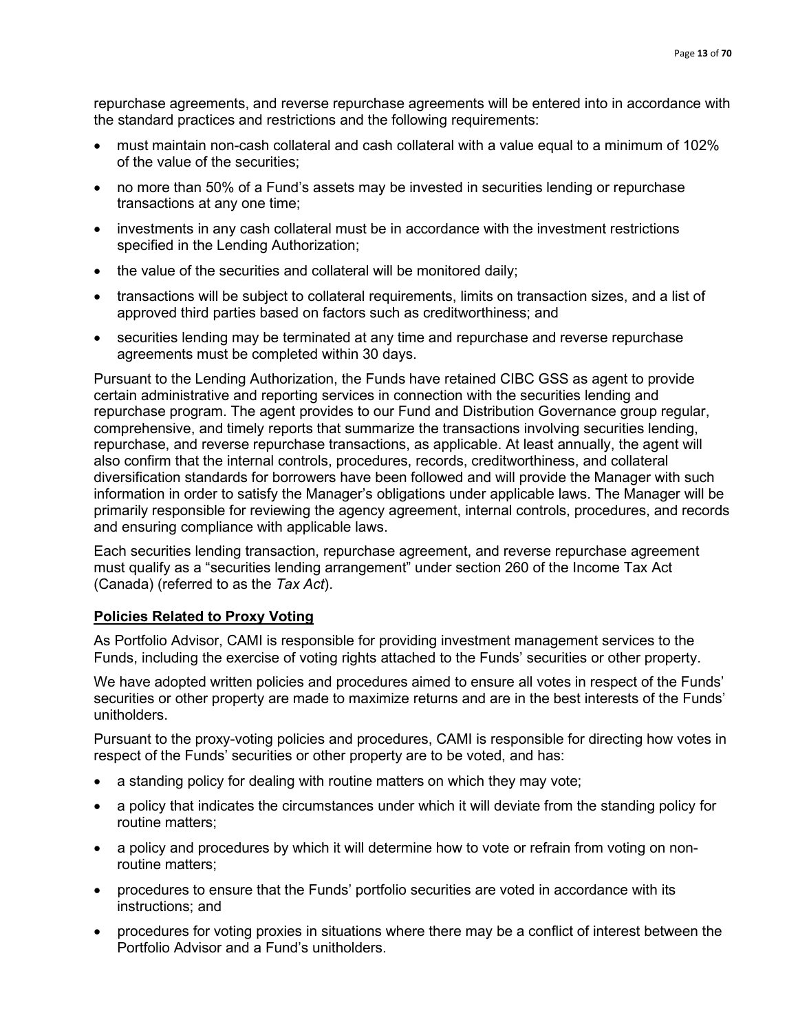repurchase agreements, and reverse repurchase agreements will be entered into in accordance with the standard practices and restrictions and the following requirements:

- must maintain non-cash collateral and cash collateral with a value equal to a minimum of 102% of the value of the securities;
- no more than 50% of a Fund's assets may be invested in securities lending or repurchase transactions at any one time;
- investments in any cash collateral must be in accordance with the investment restrictions specified in the Lending Authorization;
- the value of the securities and collateral will be monitored daily;
- transactions will be subject to collateral requirements, limits on transaction sizes, and a list of approved third parties based on factors such as creditworthiness; and
- securities lending may be terminated at any time and repurchase and reverse repurchase agreements must be completed within 30 days.

Pursuant to the Lending Authorization, the Funds have retained CIBC GSS as agent to provide certain administrative and reporting services in connection with the securities lending and repurchase program. The agent provides to our Fund and Distribution Governance group regular, comprehensive, and timely reports that summarize the transactions involving securities lending, repurchase, and reverse repurchase transactions, as applicable. At least annually, the agent will also confirm that the internal controls, procedures, records, creditworthiness, and collateral diversification standards for borrowers have been followed and will provide the Manager with such information in order to satisfy the Manager's obligations under applicable laws. The Manager will be primarily responsible for reviewing the agency agreement, internal controls, procedures, and records and ensuring compliance with applicable laws.

Each securities lending transaction, repurchase agreement, and reverse repurchase agreement must qualify as a "securities lending arrangement" under section 260 of the Income Tax Act (Canada) (referred to as the *Tax Act*).

## Policies Related to Proxy Voting

As Portfolio Advisor, CAMI is responsible for providing investment management services to the Funds, including the exercise of voting rights attached to the Funds' securities or other property.

We have adopted written policies and procedures aimed to ensure all votes in respect of the Funds' securities or other property are made to maximize returns and are in the best interests of the Funds' unitholders.

Pursuant to the proxy-voting policies and procedures, CAMI is responsible for directing how votes in respect of the Funds' securities or other property are to be voted, and has:

- a standing policy for dealing with routine matters on which they may vote;
- a policy that indicates the circumstances under which it will deviate from the standing policy for routine matters;
- a policy and procedures by which it will determine how to vote or refrain from voting on non-routine matters;
- procedures to ensure that the Funds' portfolio securities are voted in accordance with its instructions; and
- procedures for voting proxies in situations where there may be a conflict of interest between the Portfolio Advisor and a Fund's unitholders.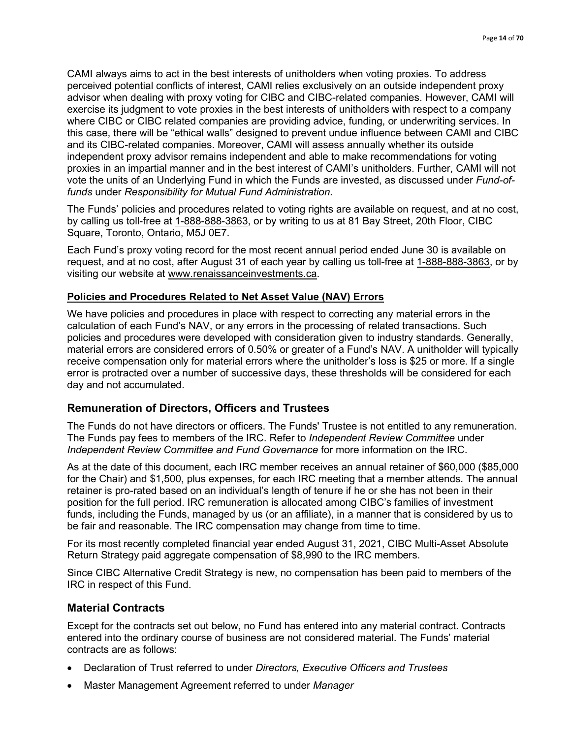CAMI always aims to act in the best interests of unitholders when voting proxies. To address perceived potential conflicts of interest, CAMI relies exclusively on an outside independent proxy advisor when dealing with proxy voting for CIBC and CIBC-related companies. However, CAMI will exercise its judgment to vote proxies in the best interests of unitholders with respect to a company where CIBC or CIBC related companies are providing advice, funding, or underwriting services. In this case, there will be "ethical walls" designed to prevent undue influence between CAMI and CIBC and its CIBC-related companies. Moreover, CAMI will assess annually whether its outside independent proxy advisor remains independent and able to make recommendations for voting proxies in an impartial manner and in the best interest of CAMI's unitholders. Further, CAMI will not vote the units of an Underlying Fund in which the Funds are invested, as discussed under *Fund-of-funds* under *Responsibility for Mutual Fund Administration*.

The Funds' policies and procedures related to voting rights are available on request, and at no cost, by calling us toll-free at 1-888-888-3863, or by writing to us at 81 Bay Street, 20th Floor, CIBC Square, Toronto, Ontario, M5J 0E7.

Each Fund's proxy voting record for the most recent annual period ended June 30 is available on request, and at no cost, after August 31 of each year by calling us toll-free at 1-888-888-3863, or by visiting our website at www.renaissanceinvestments.ca.

**Policies and Procedures Related to Net Asset Value (NAV) Errors**

We have policies and procedures in place with respect to correcting any material errors in the calculation of each Fund's NAV, or any errors in the processing of related transactions. Such policies and procedures were developed with consideration given to industry standards. Generally, material errors are considered errors of 0.50% or greater of a Fund's NAV. A unitholder will typically receive compensation only for material errors where the unitholder's loss is $25 or more. If a single error is protracted over a number of successive days, these thresholds will be considered for each day and not accumulated.

## Remuneration of Directors, Officers and Trustees

The Funds do not have directors or officers. The Funds' Trustee is not entitled to any remuneration. The Funds pay fees to members of the IRC. Refer to *Independent Review Committee* under *Independent Review Committee and Fund Governance* for more information on the IRC.

As at the date of this document, each IRC member receives an annual retainer of $60,000 ($85,000 for the Chair) and $1,500, plus expenses, for each IRC meeting that a member attends. The annual retainer is pro-rated based on an individual's length of tenure if he or she has not been in their position for the full period. IRC remuneration is allocated among CIBC's families of investment funds, including the Funds, managed by us (or an affiliate), in a manner that is considered by us to be fair and reasonable. The IRC compensation may change from time to time.

For its most recently completed financial year ended August 31, 2021, CIBC Multi-Asset Absolute Return Strategy paid aggregate compensation of $8,990 to the IRC members.

Since CIBC Alternative Credit Strategy is new, no compensation has been paid to members of the IRC in respect of this Fund.

## Material Contracts

Except for the contracts set out below, no Fund has entered into any material contract. Contracts entered into the ordinary course of business are not considered material. The Funds' material contracts are as follows:

- Declaration of Trust referred to under *Directors, Executive Officers and Trustees*
- Master Management Agreement referred to under *Manager*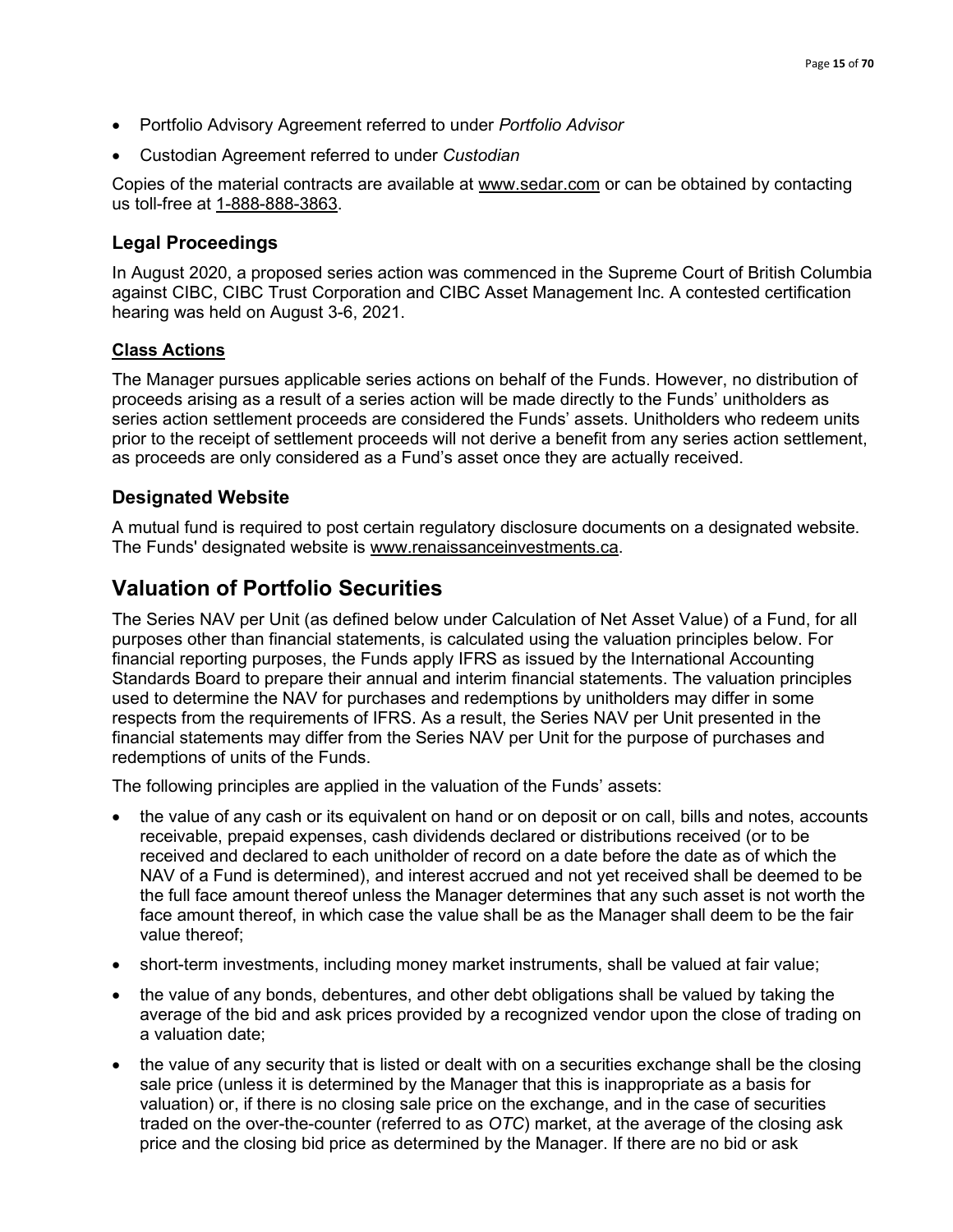- Portfolio Advisory Agreement referred to under *Portfolio Advisor*
- Custodian Agreement referred to under *Custodian*

Copies of the material contracts are available at www.sedar.com or can be obtained by contacting us toll-free at 1-888-888-3863.

### Legal Proceedings

In August 2020, a proposed series action was commenced in the Supreme Court of British Columbia against CIBC, CIBC Trust Corporation and CIBC Asset Management Inc. A contested certification hearing was held on August 3-6, 2021.

#### Class Actions

The Manager pursues applicable series actions on behalf of the Funds. However, no distribution of proceeds arising as a result of a series action will be made directly to the Funds' unitholders as series action settlement proceeds are considered the Funds' assets. Unitholders who redeem units prior to the receipt of settlement proceeds will not derive a benefit from any series action settlement, as proceeds are only considered as a Fund's asset once they are actually received.

### Designated Website

A mutual fund is required to post certain regulatory disclosure documents on a designated website. The Funds' designated website is www.renaissanceinvestments.ca.

## Valuation of Portfolio Securities

The Series NAV per Unit (as defined below under Calculation of Net Asset Value) of a Fund, for all purposes other than financial statements, is calculated using the valuation principles below. For financial reporting purposes, the Funds apply IFRS as issued by the International Accounting Standards Board to prepare their annual and interim financial statements. The valuation principles used to determine the NAV for purchases and redemptions by unitholders may differ in some respects from the requirements of IFRS. As a result, the Series NAV per Unit presented in the financial statements may differ from the Series NAV per Unit for the purpose of purchases and redemptions of units of the Funds.

The following principles are applied in the valuation of the Funds' assets:

- the value of any cash or its equivalent on hand or on deposit or on call, bills and notes, accounts receivable, prepaid expenses, cash dividends declared or distributions received (or to be received and declared to each unitholder of record on a date before the date as of which the NAV of a Fund is determined), and interest accrued and not yet received shall be deemed to be the full face amount thereof unless the Manager determines that any such asset is not worth the face amount thereof, in which case the value shall be as the Manager shall deem to be the fair value thereof;
- short-term investments, including money market instruments, shall be valued at fair value;
- the value of any bonds, debentures, and other debt obligations shall be valued by taking the average of the bid and ask prices provided by a recognized vendor upon the close of trading on a valuation date;
- the value of any security that is listed or dealt with on a securities exchange shall be the closing sale price (unless it is determined by the Manager that this is inappropriate as a basis for valuation) or, if there is no closing sale price on the exchange, and in the case of securities traded on the over-the-counter (referred to as *OTC*) market, at the average of the closing ask price and the closing bid price as determined by the Manager. If there are no bid or ask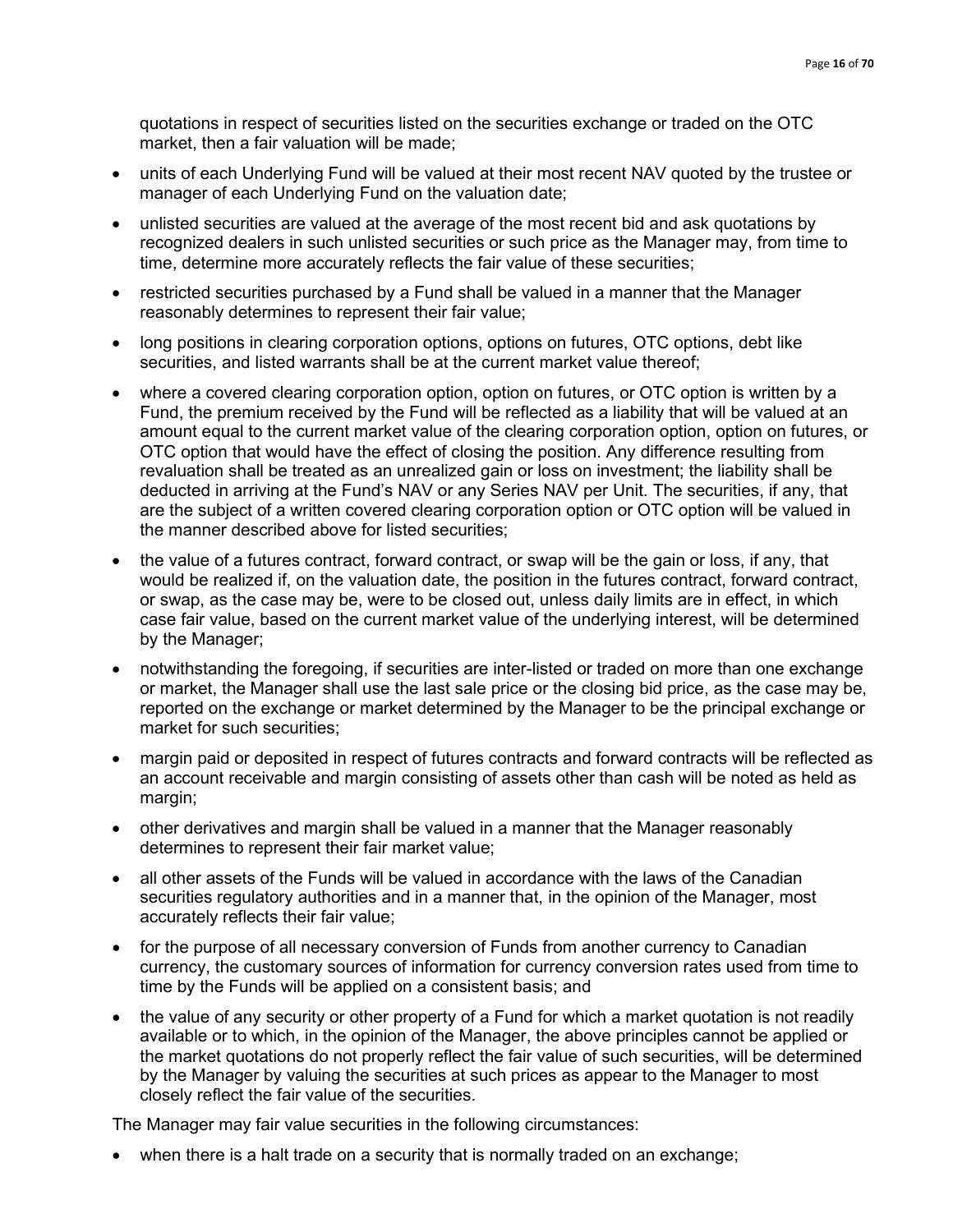quotations in respect of securities listed on the securities exchange or traded on the OTC market, then a fair valuation will be made;

- units of each Underlying Fund will be valued at their most recent NAV quoted by the trustee or manager of each Underlying Fund on the valuation date;
- unlisted securities are valued at the average of the most recent bid and ask quotations by recognized dealers in such unlisted securities or such price as the Manager may, from time to time, determine more accurately reflects the fair value of these securities;
- restricted securities purchased by a Fund shall be valued in a manner that the Manager reasonably determines to represent their fair value;
- long positions in clearing corporation options, options on futures, OTC options, debt like securities, and listed warrants shall be at the current market value thereof;
- where a covered clearing corporation option, option on futures, or OTC option is written by a Fund, the premium received by the Fund will be reflected as a liability that will be valued at an amount equal to the current market value of the clearing corporation option, option on futures, or OTC option that would have the effect of closing the position. Any difference resulting from revaluation shall be treated as an unrealized gain or loss on investment; the liability shall be deducted in arriving at the Fund's NAV or any Series NAV per Unit. The securities, if any, that are the subject of a written covered clearing corporation option or OTC option will be valued in the manner described above for listed securities;
- the value of a futures contract, forward contract, or swap will be the gain or loss, if any, that would be realized if, on the valuation date, the position in the futures contract, forward contract, or swap, as the case may be, were to be closed out, unless daily limits are in effect, in which case fair value, based on the current market value of the underlying interest, will be determined by the Manager;
- notwithstanding the foregoing, if securities are inter-listed or traded on more than one exchange or market, the Manager shall use the last sale price or the closing bid price, as the case may be, reported on the exchange or market determined by the Manager to be the principal exchange or market for such securities;
- margin paid or deposited in respect of futures contracts and forward contracts will be reflected as an account receivable and margin consisting of assets other than cash will be noted as held as margin;
- other derivatives and margin shall be valued in a manner that the Manager reasonably determines to represent their fair market value;
- all other assets of the Funds will be valued in accordance with the laws of the Canadian securities regulatory authorities and in a manner that, in the opinion of the Manager, most accurately reflects their fair value;
- for the purpose of all necessary conversion of Funds from another currency to Canadian currency, the customary sources of information for currency conversion rates used from time to time by the Funds will be applied on a consistent basis; and
- the value of any security or other property of a Fund for which a market quotation is not readily available or to which, in the opinion of the Manager, the above principles cannot be applied or the market quotations do not properly reflect the fair value of such securities, will be determined by the Manager by valuing the securities at such prices as appear to the Manager to most closely reflect the fair value of the securities.

The Manager may fair value securities in the following circumstances:

- when there is a halt trade on a security that is normally traded on an exchange;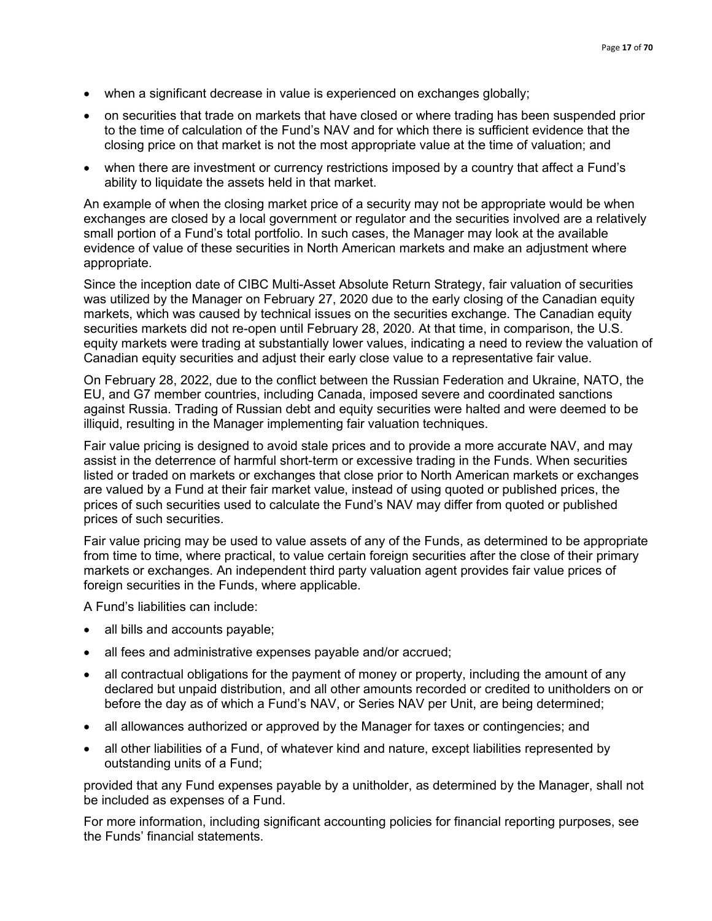- when a significant decrease in value is experienced on exchanges globally;
- on securities that trade on markets that have closed or where trading has been suspended prior to the time of calculation of the Fund's NAV and for which there is sufficient evidence that the closing price on that market is not the most appropriate value at the time of valuation; and
- when there are investment or currency restrictions imposed by a country that affect a Fund's ability to liquidate the assets held in that market.

An example of when the closing market price of a security may not be appropriate would be when exchanges are closed by a local government or regulator and the securities involved are a relatively small portion of a Fund's total portfolio. In such cases, the Manager may look at the available evidence of value of these securities in North American markets and make an adjustment where appropriate.

Since the inception date of CIBC Multi-Asset Absolute Return Strategy, fair valuation of securities was utilized by the Manager on February 27, 2020 due to the early closing of the Canadian equity markets, which was caused by technical issues on the securities exchange. The Canadian equity securities markets did not re-open until February 28, 2020. At that time, in comparison, the U.S. equity markets were trading at substantially lower values, indicating a need to review the valuation of Canadian equity securities and adjust their early close value to a representative fair value.

On February 28, 2022, due to the conflict between the Russian Federation and Ukraine, NATO, the EU, and G7 member countries, including Canada, imposed severe and coordinated sanctions against Russia. Trading of Russian debt and equity securities were halted and were deemed to be illiquid, resulting in the Manager implementing fair valuation techniques.

Fair value pricing is designed to avoid stale prices and to provide a more accurate NAV, and may assist in the deterrence of harmful short-term or excessive trading in the Funds. When securities listed or traded on markets or exchanges that close prior to North American markets or exchanges are valued by a Fund at their fair market value, instead of using quoted or published prices, the prices of such securities used to calculate the Fund's NAV may differ from quoted or published prices of such securities.

Fair value pricing may be used to value assets of any of the Funds, as determined to be appropriate from time to time, where practical, to value certain foreign securities after the close of their primary markets or exchanges. An independent third party valuation agent provides fair value prices of foreign securities in the Funds, where applicable.

A Fund's liabilities can include:

- all bills and accounts payable;
- all fees and administrative expenses payable and/or accrued;
- all contractual obligations for the payment of money or property, including the amount of any declared but unpaid distribution, and all other amounts recorded or credited to unitholders on or before the day as of which a Fund's NAV, or Series NAV per Unit, are being determined;
- all allowances authorized or approved by the Manager for taxes or contingencies; and
- all other liabilities of a Fund, of whatever kind and nature, except liabilities represented by outstanding units of a Fund;

provided that any Fund expenses payable by a unitholder, as determined by the Manager, shall not be included as expenses of a Fund.

For more information, including significant accounting policies for financial reporting purposes, see the Funds' financial statements.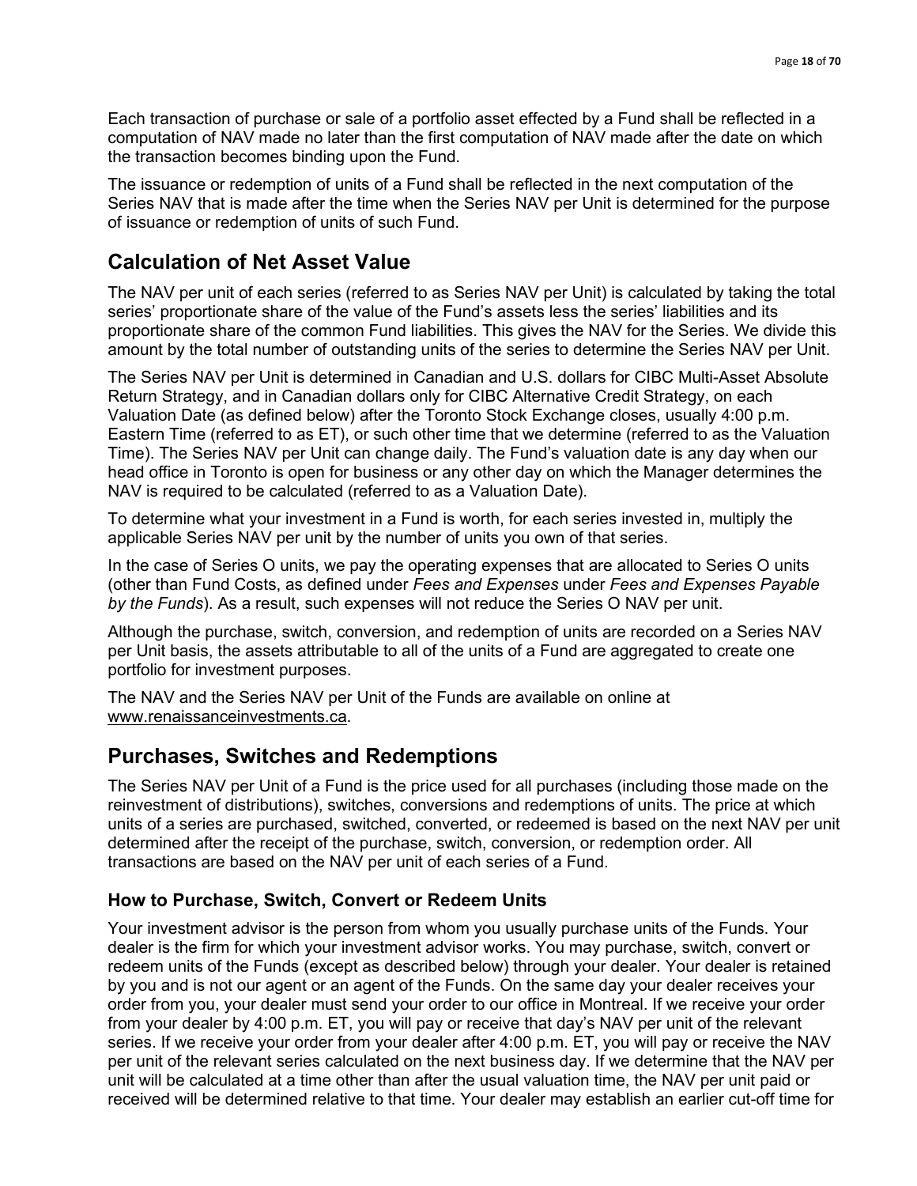Each transaction of purchase or sale of a portfolio asset effected by a Fund shall be reflected in a computation of NAV made no later than the first computation of NAV made after the date on which the transaction becomes binding upon the Fund.

The issuance or redemption of units of a Fund shall be reflected in the next computation of the Series NAV that is made after the time when the Series NAV per Unit is determined for the purpose of issuance or redemption of units of such Fund.

## Calculation of Net Asset Value

The NAV per unit of each series (referred to as Series NAV per Unit) is calculated by taking the total series' proportionate share of the value of the Fund's assets less the series' liabilities and its proportionate share of the common Fund liabilities. This gives the NAV for the Series. We divide this amount by the total number of outstanding units of the series to determine the Series NAV per Unit.

The Series NAV per Unit is determined in Canadian and U.S. dollars for CIBC Multi-Asset Absolute Return Strategy, and in Canadian dollars only for CIBC Alternative Credit Strategy, on each Valuation Date (as defined below) after the Toronto Stock Exchange closes, usually 4:00 p.m. Eastern Time (referred to as ET), or such other time that we determine (referred to as the Valuation Time). The Series NAV per Unit can change daily. The Fund's valuation date is any day when our head office in Toronto is open for business or any other day on which the Manager determines the NAV is required to be calculated (referred to as a Valuation Date).

To determine what your investment in a Fund is worth, for each series invested in, multiply the applicable Series NAV per unit by the number of units you own of that series.

In the case of Series O units, we pay the operating expenses that are allocated to Series O units (other than Fund Costs, as defined under *Fees and Expenses* under *Fees and Expenses Payable by the Funds*). As a result, such expenses will not reduce the Series O NAV per unit.

Although the purchase, switch, conversion, and redemption of units are recorded on a Series NAV per Unit basis, the assets attributable to all of the units of a Fund are aggregated to create one portfolio for investment purposes.

The NAV and the Series NAV per Unit of the Funds are available on online at www.renaissanceinvestments.ca.

## Purchases, Switches and Redemptions

The Series NAV per Unit of a Fund is the price used for all purchases (including those made on the reinvestment of distributions), switches, conversions and redemptions of units. The price at which units of a series are purchased, switched, converted, or redeemed is based on the next NAV per unit determined after the receipt of the purchase, switch, conversion, or redemption order. All transactions are based on the NAV per unit of each series of a Fund.

### How to Purchase, Switch, Convert or Redeem Units

Your investment advisor is the person from whom you usually purchase units of the Funds. Your dealer is the firm for which your investment advisor works. You may purchase, switch, convert or redeem units of the Funds (except as described below) through your dealer. Your dealer is retained by you and is not our agent or an agent of the Funds. On the same day your dealer receives your order from you, your dealer must send your order to our office in Montreal. If we receive your order from your dealer by 4:00 p.m. ET, you will pay or receive that day's NAV per unit of the relevant series. If we receive your order from your dealer after 4:00 p.m. ET, you will pay or receive the NAV per unit of the relevant series calculated on the next business day. If we determine that the NAV per unit will be calculated at a time other than after the usual valuation time, the NAV per unit paid or received will be determined relative to that time. Your dealer may establish an earlier cut-off time for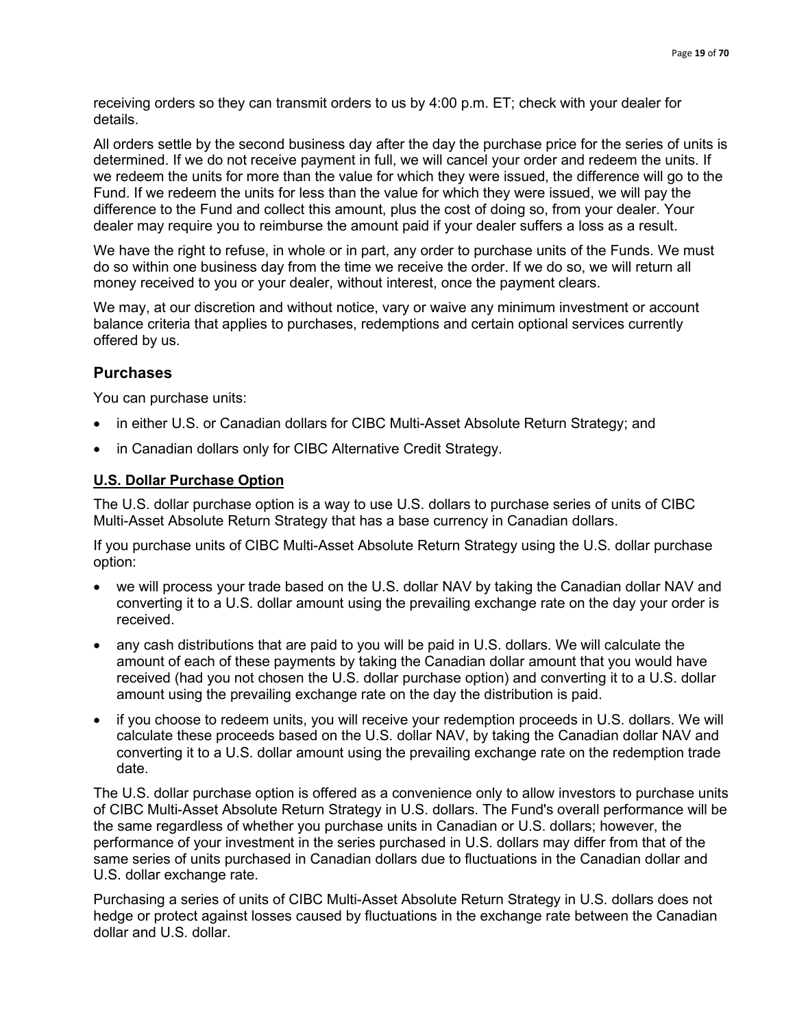receiving orders so they can transmit orders to us by 4:00 p.m. ET; check with your dealer for details.

All orders settle by the second business day after the day the purchase price for the series of units is determined. If we do not receive payment in full, we will cancel your order and redeem the units. If we redeem the units for more than the value for which they were issued, the difference will go to the Fund. If we redeem the units for less than the value for which they were issued, we will pay the difference to the Fund and collect this amount, plus the cost of doing so, from your dealer. Your dealer may require you to reimburse the amount paid if your dealer suffers a loss as a result.

We have the right to refuse, in whole or in part, any order to purchase units of the Funds. We must do so within one business day from the time we receive the order. If we do so, we will return all money received to you or your dealer, without interest, once the payment clears.

We may, at our discretion and without notice, vary or waive any minimum investment or account balance criteria that applies to purchases, redemptions and certain optional services currently offered by us.

## Purchases

You can purchase units:

- in either U.S. or Canadian dollars for CIBC Multi-Asset Absolute Return Strategy; and
- in Canadian dollars only for CIBC Alternative Credit Strategy.

### U.S. Dollar Purchase Option

The U.S. dollar purchase option is a way to use U.S. dollars to purchase series of units of CIBC Multi-Asset Absolute Return Strategy that has a base currency in Canadian dollars.

If you purchase units of CIBC Multi-Asset Absolute Return Strategy using the U.S. dollar purchase option:

- we will process your trade based on the U.S. dollar NAV by taking the Canadian dollar NAV and converting it to a U.S. dollar amount using the prevailing exchange rate on the day your order is received.
- any cash distributions that are paid to you will be paid in U.S. dollars. We will calculate the amount of each of these payments by taking the Canadian dollar amount that you would have received (had you not chosen the U.S. dollar purchase option) and converting it to a U.S. dollar amount using the prevailing exchange rate on the day the distribution is paid.
- if you choose to redeem units, you will receive your redemption proceeds in U.S. dollars. We will calculate these proceeds based on the U.S. dollar NAV, by taking the Canadian dollar NAV and converting it to a U.S. dollar amount using the prevailing exchange rate on the redemption trade date.

The U.S. dollar purchase option is offered as a convenience only to allow investors to purchase units of CIBC Multi-Asset Absolute Return Strategy in U.S. dollars. The Fund's overall performance will be the same regardless of whether you purchase units in Canadian or U.S. dollars; however, the performance of your investment in the series purchased in U.S. dollars may differ from that of the same series of units purchased in Canadian dollars due to fluctuations in the Canadian dollar and U.S. dollar exchange rate.

Purchasing a series of units of CIBC Multi-Asset Absolute Return Strategy in U.S. dollars does not hedge or protect against losses caused by fluctuations in the exchange rate between the Canadian dollar and U.S. dollar.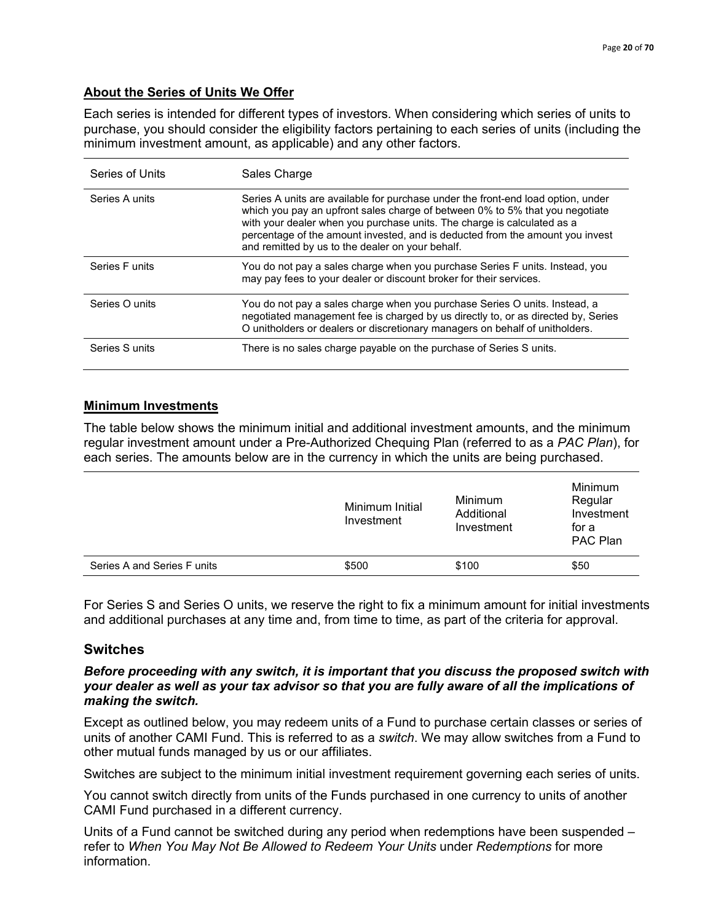## About the Series of Units We Offer

Each series is intended for different types of investors. When considering which series of units to purchase, you should consider the eligibility factors pertaining to each series of units (including the minimum investment amount, as applicable) and any other factors.

| Series of Units | Sales Charge |
|---|---|
| Series A units | Series A units are available for purchase under the front-end load option, under which you pay an upfront sales charge of between 0% to 5% that you negotiate with your dealer when you purchase units. The charge is calculated as a percentage of the amount invested, and is deducted from the amount you invest and remitted by us to the dealer on your behalf. |
| Series F units | You do not pay a sales charge when you purchase Series F units. Instead, you may pay fees to your dealer or discount broker for their services. |
| Series O units | You do not pay a sales charge when you purchase Series O units. Instead, a negotiated management fee is charged by us directly to, or as directed by, Series O unitholders or dealers or discretionary managers on behalf of unitholders. |
| Series S units | There is no sales charge payable on the purchase of Series S units. |

## Minimum Investments

The table below shows the minimum initial and additional investment amounts, and the minimum regular investment amount under a Pre-Authorized Chequing Plan (referred to as a *PAC Plan*), for each series. The amounts below are in the currency in which the units are being purchased.

| | Minimum Initial Investment | Minimum Additional Investment | Minimum Regular Investment for a PAC Plan |
|---|---|---|---|
| Series A and Series F units | $500 | $100 | $50 |

For Series S and Series O units, we reserve the right to fix a minimum amount for initial investments and additional purchases at any time and, from time to time, as part of the criteria for approval.

# Switches

***Before proceeding with any switch, it is important that you discuss the proposed switch with your dealer as well as your tax advisor so that you are fully aware of all the implications of making the switch.***

Except as outlined below, you may redeem units of a Fund to purchase certain classes or series of units of another CAMI Fund. This is referred to as a *switch*. We may allow switches from a Fund to other mutual funds managed by us or our affiliates.

Switches are subject to the minimum initial investment requirement governing each series of units.

You cannot switch directly from units of the Funds purchased in one currency to units of another CAMI Fund purchased in a different currency.

Units of a Fund cannot be switched during any period when redemptions have been suspended – refer to *When You May Not Be Allowed to Redeem Your Units* under *Redemptions* for more information.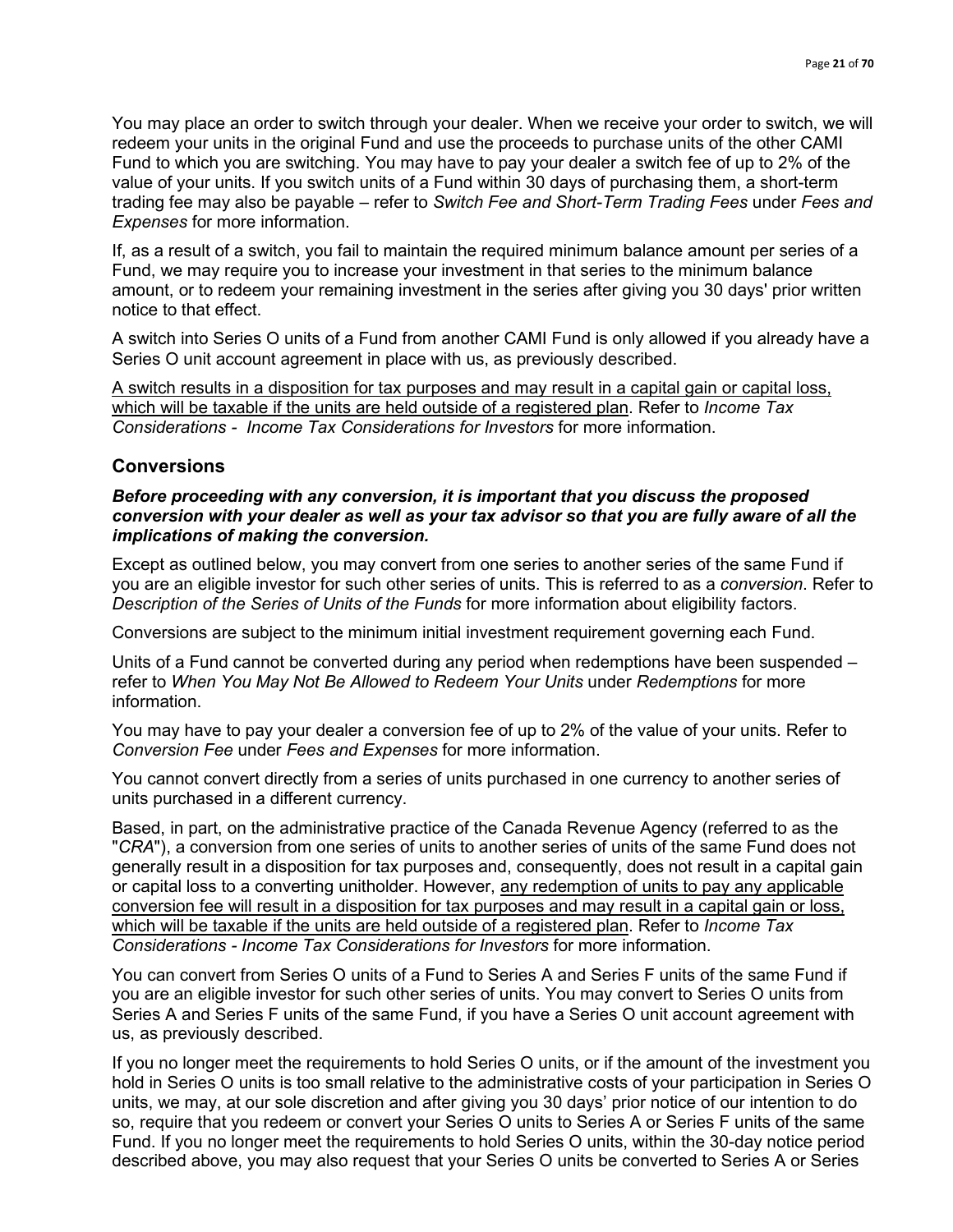You may place an order to switch through your dealer. When we receive your order to switch, we will redeem your units in the original Fund and use the proceeds to purchase units of the other CAMI Fund to which you are switching. You may have to pay your dealer a switch fee of up to 2% of the value of your units. If you switch units of a Fund within 30 days of purchasing them, a short-term trading fee may also be payable – refer to *Switch Fee and Short-Term Trading Fees* under *Fees and Expenses* for more information.

If, as a result of a switch, you fail to maintain the required minimum balance amount per series of a Fund, we may require you to increase your investment in that series to the minimum balance amount, or to redeem your remaining investment in the series after giving you 30 days' prior written notice to that effect.

A switch into Series O units of a Fund from another CAMI Fund is only allowed if you already have a Series O unit account agreement in place with us, as previously described.

<u>A switch results in a disposition for tax purposes and may result in a capital gain or capital loss, which will be taxable if the units are held outside of a registered plan</u>. Refer to *Income Tax Considerations - Income Tax Considerations for Investors* for more information.

## Conversions

***Before proceeding with any conversion, it is important that you discuss the proposed conversion with your dealer as well as your tax advisor so that you are fully aware of all the implications of making the conversion.***

Except as outlined below, you may convert from one series to another series of the same Fund if you are an eligible investor for such other series of units. This is referred to as a *conversion*. Refer to *Description of the Series of Units of the Funds* for more information about eligibility factors.

Conversions are subject to the minimum initial investment requirement governing each Fund.

Units of a Fund cannot be converted during any period when redemptions have been suspended – refer to *When You May Not Be Allowed to Redeem Your Units* under *Redemptions* for more information.

You may have to pay your dealer a conversion fee of up to 2% of the value of your units. Refer to *Conversion Fee* under *Fees and Expenses* for more information.

You cannot convert directly from a series of units purchased in one currency to another series of units purchased in a different currency.

Based, in part, on the administrative practice of the Canada Revenue Agency (referred to as the "*CRA*"), a conversion from one series of units to another series of units of the same Fund does not generally result in a disposition for tax purposes and, consequently, does not result in a capital gain or capital loss to a converting unitholder. However, <u>any redemption of units to pay any applicable conversion fee will result in a disposition for tax purposes and may result in a capital gain or loss, which will be taxable if the units are held outside of a registered plan</u>. Refer to *Income Tax Considerations - Income Tax Considerations for Investors* for more information.

You can convert from Series O units of a Fund to Series A and Series F units of the same Fund if you are an eligible investor for such other series of units. You may convert to Series O units from Series A and Series F units of the same Fund, if you have a Series O unit account agreement with us, as previously described.

If you no longer meet the requirements to hold Series O units, or if the amount of the investment you hold in Series O units is too small relative to the administrative costs of your participation in Series O units, we may, at our sole discretion and after giving you 30 days' prior notice of our intention to do so, require that you redeem or convert your Series O units to Series A or Series F units of the same Fund. If you no longer meet the requirements to hold Series O units, within the 30-day notice period described above, you may also request that your Series O units be converted to Series A or Series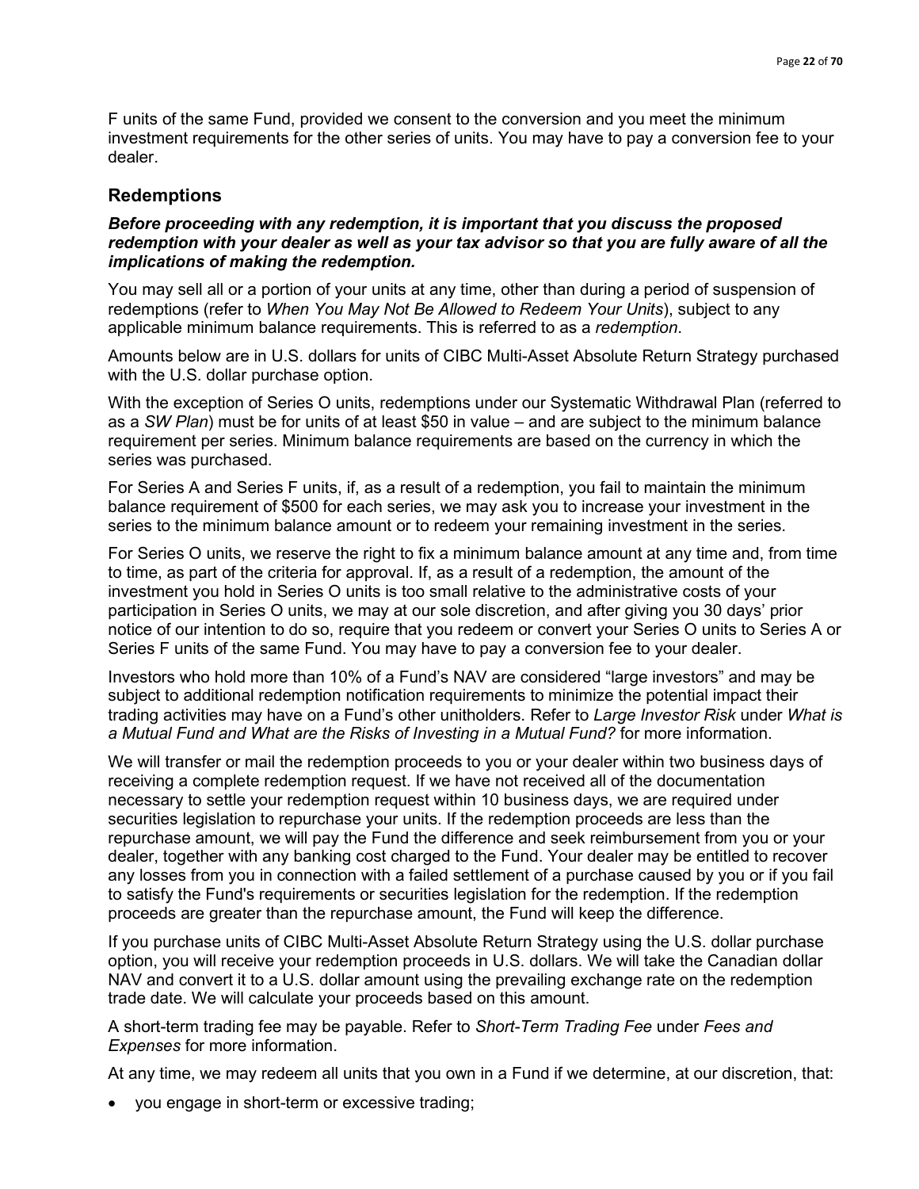F units of the same Fund, provided we consent to the conversion and you meet the minimum investment requirements for the other series of units. You may have to pay a conversion fee to your dealer.

## Redemptions

***Before proceeding with any redemption, it is important that you discuss the proposed redemption with your dealer as well as your tax advisor so that you are fully aware of all the implications of making the redemption.***

You may sell all or a portion of your units at any time, other than during a period of suspension of redemptions (refer to *When You May Not Be Allowed to Redeem Your Units*), subject to any applicable minimum balance requirements. This is referred to as a *redemption*.

Amounts below are in U.S. dollars for units of CIBC Multi-Asset Absolute Return Strategy purchased with the U.S. dollar purchase option.

With the exception of Series O units, redemptions under our Systematic Withdrawal Plan (referred to as a *SW Plan*) must be for units of at least $50 in value – and are subject to the minimum balance requirement per series. Minimum balance requirements are based on the currency in which the series was purchased.

For Series A and Series F units, if, as a result of a redemption, you fail to maintain the minimum balance requirement of $500 for each series, we may ask you to increase your investment in the series to the minimum balance amount or to redeem your remaining investment in the series.

For Series O units, we reserve the right to fix a minimum balance amount at any time and, from time to time, as part of the criteria for approval. If, as a result of a redemption, the amount of the investment you hold in Series O units is too small relative to the administrative costs of your participation in Series O units, we may at our sole discretion, and after giving you 30 days' prior notice of our intention to do so, require that you redeem or convert your Series O units to Series A or Series F units of the same Fund. You may have to pay a conversion fee to your dealer.

Investors who hold more than 10% of a Fund's NAV are considered "large investors" and may be subject to additional redemption notification requirements to minimize the potential impact their trading activities may have on a Fund's other unitholders. Refer to *Large Investor Risk* under *What is a Mutual Fund and What are the Risks of Investing in a Mutual Fund?* for more information.

We will transfer or mail the redemption proceeds to you or your dealer within two business days of receiving a complete redemption request. If we have not received all of the documentation necessary to settle your redemption request within 10 business days, we are required under securities legislation to repurchase your units. If the redemption proceeds are less than the repurchase amount, we will pay the Fund the difference and seek reimbursement from you or your dealer, together with any banking cost charged to the Fund. Your dealer may be entitled to recover any losses from you in connection with a failed settlement of a purchase caused by you or if you fail to satisfy the Fund's requirements or securities legislation for the redemption. If the redemption proceeds are greater than the repurchase amount, the Fund will keep the difference.

If you purchase units of CIBC Multi-Asset Absolute Return Strategy using the U.S. dollar purchase option, you will receive your redemption proceeds in U.S. dollars. We will take the Canadian dollar NAV and convert it to a U.S. dollar amount using the prevailing exchange rate on the redemption trade date. We will calculate your proceeds based on this amount.

A short-term trading fee may be payable. Refer to *Short-Term Trading Fee* under *Fees and Expenses* for more information.

At any time, we may redeem all units that you own in a Fund if we determine, at our discretion, that:

- you engage in short-term or excessive trading;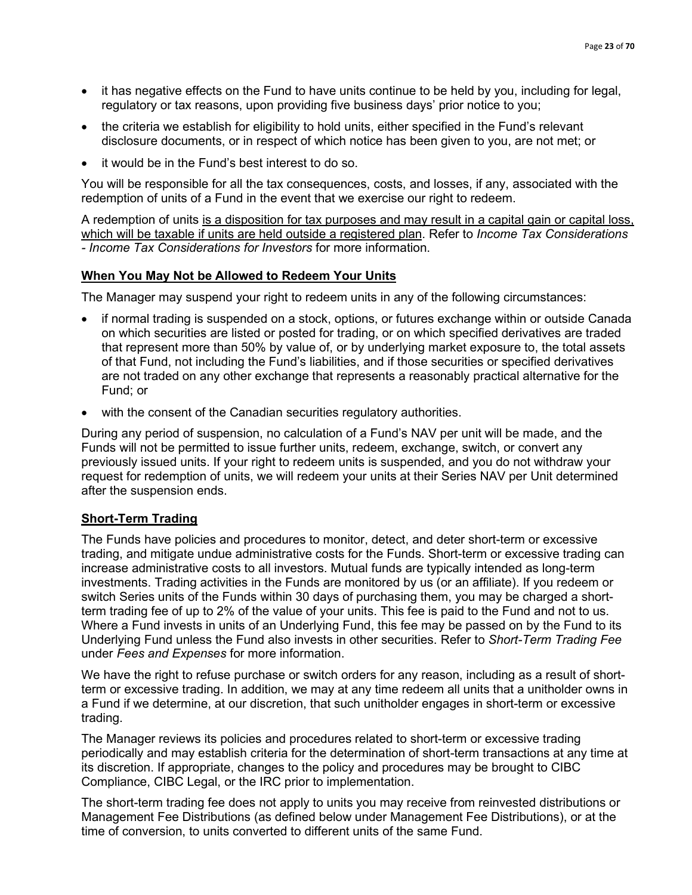- it has negative effects on the Fund to have units continue to be held by you, including for legal, regulatory or tax reasons, upon providing five business days' prior notice to you;
- the criteria we establish for eligibility to hold units, either specified in the Fund's relevant disclosure documents, or in respect of which notice has been given to you, are not met; or
- it would be in the Fund's best interest to do so.

You will be responsible for all the tax consequences, costs, and losses, if any, associated with the redemption of units of a Fund in the event that we exercise our right to redeem.

A redemption of units <u>is a disposition for tax purposes and may result in a capital gain or capital loss, which will be taxable if units are held outside a registered plan</u>. Refer to *Income Tax Considerations - Income Tax Considerations for Investors* for more information.

## <u>When You May Not be Allowed to Redeem Your Units</u>

The Manager may suspend your right to redeem units in any of the following circumstances:

- if normal trading is suspended on a stock, options, or futures exchange within or outside Canada on which securities are listed or posted for trading, or on which specified derivatives are traded that represent more than 50% by value of, or by underlying market exposure to, the total assets of that Fund, not including the Fund's liabilities, and if those securities or specified derivatives are not traded on any other exchange that represents a reasonably practical alternative for the Fund; or
- with the consent of the Canadian securities regulatory authorities.

During any period of suspension, no calculation of a Fund's NAV per unit will be made, and the Funds will not be permitted to issue further units, redeem, exchange, switch, or convert any previously issued units. If your right to redeem units is suspended, and you do not withdraw your request for redemption of units, we will redeem your units at their Series NAV per Unit determined after the suspension ends.

## <u>Short-Term Trading</u>

The Funds have policies and procedures to monitor, detect, and deter short-term or excessive trading, and mitigate undue administrative costs for the Funds. Short-term or excessive trading can increase administrative costs to all investors. Mutual funds are typically intended as long-term investments. Trading activities in the Funds are monitored by us (or an affiliate). If you redeem or switch Series units of the Funds within 30 days of purchasing them, you may be charged a short-term trading fee of up to 2% of the value of your units. This fee is paid to the Fund and not to us. Where a Fund invests in units of an Underlying Fund, this fee may be passed on by the Fund to its Underlying Fund unless the Fund also invests in other securities. Refer to *Short-Term Trading Fee* under *Fees and Expenses* for more information.

We have the right to refuse purchase or switch orders for any reason, including as a result of short-term or excessive trading. In addition, we may at any time redeem all units that a unitholder owns in a Fund if we determine, at our discretion, that such unitholder engages in short-term or excessive trading.

The Manager reviews its policies and procedures related to short-term or excessive trading periodically and may establish criteria for the determination of short-term transactions at any time at its discretion. If appropriate, changes to the policy and procedures may be brought to CIBC Compliance, CIBC Legal, or the IRC prior to implementation.

The short-term trading fee does not apply to units you may receive from reinvested distributions or Management Fee Distributions (as defined below under Management Fee Distributions), or at the time of conversion, to units converted to different units of the same Fund.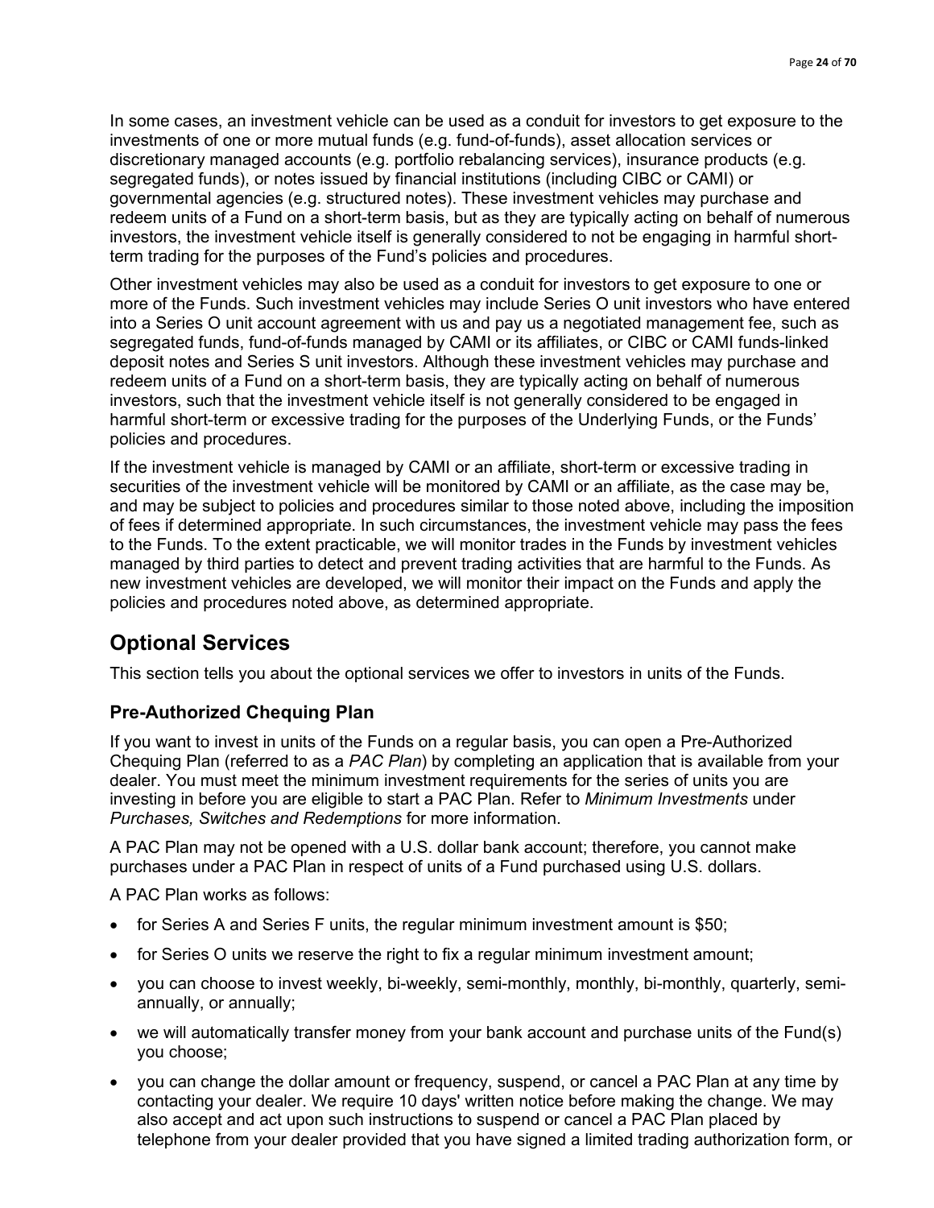In some cases, an investment vehicle can be used as a conduit for investors to get exposure to the investments of one or more mutual funds (e.g. fund-of-funds), asset allocation services or discretionary managed accounts (e.g. portfolio rebalancing services), insurance products (e.g. segregated funds), or notes issued by financial institutions (including CIBC or CAMI) or governmental agencies (e.g. structured notes). These investment vehicles may purchase and redeem units of a Fund on a short-term basis, but as they are typically acting on behalf of numerous investors, the investment vehicle itself is generally considered to not be engaging in harmful short-term trading for the purposes of the Fund's policies and procedures.

Other investment vehicles may also be used as a conduit for investors to get exposure to one or more of the Funds. Such investment vehicles may include Series O unit investors who have entered into a Series O unit account agreement with us and pay us a negotiated management fee, such as segregated funds, fund-of-funds managed by CAMI or its affiliates, or CIBC or CAMI funds-linked deposit notes and Series S unit investors. Although these investment vehicles may purchase and redeem units of a Fund on a short-term basis, they are typically acting on behalf of numerous investors, such that the investment vehicle itself is not generally considered to be engaged in harmful short-term or excessive trading for the purposes of the Underlying Funds, or the Funds' policies and procedures.

If the investment vehicle is managed by CAMI or an affiliate, short-term or excessive trading in securities of the investment vehicle will be monitored by CAMI or an affiliate, as the case may be, and may be subject to policies and procedures similar to those noted above, including the imposition of fees if determined appropriate. In such circumstances, the investment vehicle may pass the fees to the Funds. To the extent practicable, we will monitor trades in the Funds by investment vehicles managed by third parties to detect and prevent trading activities that are harmful to the Funds. As new investment vehicles are developed, we will monitor their impact on the Funds and apply the policies and procedures noted above, as determined appropriate.

## Optional Services

This section tells you about the optional services we offer to investors in units of the Funds.

### Pre-Authorized Chequing Plan

If you want to invest in units of the Funds on a regular basis, you can open a Pre-Authorized Chequing Plan (referred to as a *PAC Plan*) by completing an application that is available from your dealer. You must meet the minimum investment requirements for the series of units you are investing in before you are eligible to start a PAC Plan. Refer to *Minimum Investments* under *Purchases, Switches and Redemptions* for more information.

A PAC Plan may not be opened with a U.S. dollar bank account; therefore, you cannot make purchases under a PAC Plan in respect of units of a Fund purchased using U.S. dollars.

A PAC Plan works as follows:

- for Series A and Series F units, the regular minimum investment amount is $50;
- for Series O units we reserve the right to fix a regular minimum investment amount;
- you can choose to invest weekly, bi-weekly, semi-monthly, monthly, bi-monthly, quarterly, semi-annually, or annually;
- we will automatically transfer money from your bank account and purchase units of the Fund(s) you choose;
- you can change the dollar amount or frequency, suspend, or cancel a PAC Plan at any time by contacting your dealer. We require 10 days' written notice before making the change. We may also accept and act upon such instructions to suspend or cancel a PAC Plan placed by telephone from your dealer provided that you have signed a limited trading authorization form, or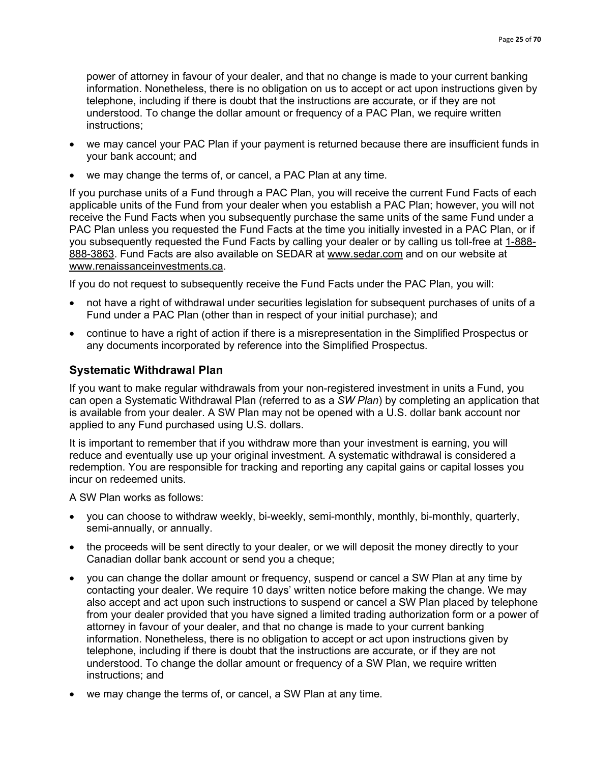power of attorney in favour of your dealer, and that no change is made to your current banking information. Nonetheless, there is no obligation on us to accept or act upon instructions given by telephone, including if there is doubt that the instructions are accurate, or if they are not understood. To change the dollar amount or frequency of a PAC Plan, we require written instructions;

- we may cancel your PAC Plan if your payment is returned because there are insufficient funds in your bank account; and
- we may change the terms of, or cancel, a PAC Plan at any time.

If you purchase units of a Fund through a PAC Plan, you will receive the current Fund Facts of each applicable units of the Fund from your dealer when you establish a PAC Plan; however, you will not receive the Fund Facts when you subsequently purchase the same units of the same Fund under a PAC Plan unless you requested the Fund Facts at the time you initially invested in a PAC Plan, or if you subsequently requested the Fund Facts by calling your dealer or by calling us toll-free at 1-888-888-3863. Fund Facts are also available on SEDAR at www.sedar.com and on our website at www.renaissanceinvestments.ca.

If you do not request to subsequently receive the Fund Facts under the PAC Plan, you will:

- not have a right of withdrawal under securities legislation for subsequent purchases of units of a Fund under a PAC Plan (other than in respect of your initial purchase); and
- continue to have a right of action if there is a misrepresentation in the Simplified Prospectus or any documents incorporated by reference into the Simplified Prospectus.

## Systematic Withdrawal Plan

If you want to make regular withdrawals from your non-registered investment in units a Fund, you can open a Systematic Withdrawal Plan (referred to as a *SW Plan*) by completing an application that is available from your dealer. A SW Plan may not be opened with a U.S. dollar bank account nor applied to any Fund purchased using U.S. dollars.

It is important to remember that if you withdraw more than your investment is earning, you will reduce and eventually use up your original investment. A systematic withdrawal is considered a redemption. You are responsible for tracking and reporting any capital gains or capital losses you incur on redeemed units.

A SW Plan works as follows:

- you can choose to withdraw weekly, bi-weekly, semi-monthly, monthly, bi-monthly, quarterly, semi-annually, or annually.
- the proceeds will be sent directly to your dealer, or we will deposit the money directly to your Canadian dollar bank account or send you a cheque;
- you can change the dollar amount or frequency, suspend or cancel a SW Plan at any time by contacting your dealer. We require 10 days' written notice before making the change. We may also accept and act upon such instructions to suspend or cancel a SW Plan placed by telephone from your dealer provided that you have signed a limited trading authorization form or a power of attorney in favour of your dealer, and that no change is made to your current banking information. Nonetheless, there is no obligation to accept or act upon instructions given by telephone, including if there is doubt that the instructions are accurate, or if they are not understood. To change the dollar amount or frequency of a SW Plan, we require written instructions; and
- we may change the terms of, or cancel, a SW Plan at any time.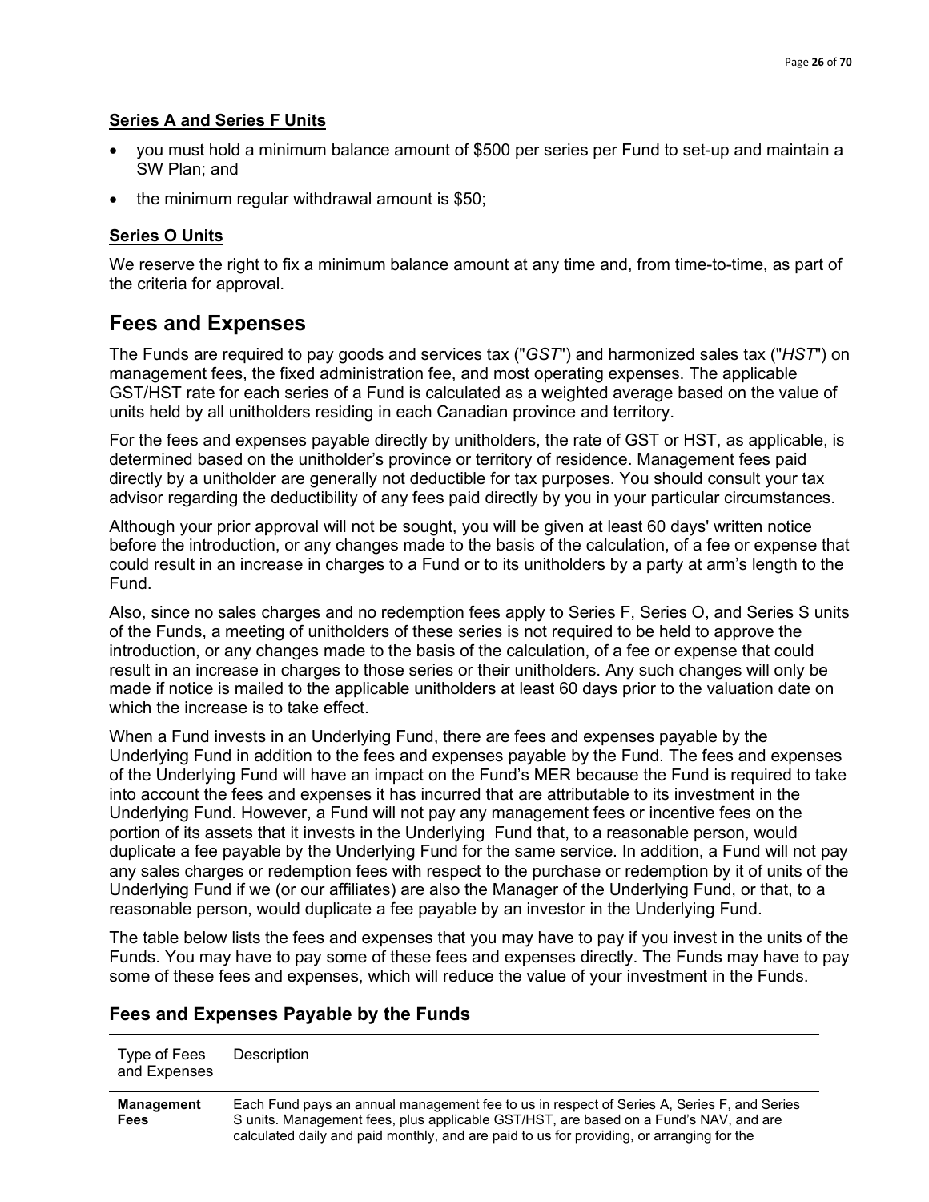**Series A and Series F Units**

- you must hold a minimum balance amount of $500 per series per Fund to set-up and maintain a SW Plan; and
- the minimum regular withdrawal amount is $50;

**Series O Units**

We reserve the right to fix a minimum balance amount at any time and, from time-to-time, as part of the criteria for approval.

## Fees and Expenses

The Funds are required to pay goods and services tax ("*GST*") and harmonized sales tax ("*HST*") on management fees, the fixed administration fee, and most operating expenses. The applicable GST/HST rate for each series of a Fund is calculated as a weighted average based on the value of units held by all unitholders residing in each Canadian province and territory.

For the fees and expenses payable directly by unitholders, the rate of GST or HST, as applicable, is determined based on the unitholder's province or territory of residence. Management fees paid directly by a unitholder are generally not deductible for tax purposes. You should consult your tax advisor regarding the deductibility of any fees paid directly by you in your particular circumstances.

Although your prior approval will not be sought, you will be given at least 60 days' written notice before the introduction, or any changes made to the basis of the calculation, of a fee or expense that could result in an increase in charges to a Fund or to its unitholders by a party at arm's length to the Fund.

Also, since no sales charges and no redemption fees apply to Series F, Series O, and Series S units of the Funds, a meeting of unitholders of these series is not required to be held to approve the introduction, or any changes made to the basis of the calculation, of a fee or expense that could result in an increase in charges to those series or their unitholders. Any such changes will only be made if notice is mailed to the applicable unitholders at least 60 days prior to the valuation date on which the increase is to take effect.

When a Fund invests in an Underlying Fund, there are fees and expenses payable by the Underlying Fund in addition to the fees and expenses payable by the Fund. The fees and expenses of the Underlying Fund will have an impact on the Fund's MER because the Fund is required to take into account the fees and expenses it has incurred that are attributable to its investment in the Underlying Fund. However, a Fund will not pay any management fees or incentive fees on the portion of its assets that it invests in the Underlying Fund that, to a reasonable person, would duplicate a fee payable by the Underlying Fund for the same service. In addition, a Fund will not pay any sales charges or redemption fees with respect to the purchase or redemption by it of units of the Underlying Fund if we (or our affiliates) are also the Manager of the Underlying Fund, or that, to a reasonable person, would duplicate a fee payable by an investor in the Underlying Fund.

The table below lists the fees and expenses that you may have to pay if you invest in the units of the Funds. You may have to pay some of these fees and expenses directly. The Funds may have to pay some of these fees and expenses, which will reduce the value of your investment in the Funds.

### Fees and Expenses Payable by the Funds

| Type of Fees and Expenses | Description |
|---|---|
| **Management Fees** | Each Fund pays an annual management fee to us in respect of Series A, Series F, and Series S units. Management fees, plus applicable GST/HST, are based on a Fund's NAV, and are calculated daily and paid monthly, and are paid to us for providing, or arranging for the |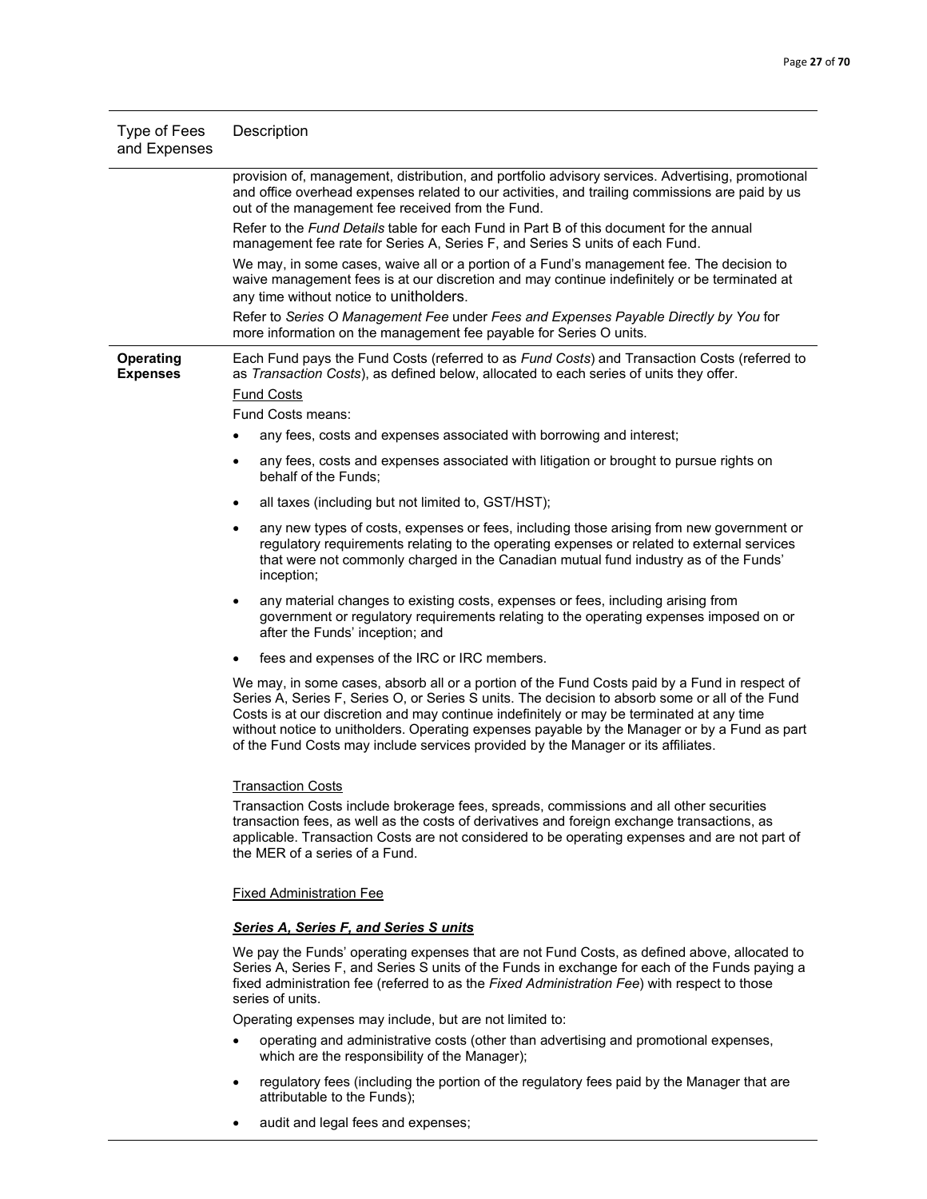| Type of Fees and Expenses | Description |
|---|---|
| | provision of, management, distribution, and portfolio advisory services. Advertising, promotional and office overhead expenses related to our activities, and trailing commissions are paid by us out of the management fee received from the Fund.<br><br>Refer to the *Fund Details* table for each Fund in Part B of this document for the annual management fee rate for Series A, Series F, and Series S units of each Fund.<br><br>We may, in some cases, waive all or a portion of a Fund's management fee. The decision to waive management fees is at our discretion and may continue indefinitely or be terminated at any time without notice to unitholders.<br><br>Refer to *Series O Management Fee* under *Fees and Expenses Payable Directly by You* for more information on the management fee payable for Series O units. |
| **Operating Expenses** | Each Fund pays the Fund Costs (referred to as *Fund Costs*) and Transaction Costs (referred to as *Transaction Costs*), as defined below, allocated to each series of units they offer.<br><br><u>Fund Costs</u><br><br>Fund Costs means:<br><br>• any fees, costs and expenses associated with borrowing and interest;<br>• any fees, costs and expenses associated with litigation or brought to pursue rights on behalf of the Funds;<br>• all taxes (including but not limited to, GST/HST);<br>• any new types of costs, expenses or fees, including those arising from new government or regulatory requirements relating to the operating expenses or related to external services that were not commonly charged in the Canadian mutual fund industry as of the Funds' inception;<br>• any material changes to existing costs, expenses or fees, including arising from government or regulatory requirements relating to the operating expenses imposed on or after the Funds' inception; and<br>• fees and expenses of the IRC or IRC members.<br><br>We may, in some cases, absorb all or a portion of the Fund Costs paid by a Fund in respect of Series A, Series F, Series O, or Series S units. The decision to absorb some or all of the Fund Costs is at our discretion and may continue indefinitely or may be terminated at any time without notice to unitholders. Operating expenses payable by the Manager or by a Fund as part of the Fund Costs may include services provided by the Manager or its affiliates.<br><br><u>Transaction Costs</u><br><br>Transaction Costs include brokerage fees, spreads, commissions and all other securities transaction fees, as well as the costs of derivatives and foreign exchange transactions, as applicable. Transaction Costs are not considered to be operating expenses and are not part of the MER of a series of a Fund.<br><br><u>Fixed Administration Fee</u><br><br>***<u>Series A, Series F, and Series S units</u>***<br><br>We pay the Funds' operating expenses that are not Fund Costs, as defined above, allocated to Series A, Series F, and Series S units of the Funds in exchange for each of the Funds paying a fixed administration fee (referred to as the *Fixed Administration Fee*) with respect to those series of units.<br><br>Operating expenses may include, but are not limited to:<br><br>• operating and administrative costs (other than advertising and promotional expenses, which are the responsibility of the Manager);<br>• regulatory fees (including the portion of the regulatory fees paid by the Manager that are attributable to the Funds);<br>• audit and legal fees and expenses; |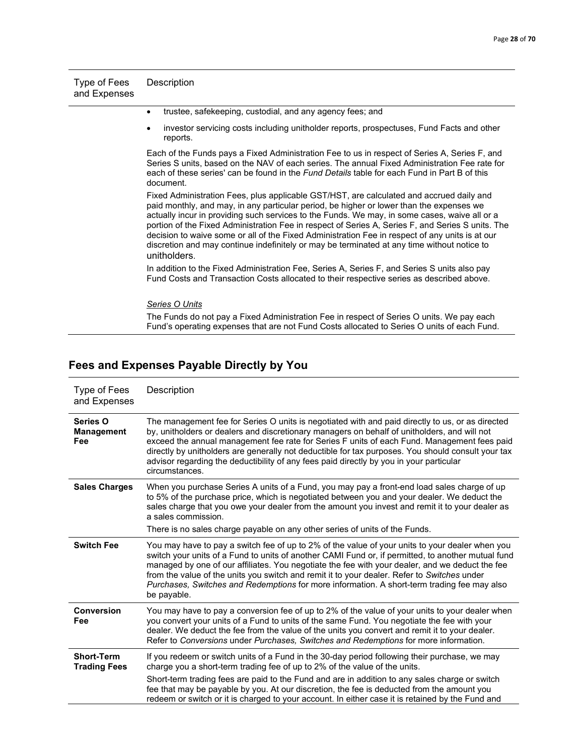| Type of Fees and Expenses | Description |
|---|---|
| | • trustee, safekeeping, custodial, and any agency fees; and<br>• investor servicing costs including unitholder reports, prospectuses, Fund Facts and other reports.<br><br>Each of the Funds pays a Fixed Administration Fee to us in respect of Series A, Series F, and Series S units, based on the NAV of each series. The annual Fixed Administration Fee rate for each of these series' can be found in the *Fund Details* table for each Fund in Part B of this document.<br><br>Fixed Administration Fees, plus applicable GST/HST, are calculated and accrued daily and paid monthly, and may, in any particular period, be higher or lower than the expenses we actually incur in providing such services to the Funds. We may, in some cases, waive all or a portion of the Fixed Administration Fee in respect of Series A, Series F, and Series S units. The decision to waive some or all of the Fixed Administration Fee in respect of any units is at our discretion and may continue indefinitely or may be terminated at any time without notice to unitholders.<br><br>In addition to the Fixed Administration Fee, Series A, Series F, and Series S units also pay Fund Costs and Transaction Costs allocated to their respective series as described above.<br><br>*Series O Units*<br><br>The Funds do not pay a Fixed Administration Fee in respect of Series O units. We pay each Fund's operating expenses that are not Fund Costs allocated to Series O units of each Fund. |

## Fees and Expenses Payable Directly by You

| Type of Fees and Expenses | Description |
|---|---|
| **Series O Management Fee** | The management fee for Series O units is negotiated with and paid directly to us, or as directed by, unitholders or dealers and discretionary managers on behalf of unitholders, and will not exceed the annual management fee rate for Series F units of each Fund. Management fees paid directly by unitholders are generally not deductible for tax purposes. You should consult your tax advisor regarding the deductibility of any fees paid directly by you in your particular circumstances. |
| **Sales Charges** | When you purchase Series A units of a Fund, you may pay a front-end load sales charge of up to 5% of the purchase price, which is negotiated between you and your dealer. We deduct the sales charge that you owe your dealer from the amount you invest and remit it to your dealer as a sales commission.<br><br>There is no sales charge payable on any other series of units of the Funds. |
| **Switch Fee** | You may have to pay a switch fee of up to 2% of the value of your units to your dealer when you switch your units of a Fund to units of another CAMI Fund or, if permitted, to another mutual fund managed by one of our affiliates. You negotiate the fee with your dealer, and we deduct the fee from the value of the units you switch and remit it to your dealer. Refer to *Switches* under *Purchases, Switches and Redemptions* for more information. A short-term trading fee may also be payable. |
| **Conversion Fee** | You may have to pay a conversion fee of up to 2% of the value of your units to your dealer when you convert your units of a Fund to units of the same Fund. You negotiate the fee with your dealer. We deduct the fee from the value of the units you convert and remit it to your dealer. Refer to *Conversions* under *Purchases, Switches and Redemptions* for more information. |
| **Short-Term Trading Fees** | If you redeem or switch units of a Fund in the 30-day period following their purchase, we may charge you a short-term trading fee of up to 2% of the value of the units.<br><br>Short-term trading fees are paid to the Fund and are in addition to any sales charge or switch fee that may be payable by you. At our discretion, the fee is deducted from the amount you redeem or switch or it is charged to your account. In either case it is retained by the Fund and |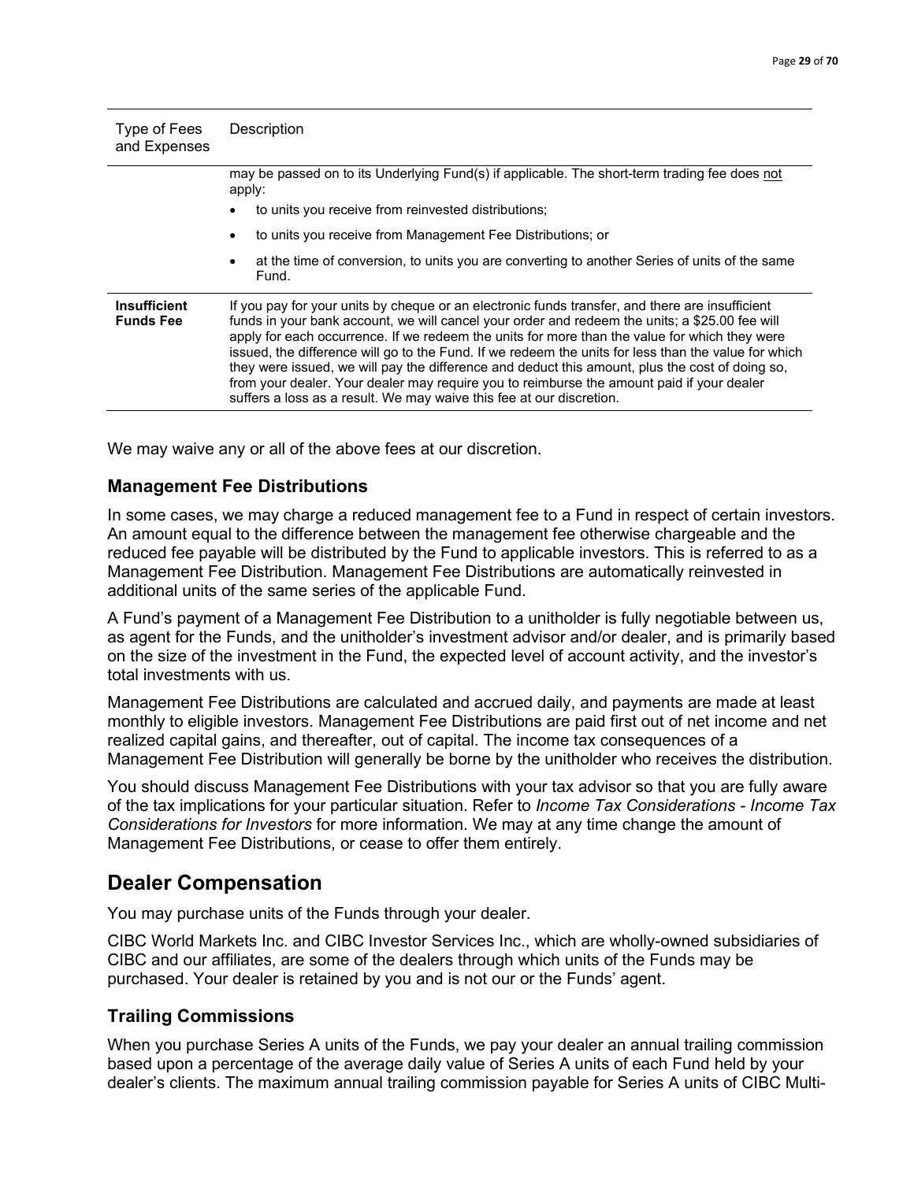| Type of Fees and Expenses | Description |
|---|---|
| | may be passed on to its Underlying Fund(s) if applicable. The short-term trading fee does not apply:<br>• to units you receive from reinvested distributions;<br>• to units you receive from Management Fee Distributions; or<br>• at the time of conversion, to units you are converting to another Series of units of the same Fund. |
| **Insufficient Funds Fee** | If you pay for your units by cheque or an electronic funds transfer, and there are insufficient funds in your bank account, we will cancel your order and redeem the units; a $25.00 fee will apply for each occurrence. If we redeem the units for more than the value for which they were issued, the difference will go to the Fund. If we redeem the units for less than the value for which they were issued, we will pay the difference and deduct this amount, plus the cost of doing so, from your dealer. Your dealer may require you to reimburse the amount paid if your dealer suffers a loss as a result. We may waive this fee at our discretion. |

We may waive any or all of the above fees at our discretion.

### Management Fee Distributions

In some cases, we may charge a reduced management fee to a Fund in respect of certain investors. An amount equal to the difference between the management fee otherwise chargeable and the reduced fee payable will be distributed by the Fund to applicable investors. This is referred to as a Management Fee Distribution. Management Fee Distributions are automatically reinvested in additional units of the same series of the applicable Fund.

A Fund's payment of a Management Fee Distribution to a unitholder is fully negotiable between us, as agent for the Funds, and the unitholder's investment advisor and/or dealer, and is primarily based on the size of the investment in the Fund, the expected level of account activity, and the investor's total investments with us.

Management Fee Distributions are calculated and accrued daily, and payments are made at least monthly to eligible investors. Management Fee Distributions are paid first out of net income and net realized capital gains, and thereafter, out of capital. The income tax consequences of a Management Fee Distribution will generally be borne by the unitholder who receives the distribution.

You should discuss Management Fee Distributions with your tax advisor so that you are fully aware of the tax implications for your particular situation. Refer to *Income Tax Considerations - Income Tax Considerations for Investors* for more information. We may at any time change the amount of Management Fee Distributions, or cease to offer them entirely.

## Dealer Compensation

You may purchase units of the Funds through your dealer.

CIBC World Markets Inc. and CIBC Investor Services Inc., which are wholly-owned subsidiaries of CIBC and our affiliates, are some of the dealers through which units of the Funds may be purchased. Your dealer is retained by you and is not our or the Funds' agent.

### Trailing Commissions

When you purchase Series A units of the Funds, we pay your dealer an annual trailing commission based upon a percentage of the average daily value of Series A units of each Fund held by your dealer's clients. The maximum annual trailing commission payable for Series A units of CIBC Multi-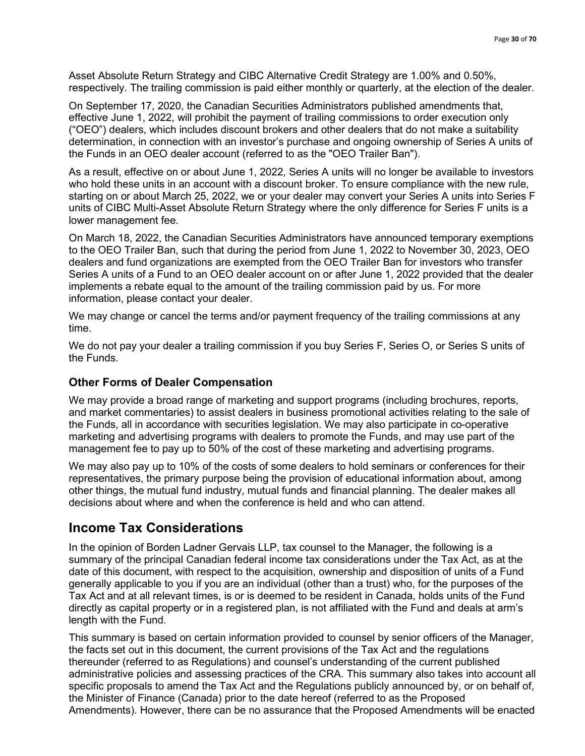Asset Absolute Return Strategy and CIBC Alternative Credit Strategy are 1.00% and 0.50%, respectively. The trailing commission is paid either monthly or quarterly, at the election of the dealer.

On September 17, 2020, the Canadian Securities Administrators published amendments that, effective June 1, 2022, will prohibit the payment of trailing commissions to order execution only ("OEO") dealers, which includes discount brokers and other dealers that do not make a suitability determination, in connection with an investor's purchase and ongoing ownership of Series A units of the Funds in an OEO dealer account (referred to as the "OEO Trailer Ban").

As a result, effective on or about June 1, 2022, Series A units will no longer be available to investors who hold these units in an account with a discount broker. To ensure compliance with the new rule, starting on or about March 25, 2022, we or your dealer may convert your Series A units into Series F units of CIBC Multi-Asset Absolute Return Strategy where the only difference for Series F units is a lower management fee.

On March 18, 2022, the Canadian Securities Administrators have announced temporary exemptions to the OEO Trailer Ban, such that during the period from June 1, 2022 to November 30, 2023, OEO dealers and fund organizations are exempted from the OEO Trailer Ban for investors who transfer Series A units of a Fund to an OEO dealer account on or after June 1, 2022 provided that the dealer implements a rebate equal to the amount of the trailing commission paid by us. For more information, please contact your dealer.

We may change or cancel the terms and/or payment frequency of the trailing commissions at any time.

We do not pay your dealer a trailing commission if you buy Series F, Series O, or Series S units of the Funds.

### Other Forms of Dealer Compensation

We may provide a broad range of marketing and support programs (including brochures, reports, and market commentaries) to assist dealers in business promotional activities relating to the sale of the Funds, all in accordance with securities legislation. We may also participate in co-operative marketing and advertising programs with dealers to promote the Funds, and may use part of the management fee to pay up to 50% of the cost of these marketing and advertising programs.

We may also pay up to 10% of the costs of some dealers to hold seminars or conferences for their representatives, the primary purpose being the provision of educational information about, among other things, the mutual fund industry, mutual funds and financial planning. The dealer makes all decisions about where and when the conference is held and who can attend.

## Income Tax Considerations

In the opinion of Borden Ladner Gervais LLP, tax counsel to the Manager, the following is a summary of the principal Canadian federal income tax considerations under the Tax Act, as at the date of this document, with respect to the acquisition, ownership and disposition of units of a Fund generally applicable to you if you are an individual (other than a trust) who, for the purposes of the Tax Act and at all relevant times, is or is deemed to be resident in Canada, holds units of the Fund directly as capital property or in a registered plan, is not affiliated with the Fund and deals at arm's length with the Fund.

This summary is based on certain information provided to counsel by senior officers of the Manager, the facts set out in this document, the current provisions of the Tax Act and the regulations thereunder (referred to as Regulations) and counsel's understanding of the current published administrative policies and assessing practices of the CRA. This summary also takes into account all specific proposals to amend the Tax Act and the Regulations publicly announced by, or on behalf of, the Minister of Finance (Canada) prior to the date hereof (referred to as the Proposed Amendments). However, there can be no assurance that the Proposed Amendments will be enacted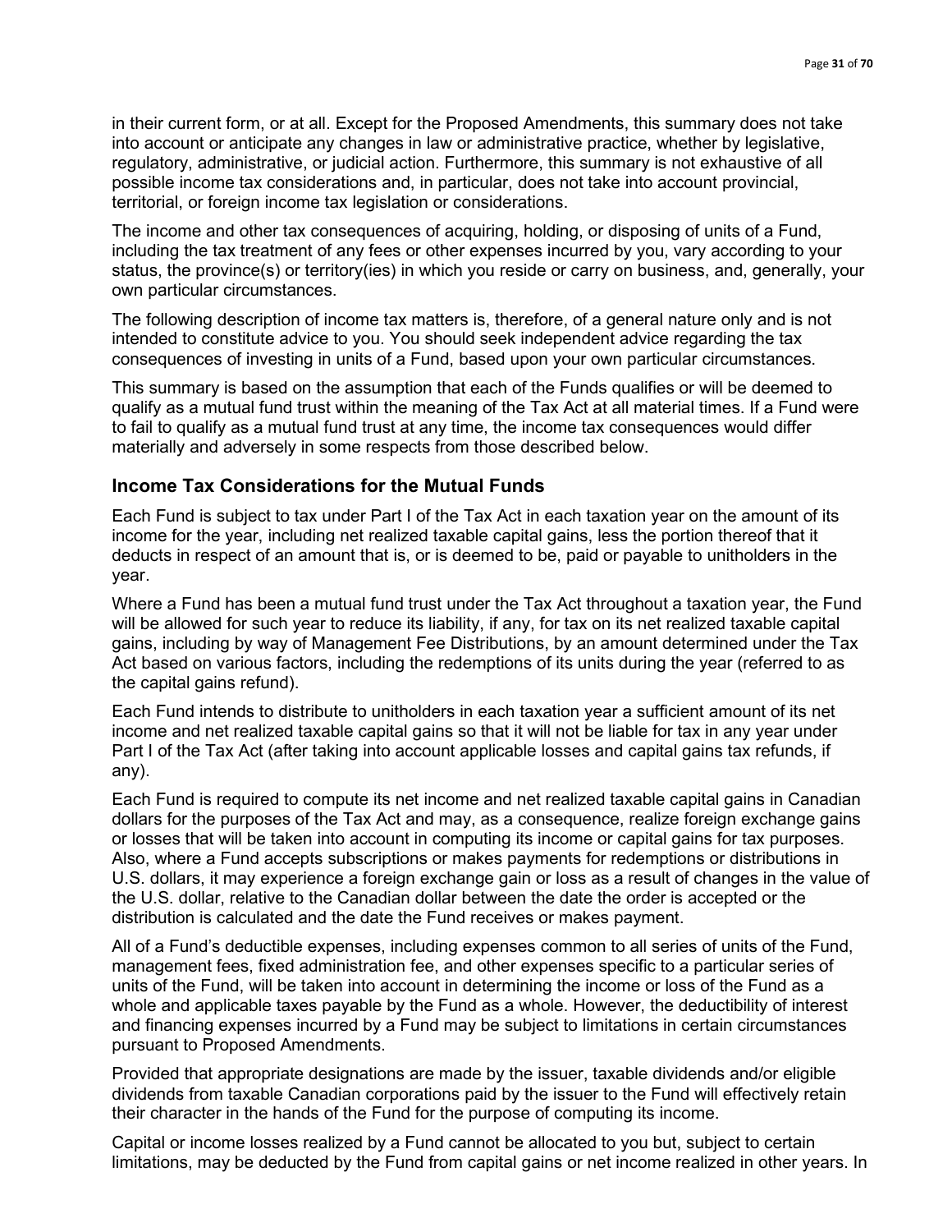in their current form, or at all. Except for the Proposed Amendments, this summary does not take into account or anticipate any changes in law or administrative practice, whether by legislative, regulatory, administrative, or judicial action. Furthermore, this summary is not exhaustive of all possible income tax considerations and, in particular, does not take into account provincial, territorial, or foreign income tax legislation or considerations.

The income and other tax consequences of acquiring, holding, or disposing of units of a Fund, including the tax treatment of any fees or other expenses incurred by you, vary according to your status, the province(s) or territory(ies) in which you reside or carry on business, and, generally, your own particular circumstances.

The following description of income tax matters is, therefore, of a general nature only and is not intended to constitute advice to you. You should seek independent advice regarding the tax consequences of investing in units of a Fund, based upon your own particular circumstances.

This summary is based on the assumption that each of the Funds qualifies or will be deemed to qualify as a mutual fund trust within the meaning of the Tax Act at all material times. If a Fund were to fail to qualify as a mutual fund trust at any time, the income tax consequences would differ materially and adversely in some respects from those described below.

## Income Tax Considerations for the Mutual Funds

Each Fund is subject to tax under Part I of the Tax Act in each taxation year on the amount of its income for the year, including net realized taxable capital gains, less the portion thereof that it deducts in respect of an amount that is, or is deemed to be, paid or payable to unitholders in the year.

Where a Fund has been a mutual fund trust under the Tax Act throughout a taxation year, the Fund will be allowed for such year to reduce its liability, if any, for tax on its net realized taxable capital gains, including by way of Management Fee Distributions, by an amount determined under the Tax Act based on various factors, including the redemptions of its units during the year (referred to as the capital gains refund).

Each Fund intends to distribute to unitholders in each taxation year a sufficient amount of its net income and net realized taxable capital gains so that it will not be liable for tax in any year under Part I of the Tax Act (after taking into account applicable losses and capital gains tax refunds, if any).

Each Fund is required to compute its net income and net realized taxable capital gains in Canadian dollars for the purposes of the Tax Act and may, as a consequence, realize foreign exchange gains or losses that will be taken into account in computing its income or capital gains for tax purposes. Also, where a Fund accepts subscriptions or makes payments for redemptions or distributions in U.S. dollars, it may experience a foreign exchange gain or loss as a result of changes in the value of the U.S. dollar, relative to the Canadian dollar between the date the order is accepted or the distribution is calculated and the date the Fund receives or makes payment.

All of a Fund's deductible expenses, including expenses common to all series of units of the Fund, management fees, fixed administration fee, and other expenses specific to a particular series of units of the Fund, will be taken into account in determining the income or loss of the Fund as a whole and applicable taxes payable by the Fund as a whole. However, the deductibility of interest and financing expenses incurred by a Fund may be subject to limitations in certain circumstances pursuant to Proposed Amendments.

Provided that appropriate designations are made by the issuer, taxable dividends and/or eligible dividends from taxable Canadian corporations paid by the issuer to the Fund will effectively retain their character in the hands of the Fund for the purpose of computing its income.

Capital or income losses realized by a Fund cannot be allocated to you but, subject to certain limitations, may be deducted by the Fund from capital gains or net income realized in other years. In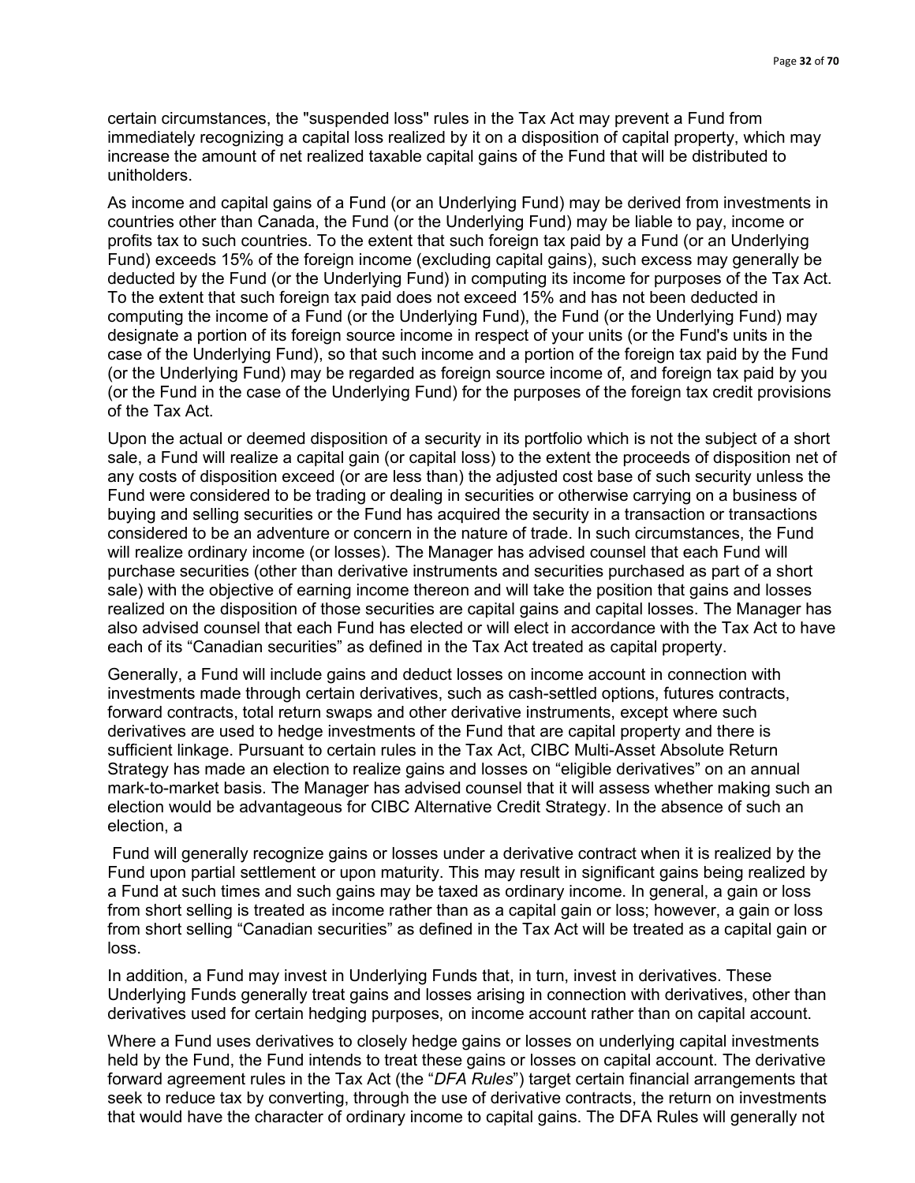certain circumstances, the "suspended loss" rules in the Tax Act may prevent a Fund from immediately recognizing a capital loss realized by it on a disposition of capital property, which may increase the amount of net realized taxable capital gains of the Fund that will be distributed to unitholders.

As income and capital gains of a Fund (or an Underlying Fund) may be derived from investments in countries other than Canada, the Fund (or the Underlying Fund) may be liable to pay, income or profits tax to such countries. To the extent that such foreign tax paid by a Fund (or an Underlying Fund) exceeds 15% of the foreign income (excluding capital gains), such excess may generally be deducted by the Fund (or the Underlying Fund) in computing its income for purposes of the Tax Act. To the extent that such foreign tax paid does not exceed 15% and has not been deducted in computing the income of a Fund (or the Underlying Fund), the Fund (or the Underlying Fund) may designate a portion of its foreign source income in respect of your units (or the Fund's units in the case of the Underlying Fund), so that such income and a portion of the foreign tax paid by the Fund (or the Underlying Fund) may be regarded as foreign source income of, and foreign tax paid by you (or the Fund in the case of the Underlying Fund) for the purposes of the foreign tax credit provisions of the Tax Act.

Upon the actual or deemed disposition of a security in its portfolio which is not the subject of a short sale, a Fund will realize a capital gain (or capital loss) to the extent the proceeds of disposition net of any costs of disposition exceed (or are less than) the adjusted cost base of such security unless the Fund were considered to be trading or dealing in securities or otherwise carrying on a business of buying and selling securities or the Fund has acquired the security in a transaction or transactions considered to be an adventure or concern in the nature of trade. In such circumstances, the Fund will realize ordinary income (or losses). The Manager has advised counsel that each Fund will purchase securities (other than derivative instruments and securities purchased as part of a short sale) with the objective of earning income thereon and will take the position that gains and losses realized on the disposition of those securities are capital gains and capital losses. The Manager has also advised counsel that each Fund has elected or will elect in accordance with the Tax Act to have each of its “Canadian securities” as defined in the Tax Act treated as capital property.

Generally, a Fund will include gains and deduct losses on income account in connection with investments made through certain derivatives, such as cash-settled options, futures contracts, forward contracts, total return swaps and other derivative instruments, except where such derivatives are used to hedge investments of the Fund that are capital property and there is sufficient linkage. Pursuant to certain rules in the Tax Act, CIBC Multi-Asset Absolute Return Strategy has made an election to realize gains and losses on “eligible derivatives” on an annual mark-to-market basis. The Manager has advised counsel that it will assess whether making such an election would be advantageous for CIBC Alternative Credit Strategy. In the absence of such an election, a Fund will generally recognize gains or losses under a derivative contract when it is realized by the Fund upon partial settlement or upon maturity. This may result in significant gains being realized by a Fund at such times and such gains may be taxed as ordinary income. In general, a gain or loss from short selling is treated as income rather than as a capital gain or loss; however, a gain or loss from short selling “Canadian securities” as defined in the Tax Act will be treated as a capital gain or loss.

In addition, a Fund may invest in Underlying Funds that, in turn, invest in derivatives. These Underlying Funds generally treat gains and losses arising in connection with derivatives, other than derivatives used for certain hedging purposes, on income account rather than on capital account.

Where a Fund uses derivatives to closely hedge gains or losses on underlying capital investments held by the Fund, the Fund intends to treat these gains or losses on capital account. The derivative forward agreement rules in the Tax Act (the “*DFA Rules*”) target certain financial arrangements that seek to reduce tax by converting, through the use of derivative contracts, the return on investments that would have the character of ordinary income to capital gains. The DFA Rules will generally not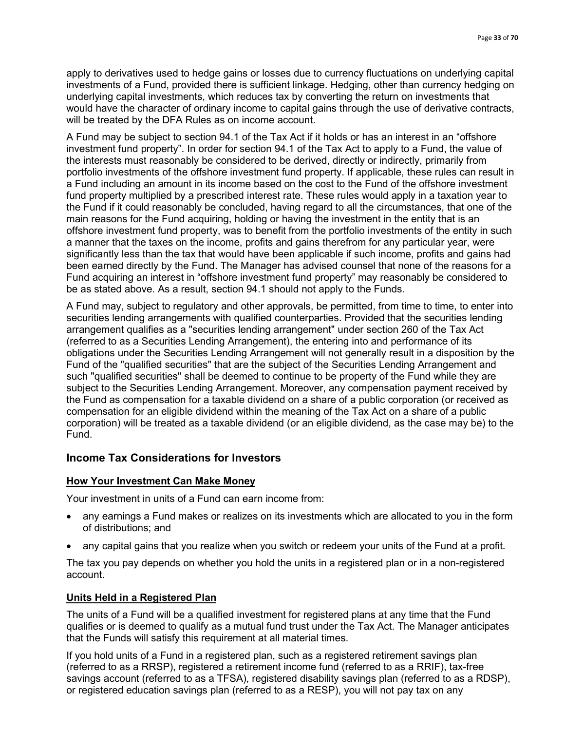apply to derivatives used to hedge gains or losses due to currency fluctuations on underlying capital investments of a Fund, provided there is sufficient linkage. Hedging, other than currency hedging on underlying capital investments, which reduces tax by converting the return on investments that would have the character of ordinary income to capital gains through the use of derivative contracts, will be treated by the DFA Rules as on income account.

A Fund may be subject to section 94.1 of the Tax Act if it holds or has an interest in an "offshore investment fund property". In order for section 94.1 of the Tax Act to apply to a Fund, the value of the interests must reasonably be considered to be derived, directly or indirectly, primarily from portfolio investments of the offshore investment fund property. If applicable, these rules can result in a Fund including an amount in its income based on the cost to the Fund of the offshore investment fund property multiplied by a prescribed interest rate. These rules would apply in a taxation year to the Fund if it could reasonably be concluded, having regard to all the circumstances, that one of the main reasons for the Fund acquiring, holding or having the investment in the entity that is an offshore investment fund property, was to benefit from the portfolio investments of the entity in such a manner that the taxes on the income, profits and gains therefrom for any particular year, were significantly less than the tax that would have been applicable if such income, profits and gains had been earned directly by the Fund. The Manager has advised counsel that none of the reasons for a Fund acquiring an interest in "offshore investment fund property" may reasonably be considered to be as stated above. As a result, section 94.1 should not apply to the Funds.

A Fund may, subject to regulatory and other approvals, be permitted, from time to time, to enter into securities lending arrangements with qualified counterparties. Provided that the securities lending arrangement qualifies as a "securities lending arrangement" under section 260 of the Tax Act (referred to as a Securities Lending Arrangement), the entering into and performance of its obligations under the Securities Lending Arrangement will not generally result in a disposition by the Fund of the "qualified securities" that are the subject of the Securities Lending Arrangement and such "qualified securities" shall be deemed to continue to be property of the Fund while they are subject to the Securities Lending Arrangement. Moreover, any compensation payment received by the Fund as compensation for a taxable dividend on a share of a public corporation (or received as compensation for an eligible dividend within the meaning of the Tax Act on a share of a public corporation) will be treated as a taxable dividend (or an eligible dividend, as the case may be) to the Fund.

## Income Tax Considerations for Investors

### How Your Investment Can Make Money

Your investment in units of a Fund can earn income from:

- any earnings a Fund makes or realizes on its investments which are allocated to you in the form of distributions; and
- any capital gains that you realize when you switch or redeem your units of the Fund at a profit.

The tax you pay depends on whether you hold the units in a registered plan or in a non-registered account.

### Units Held in a Registered Plan

The units of a Fund will be a qualified investment for registered plans at any time that the Fund qualifies or is deemed to qualify as a mutual fund trust under the Tax Act. The Manager anticipates that the Funds will satisfy this requirement at all material times.

If you hold units of a Fund in a registered plan, such as a registered retirement savings plan (referred to as a RRSP), registered a retirement income fund (referred to as a RRIF), tax-free savings account (referred to as a TFSA), registered disability savings plan (referred to as a RDSP), or registered education savings plan (referred to as a RESP), you will not pay tax on any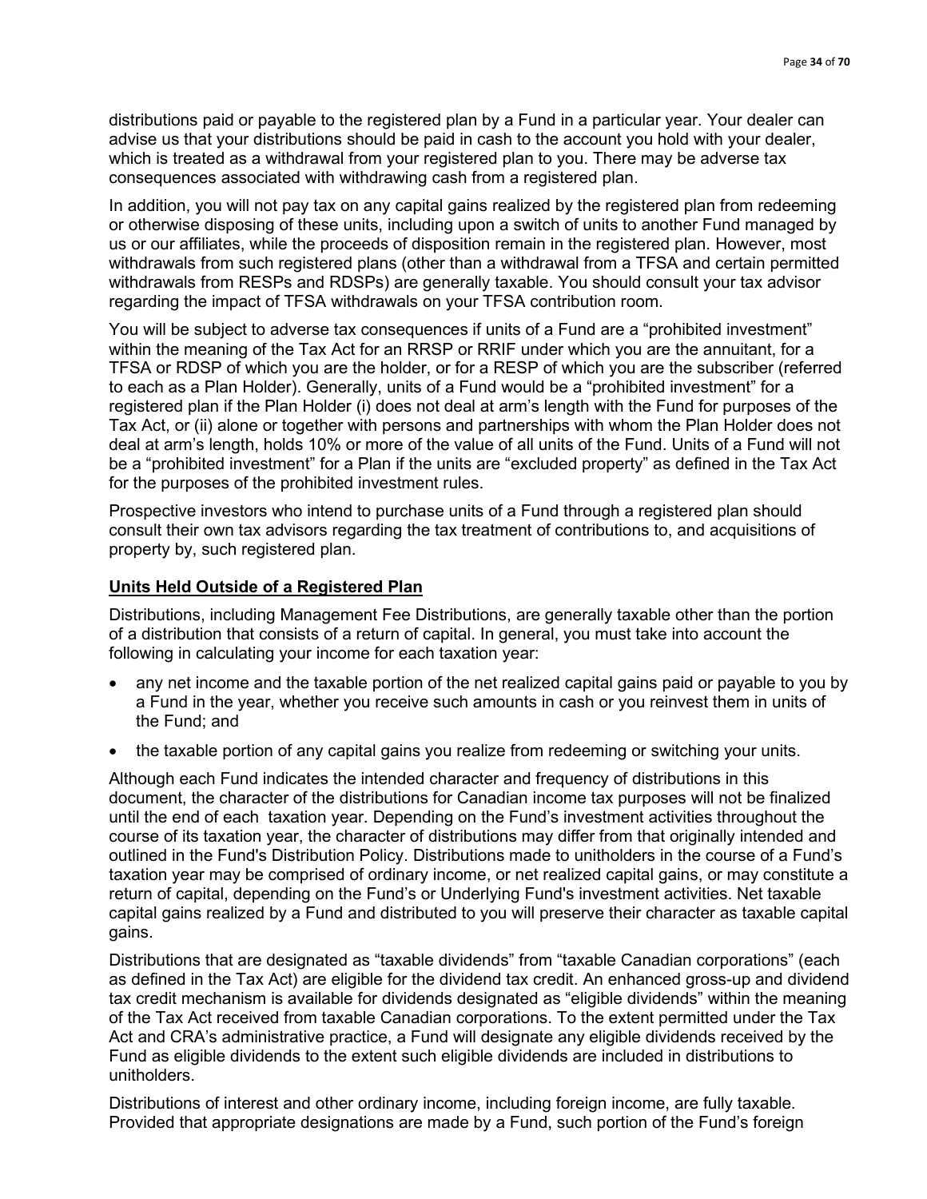distributions paid or payable to the registered plan by a Fund in a particular year. Your dealer can advise us that your distributions should be paid in cash to the account you hold with your dealer, which is treated as a withdrawal from your registered plan to you. There may be adverse tax consequences associated with withdrawing cash from a registered plan.

In addition, you will not pay tax on any capital gains realized by the registered plan from redeeming or otherwise disposing of these units, including upon a switch of units to another Fund managed by us or our affiliates, while the proceeds of disposition remain in the registered plan. However, most withdrawals from such registered plans (other than a withdrawal from a TFSA and certain permitted withdrawals from RESPs and RDSPs) are generally taxable. You should consult your tax advisor regarding the impact of TFSA withdrawals on your TFSA contribution room.

You will be subject to adverse tax consequences if units of a Fund are a “prohibited investment” within the meaning of the Tax Act for an RRSP or RRIF under which you are the annuitant, for a TFSA or RDSP of which you are the holder, or for a RESP of which you are the subscriber (referred to each as a Plan Holder). Generally, units of a Fund would be a “prohibited investment” for a registered plan if the Plan Holder (i) does not deal at arm’s length with the Fund for purposes of the Tax Act, or (ii) alone or together with persons and partnerships with whom the Plan Holder does not deal at arm’s length, holds 10% or more of the value of all units of the Fund. Units of a Fund will not be a “prohibited investment” for a Plan if the units are “excluded property” as defined in the Tax Act for the purposes of the prohibited investment rules.

Prospective investors who intend to purchase units of a Fund through a registered plan should consult their own tax advisors regarding the tax treatment of contributions to, and acquisitions of property by, such registered plan.

## Units Held Outside of a Registered Plan

Distributions, including Management Fee Distributions, are generally taxable other than the portion of a distribution that consists of a return of capital. In general, you must take into account the following in calculating your income for each taxation year:

- any net income and the taxable portion of the net realized capital gains paid or payable to you by a Fund in the year, whether you receive such amounts in cash or you reinvest them in units of the Fund; and
- the taxable portion of any capital gains you realize from redeeming or switching your units.

Although each Fund indicates the intended character and frequency of distributions in this document, the character of the distributions for Canadian income tax purposes will not be finalized until the end of each taxation year. Depending on the Fund’s investment activities throughout the course of its taxation year, the character of distributions may differ from that originally intended and outlined in the Fund's Distribution Policy. Distributions made to unitholders in the course of a Fund’s taxation year may be comprised of ordinary income, or net realized capital gains, or may constitute a return of capital, depending on the Fund’s or Underlying Fund's investment activities. Net taxable capital gains realized by a Fund and distributed to you will preserve their character as taxable capital gains.

Distributions that are designated as “taxable dividends” from “taxable Canadian corporations” (each as defined in the Tax Act) are eligible for the dividend tax credit. An enhanced gross-up and dividend tax credit mechanism is available for dividends designated as “eligible dividends” within the meaning of the Tax Act received from taxable Canadian corporations. To the extent permitted under the Tax Act and CRA’s administrative practice, a Fund will designate any eligible dividends received by the Fund as eligible dividends to the extent such eligible dividends are included in distributions to unitholders.

Distributions of interest and other ordinary income, including foreign income, are fully taxable. Provided that appropriate designations are made by a Fund, such portion of the Fund’s foreign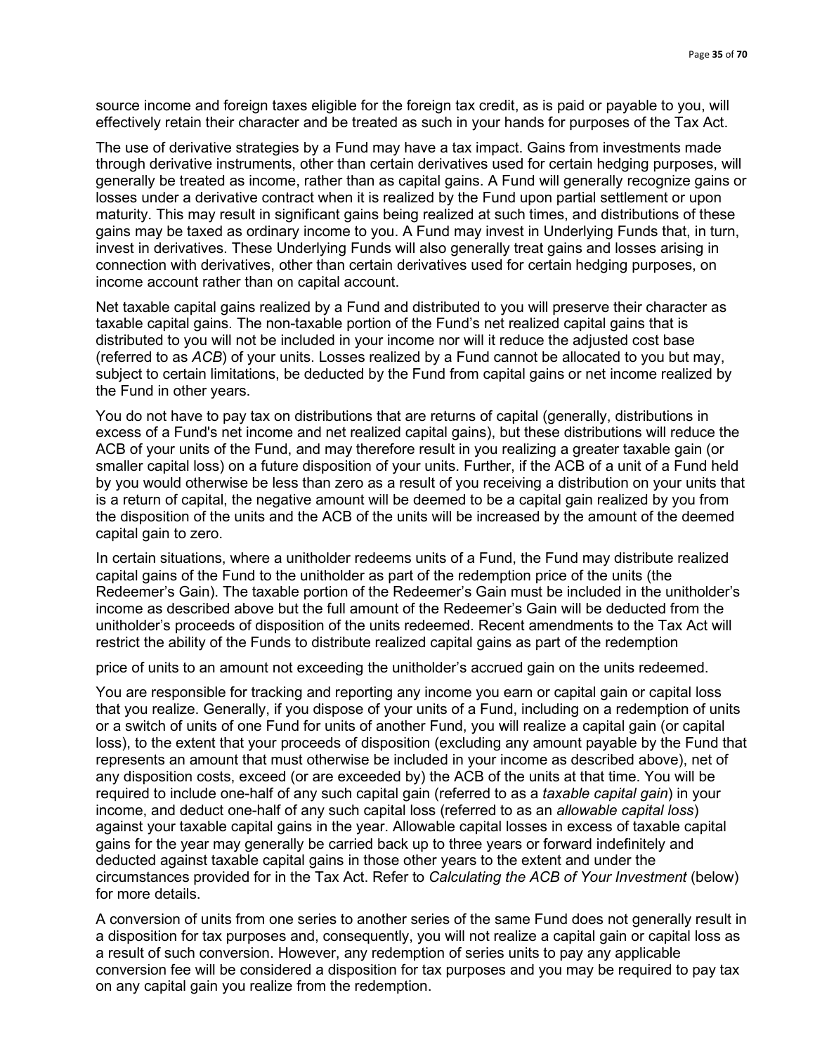source income and foreign taxes eligible for the foreign tax credit, as is paid or payable to you, will effectively retain their character and be treated as such in your hands for purposes of the Tax Act.

The use of derivative strategies by a Fund may have a tax impact. Gains from investments made through derivative instruments, other than certain derivatives used for certain hedging purposes, will generally be treated as income, rather than as capital gains. A Fund will generally recognize gains or losses under a derivative contract when it is realized by the Fund upon partial settlement or upon maturity. This may result in significant gains being realized at such times, and distributions of these gains may be taxed as ordinary income to you. A Fund may invest in Underlying Funds that, in turn, invest in derivatives. These Underlying Funds will also generally treat gains and losses arising in connection with derivatives, other than certain derivatives used for certain hedging purposes, on income account rather than on capital account.

Net taxable capital gains realized by a Fund and distributed to you will preserve their character as taxable capital gains. The non-taxable portion of the Fund's net realized capital gains that is distributed to you will not be included in your income nor will it reduce the adjusted cost base (referred to as *ACB*) of your units. Losses realized by a Fund cannot be allocated to you but may, subject to certain limitations, be deducted by the Fund from capital gains or net income realized by the Fund in other years.

You do not have to pay tax on distributions that are returns of capital (generally, distributions in excess of a Fund's net income and net realized capital gains), but these distributions will reduce the ACB of your units of the Fund, and may therefore result in you realizing a greater taxable gain (or smaller capital loss) on a future disposition of your units. Further, if the ACB of a unit of a Fund held by you would otherwise be less than zero as a result of you receiving a distribution on your units that is a return of capital, the negative amount will be deemed to be a capital gain realized by you from the disposition of the units and the ACB of the units will be increased by the amount of the deemed capital gain to zero.

In certain situations, where a unitholder redeems units of a Fund, the Fund may distribute realized capital gains of the Fund to the unitholder as part of the redemption price of the units (the Redeemer's Gain). The taxable portion of the Redeemer's Gain must be included in the unitholder's income as described above but the full amount of the Redeemer's Gain will be deducted from the unitholder's proceeds of disposition of the units redeemed. Recent amendments to the Tax Act will restrict the ability of the Funds to distribute realized capital gains as part of the redemption price of units to an amount not exceeding the unitholder's accrued gain on the units redeemed.

You are responsible for tracking and reporting any income you earn or capital gain or capital loss that you realize. Generally, if you dispose of your units of a Fund, including on a redemption of units or a switch of units of one Fund for units of another Fund, you will realize a capital gain (or capital loss), to the extent that your proceeds of disposition (excluding any amount payable by the Fund that represents an amount that must otherwise be included in your income as described above), net of any disposition costs, exceed (or are exceeded by) the ACB of the units at that time. You will be required to include one-half of any such capital gain (referred to as a *taxable capital gain*) in your income, and deduct one-half of any such capital loss (referred to as an *allowable capital loss*) against your taxable capital gains in the year. Allowable capital losses in excess of taxable capital gains for the year may generally be carried back up to three years or forward indefinitely and deducted against taxable capital gains in those other years to the extent and under the circumstances provided for in the Tax Act. Refer to *Calculating the ACB of Your Investment* (below) for more details.

A conversion of units from one series to another series of the same Fund does not generally result in a disposition for tax purposes and, consequently, you will not realize a capital gain or capital loss as a result of such conversion. However, any redemption of series units to pay any applicable conversion fee will be considered a disposition for tax purposes and you may be required to pay tax on any capital gain you realize from the redemption.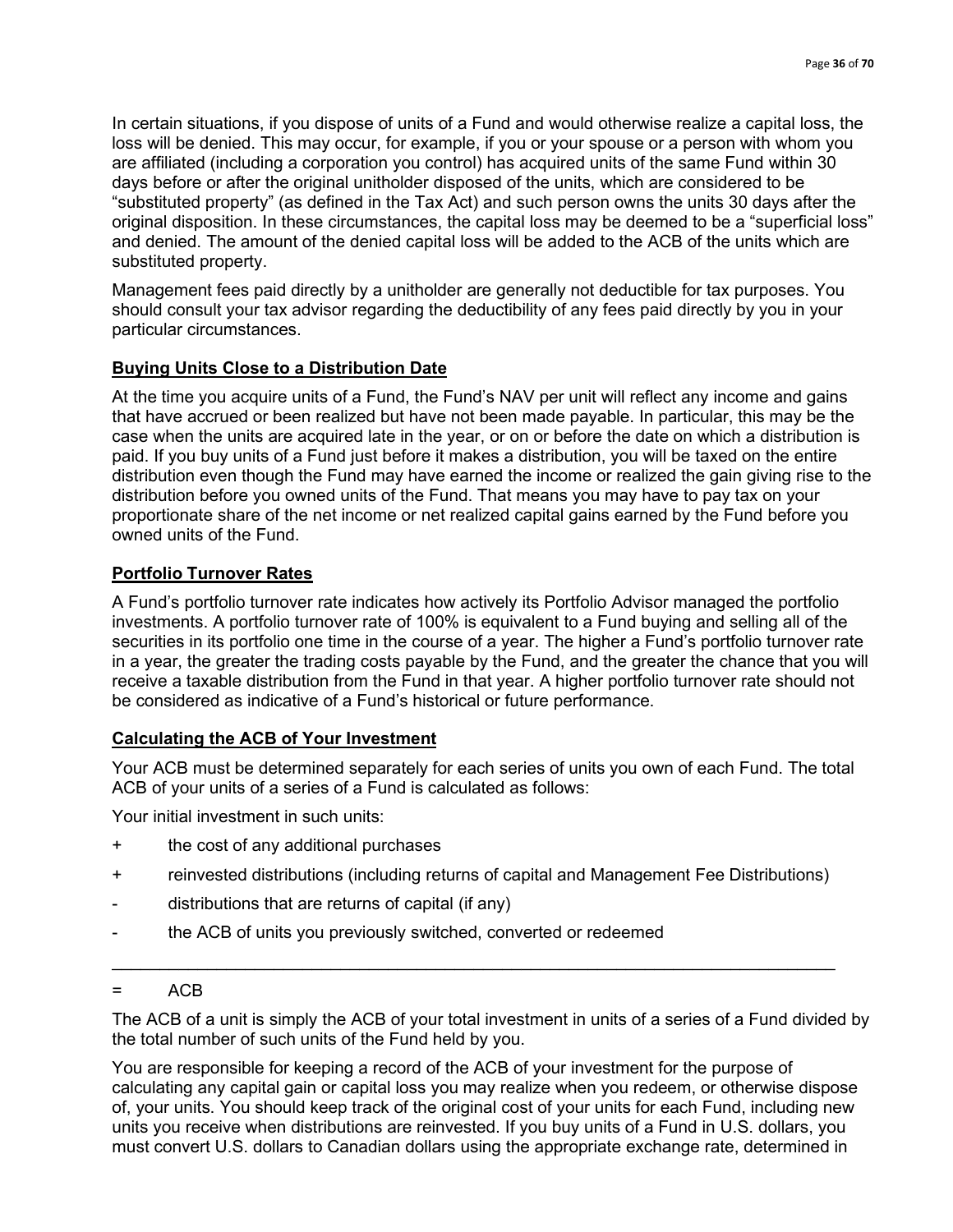In certain situations, if you dispose of units of a Fund and would otherwise realize a capital loss, the loss will be denied. This may occur, for example, if you or your spouse or a person with whom you are affiliated (including a corporation you control) has acquired units of the same Fund within 30 days before or after the original unitholder disposed of the units, which are considered to be "substituted property" (as defined in the Tax Act) and such person owns the units 30 days after the original disposition. In these circumstances, the capital loss may be deemed to be a "superficial loss" and denied. The amount of the denied capital loss will be added to the ACB of the units which are substituted property.

Management fees paid directly by a unitholder are generally not deductible for tax purposes. You should consult your tax advisor regarding the deductibility of any fees paid directly by you in your particular circumstances.

## Buying Units Close to a Distribution Date

At the time you acquire units of a Fund, the Fund's NAV per unit will reflect any income and gains that have accrued or been realized but have not been made payable. In particular, this may be the case when the units are acquired late in the year, or on or before the date on which a distribution is paid. If you buy units of a Fund just before it makes a distribution, you will be taxed on the entire distribution even though the Fund may have earned the income or realized the gain giving rise to the distribution before you owned units of the Fund. That means you may have to pay tax on your proportionate share of the net income or net realized capital gains earned by the Fund before you owned units of the Fund.

## Portfolio Turnover Rates

A Fund's portfolio turnover rate indicates how actively its Portfolio Advisor managed the portfolio investments. A portfolio turnover rate of 100% is equivalent to a Fund buying and selling all of the securities in its portfolio one time in the course of a year. The higher a Fund's portfolio turnover rate in a year, the greater the trading costs payable by the Fund, and the greater the chance that you will receive a taxable distribution from the Fund in that year. A higher portfolio turnover rate should not be considered as indicative of a Fund's historical or future performance.

## Calculating the ACB of Your Investment

Your ACB must be determined separately for each series of units you own of each Fund. The total ACB of your units of a series of a Fund is calculated as follows:

Your initial investment in such units:

+ the cost of any additional purchases
+ reinvested distributions (including returns of capital and Management Fee Distributions)
- distributions that are returns of capital (if any)
- the ACB of units you previously switched, converted or redeemed

---

= ACB

The ACB of a unit is simply the ACB of your total investment in units of a series of a Fund divided by the total number of such units of the Fund held by you.

You are responsible for keeping a record of the ACB of your investment for the purpose of calculating any capital gain or capital loss you may realize when you redeem, or otherwise dispose of, your units. You should keep track of the original cost of your units for each Fund, including new units you receive when distributions are reinvested. If you buy units of a Fund in U.S. dollars, you must convert U.S. dollars to Canadian dollars using the appropriate exchange rate, determined in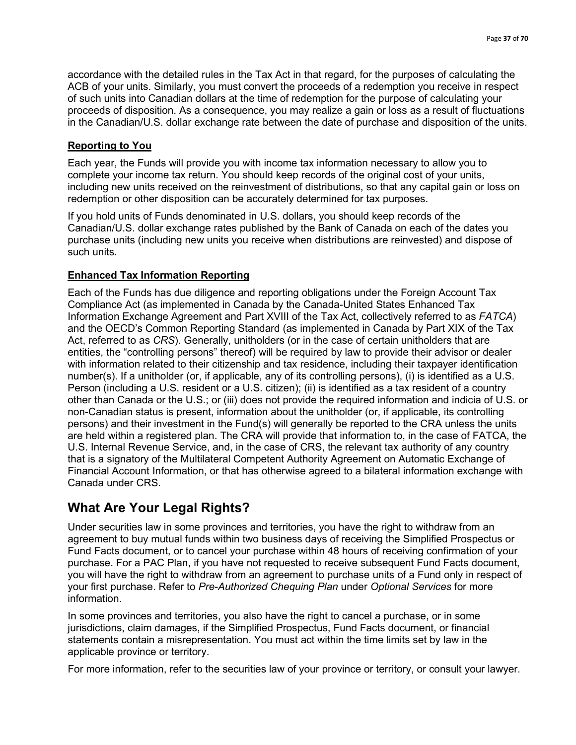accordance with the detailed rules in the Tax Act in that regard, for the purposes of calculating the ACB of your units. Similarly, you must convert the proceeds of a redemption you receive in respect of such units into Canadian dollars at the time of redemption for the purpose of calculating your proceeds of disposition. As a consequence, you may realize a gain or loss as a result of fluctuations in the Canadian/U.S. dollar exchange rate between the date of purchase and disposition of the units.

### Reporting to You

Each year, the Funds will provide you with income tax information necessary to allow you to complete your income tax return. You should keep records of the original cost of your units, including new units received on the reinvestment of distributions, so that any capital gain or loss on redemption or other disposition can be accurately determined for tax purposes.

If you hold units of Funds denominated in U.S. dollars, you should keep records of the Canadian/U.S. dollar exchange rates published by the Bank of Canada on each of the dates you purchase units (including new units you receive when distributions are reinvested) and dispose of such units.

### Enhanced Tax Information Reporting

Each of the Funds has due diligence and reporting obligations under the Foreign Account Tax Compliance Act (as implemented in Canada by the Canada-United States Enhanced Tax Information Exchange Agreement and Part XVIII of the Tax Act, collectively referred to as *FATCA*) and the OECD's Common Reporting Standard (as implemented in Canada by Part XIX of the Tax Act, referred to as *CRS*). Generally, unitholders (or in the case of certain unitholders that are entities, the "controlling persons" thereof) will be required by law to provide their advisor or dealer with information related to their citizenship and tax residence, including their taxpayer identification number(s). If a unitholder (or, if applicable, any of its controlling persons), (i) is identified as a U.S. Person (including a U.S. resident or a U.S. citizen); (ii) is identified as a tax resident of a country other than Canada or the U.S.; or (iii) does not provide the required information and indicia of U.S. or non-Canadian status is present, information about the unitholder (or, if applicable, its controlling persons) and their investment in the Fund(s) will generally be reported to the CRA unless the units are held within a registered plan. The CRA will provide that information to, in the case of FATCA, the U.S. Internal Revenue Service, and, in the case of CRS, the relevant tax authority of any country that is a signatory of the Multilateral Competent Authority Agreement on Automatic Exchange of Financial Account Information, or that has otherwise agreed to a bilateral information exchange with Canada under CRS.

## What Are Your Legal Rights?

Under securities law in some provinces and territories, you have the right to withdraw from an agreement to buy mutual funds within two business days of receiving the Simplified Prospectus or Fund Facts document, or to cancel your purchase within 48 hours of receiving confirmation of your purchase. For a PAC Plan, if you have not requested to receive subsequent Fund Facts document, you will have the right to withdraw from an agreement to purchase units of a Fund only in respect of your first purchase. Refer to *Pre-Authorized Chequing Plan* under *Optional Services* for more information.

In some provinces and territories, you also have the right to cancel a purchase, or in some jurisdictions, claim damages, if the Simplified Prospectus, Fund Facts document, or financial statements contain a misrepresentation. You must act within the time limits set by law in the applicable province or territory.

For more information, refer to the securities law of your province or territory, or consult your lawyer.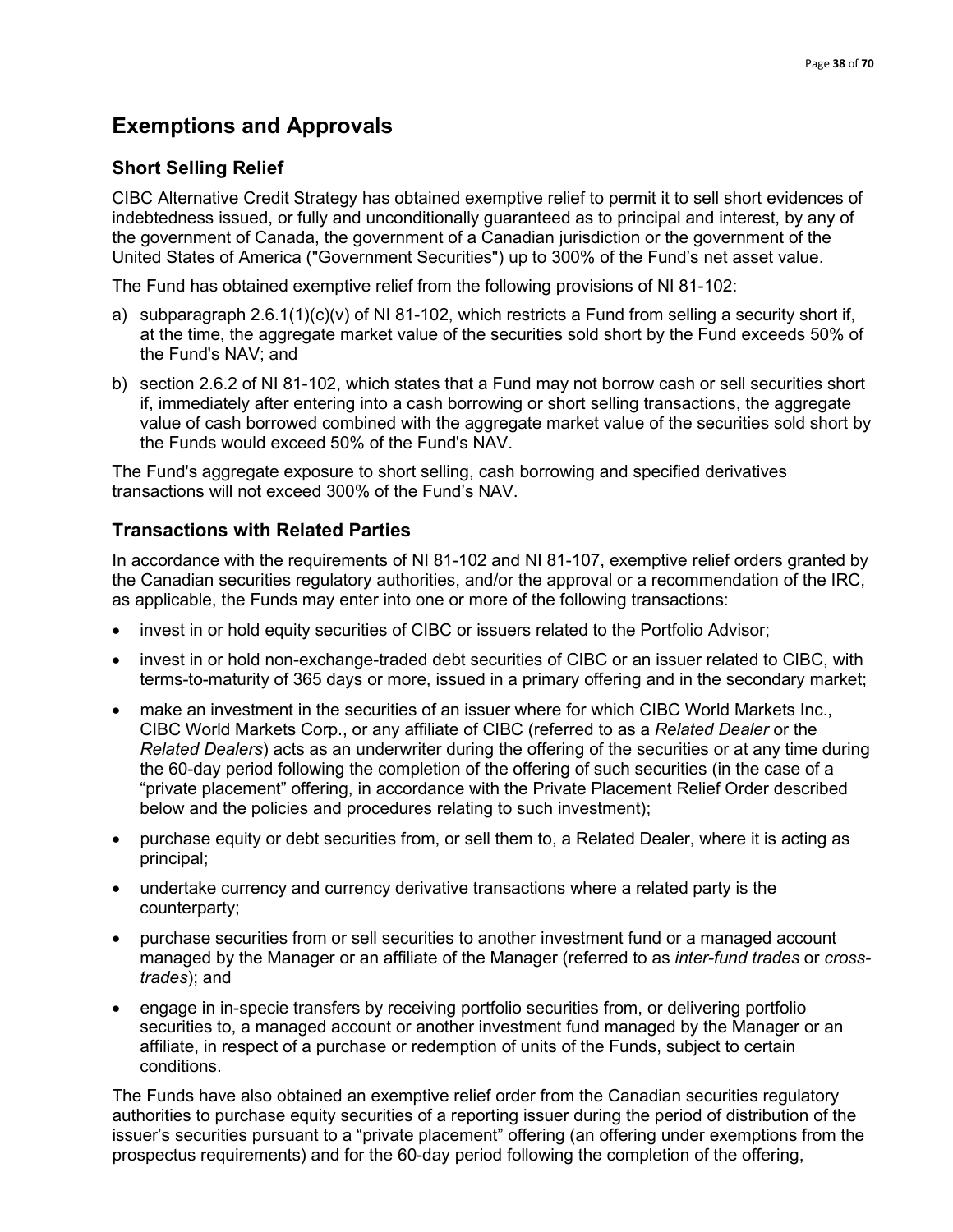# Exemptions and Approvals

## Short Selling Relief

CIBC Alternative Credit Strategy has obtained exemptive relief to permit it to sell short evidences of indebtedness issued, or fully and unconditionally guaranteed as to principal and interest, by any of the government of Canada, the government of a Canadian jurisdiction or the government of the United States of America ("Government Securities") up to 300% of the Fund's net asset value.

The Fund has obtained exemptive relief from the following provisions of NI 81-102:

a) subparagraph 2.6.1(1)(c)(v) of NI 81-102, which restricts a Fund from selling a security short if, at the time, the aggregate market value of the securities sold short by the Fund exceeds 50% of the Fund's NAV; and

b) section 2.6.2 of NI 81-102, which states that a Fund may not borrow cash or sell securities short if, immediately after entering into a cash borrowing or short selling transactions, the aggregate value of cash borrowed combined with the aggregate market value of the securities sold short by the Funds would exceed 50% of the Fund's NAV.

The Fund's aggregate exposure to short selling, cash borrowing and specified derivatives transactions will not exceed 300% of the Fund's NAV.

## Transactions with Related Parties

In accordance with the requirements of NI 81-102 and NI 81-107, exemptive relief orders granted by the Canadian securities regulatory authorities, and/or the approval or a recommendation of the IRC, as applicable, the Funds may enter into one or more of the following transactions:

- invest in or hold equity securities of CIBC or issuers related to the Portfolio Advisor;
- invest in or hold non-exchange-traded debt securities of CIBC or an issuer related to CIBC, with terms-to-maturity of 365 days or more, issued in a primary offering and in the secondary market;
- make an investment in the securities of an issuer where for which CIBC World Markets Inc., CIBC World Markets Corp., or any affiliate of CIBC (referred to as a *Related Dealer* or the *Related Dealers*) acts as an underwriter during the offering of the securities or at any time during the 60-day period following the completion of the offering of such securities (in the case of a "private placement" offering, in accordance with the Private Placement Relief Order described below and the policies and procedures relating to such investment);
- purchase equity or debt securities from, or sell them to, a Related Dealer, where it is acting as principal;
- undertake currency and currency derivative transactions where a related party is the counterparty;
- purchase securities from or sell securities to another investment fund or a managed account managed by the Manager or an affiliate of the Manager (referred to as *inter-fund trades* or *cross-trades*); and
- engage in in-specie transfers by receiving portfolio securities from, or delivering portfolio securities to, a managed account or another investment fund managed by the Manager or an affiliate, in respect of a purchase or redemption of units of the Funds, subject to certain conditions.

The Funds have also obtained an exemptive relief order from the Canadian securities regulatory authorities to purchase equity securities of a reporting issuer during the period of distribution of the issuer's securities pursuant to a "private placement" offering (an offering under exemptions from the prospectus requirements) and for the 60-day period following the completion of the offering,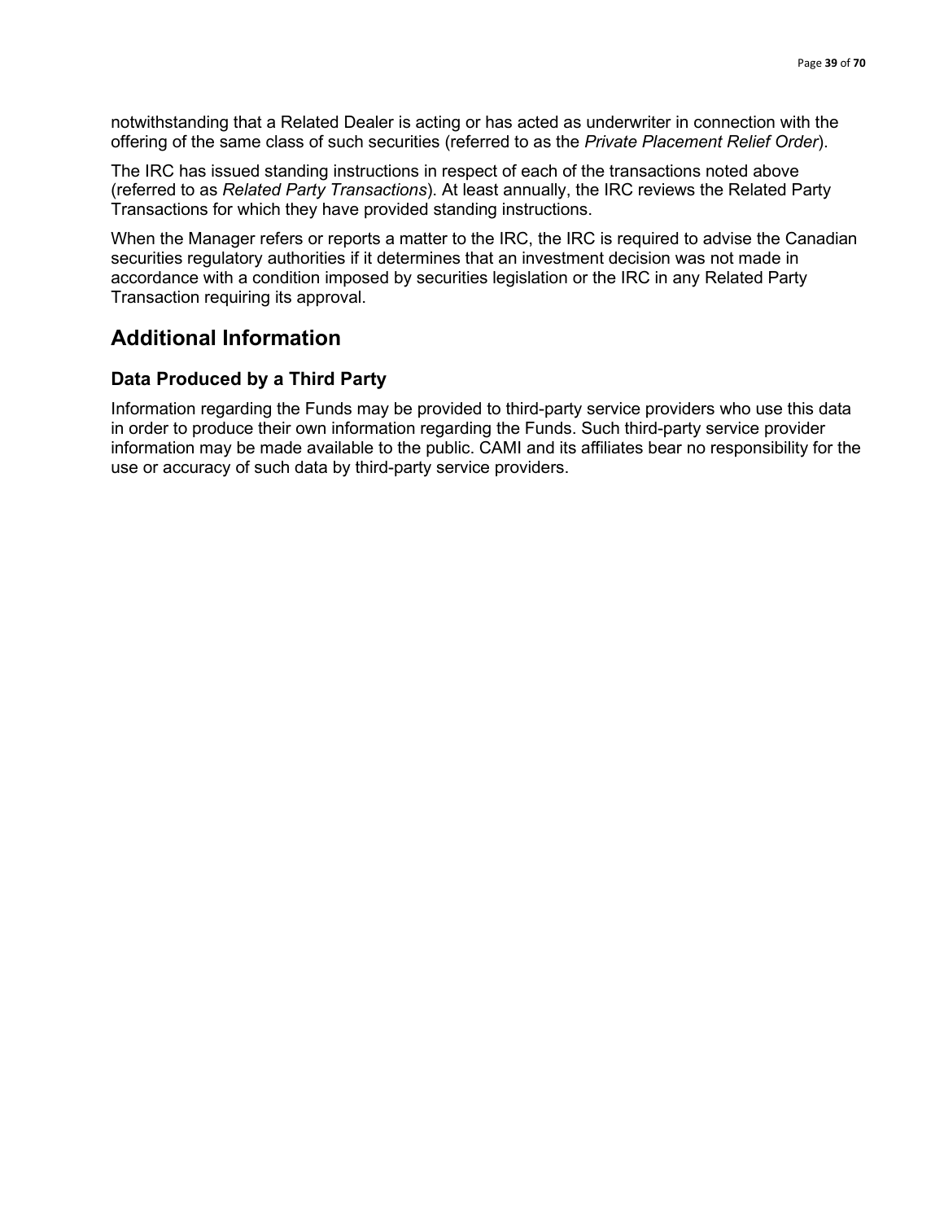notwithstanding that a Related Dealer is acting or has acted as underwriter in connection with the offering of the same class of such securities (referred to as the *Private Placement Relief Order*).

The IRC has issued standing instructions in respect of each of the transactions noted above (referred to as *Related Party Transactions*). At least annually, the IRC reviews the Related Party Transactions for which they have provided standing instructions.

When the Manager refers or reports a matter to the IRC, the IRC is required to advise the Canadian securities regulatory authorities if it determines that an investment decision was not made in accordance with a condition imposed by securities legislation or the IRC in any Related Party Transaction requiring its approval.

# Additional Information

## Data Produced by a Third Party

Information regarding the Funds may be provided to third-party service providers who use this data in order to produce their own information regarding the Funds. Such third-party service provider information may be made available to the public. CAMI and its affiliates bear no responsibility for the use or accuracy of such data by third-party service providers.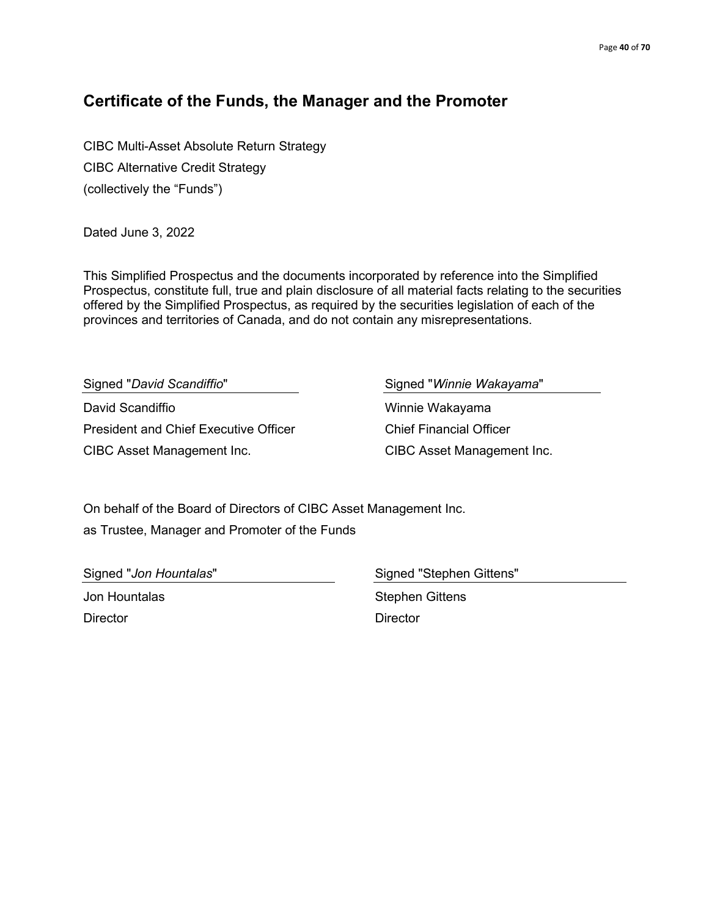## Certificate of the Funds, the Manager and the Promoter

CIBC Multi-Asset Absolute Return Strategy

CIBC Alternative Credit Strategy

(collectively the “Funds”)

Dated June 3, 2022

This Simplified Prospectus and the documents incorporated by reference into the Simplified Prospectus, constitute full, true and plain disclosure of all material facts relating to the securities offered by the Simplified Prospectus, as required by the securities legislation of each of the provinces and territories of Canada, and do not contain any misrepresentations.

Signed "*David Scandiffio*"

David Scandiffio
President and Chief Executive Officer
CIBC Asset Management Inc.

Signed "*Winnie Wakayama*"

Winnie Wakayama
Chief Financial Officer
CIBC Asset Management Inc.

On behalf of the Board of Directors of CIBC Asset Management Inc.
as Trustee, Manager and Promoter of the Funds

Signed "*Jon Hountalas*"

Jon Hountalas
Director

Signed "Stephen Gittens"

Stephen Gittens
Director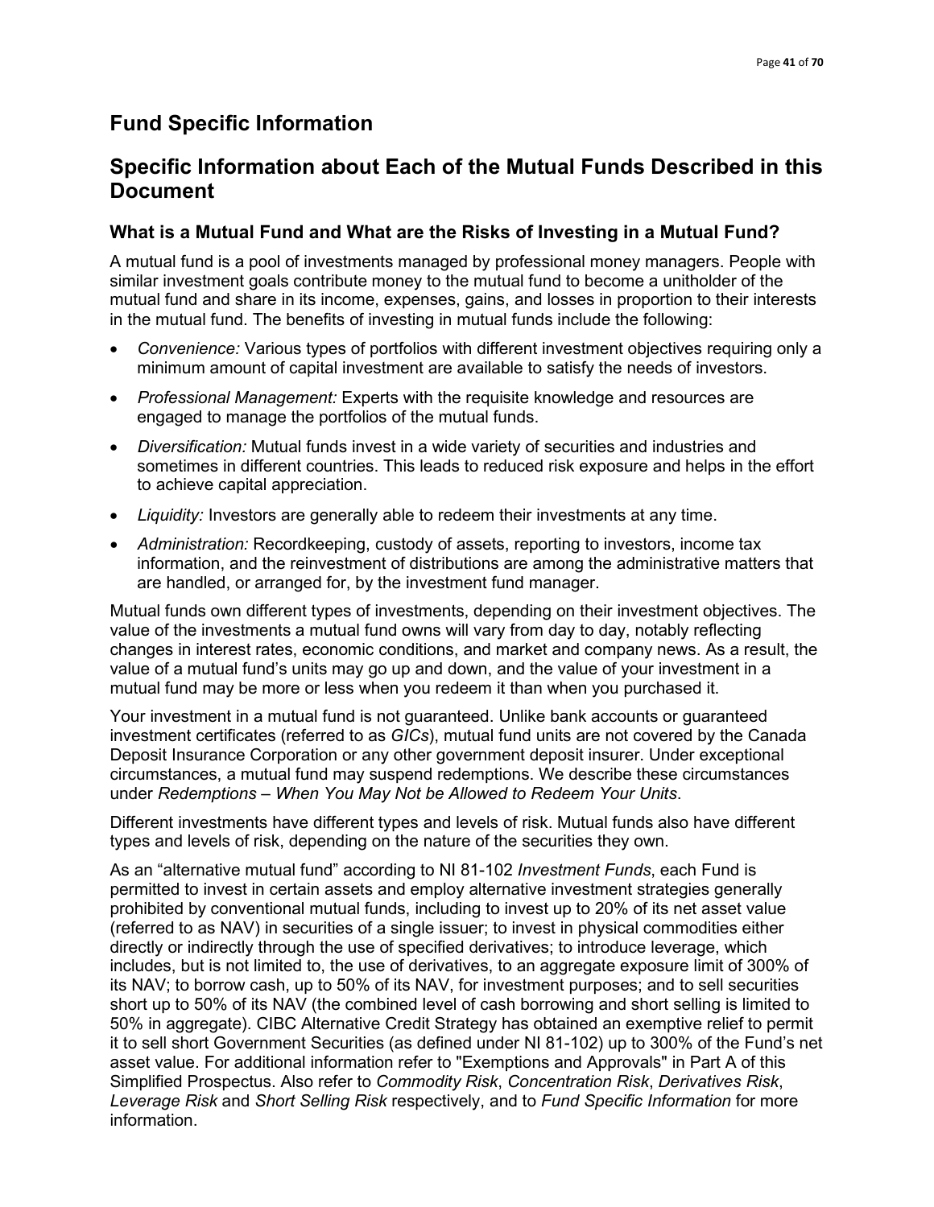# Fund Specific Information

## Specific Information about Each of the Mutual Funds Described in this Document

### What is a Mutual Fund and What are the Risks of Investing in a Mutual Fund?

A mutual fund is a pool of investments managed by professional money managers. People with similar investment goals contribute money to the mutual fund to become a unitholder of the mutual fund and share in its income, expenses, gains, and losses in proportion to their interests in the mutual fund. The benefits of investing in mutual funds include the following:

- *Convenience:* Various types of portfolios with different investment objectives requiring only a minimum amount of capital investment are available to satisfy the needs of investors.
- *Professional Management:* Experts with the requisite knowledge and resources are engaged to manage the portfolios of the mutual funds.
- *Diversification:* Mutual funds invest in a wide variety of securities and industries and sometimes in different countries. This leads to reduced risk exposure and helps in the effort to achieve capital appreciation.
- *Liquidity:* Investors are generally able to redeem their investments at any time.
- *Administration:* Recordkeeping, custody of assets, reporting to investors, income tax information, and the reinvestment of distributions are among the administrative matters that are handled, or arranged for, by the investment fund manager.

Mutual funds own different types of investments, depending on their investment objectives. The value of the investments a mutual fund owns will vary from day to day, notably reflecting changes in interest rates, economic conditions, and market and company news. As a result, the value of a mutual fund's units may go up and down, and the value of your investment in a mutual fund may be more or less when you redeem it than when you purchased it.

Your investment in a mutual fund is not guaranteed. Unlike bank accounts or guaranteed investment certificates (referred to as *GICs*), mutual fund units are not covered by the Canada Deposit Insurance Corporation or any other government deposit insurer. Under exceptional circumstances, a mutual fund may suspend redemptions. We describe these circumstances under *Redemptions – When You May Not be Allowed to Redeem Your Units*.

Different investments have different types and levels of risk. Mutual funds also have different types and levels of risk, depending on the nature of the securities they own.

As an "alternative mutual fund" according to NI 81-102 *Investment Funds*, each Fund is permitted to invest in certain assets and employ alternative investment strategies generally prohibited by conventional mutual funds, including to invest up to 20% of its net asset value (referred to as NAV) in securities of a single issuer; to invest in physical commodities either directly or indirectly through the use of specified derivatives; to introduce leverage, which includes, but is not limited to, the use of derivatives, to an aggregate exposure limit of 300% of its NAV; to borrow cash, up to 50% of its NAV, for investment purposes; and to sell securities short up to 50% of its NAV (the combined level of cash borrowing and short selling is limited to 50% in aggregate). CIBC Alternative Credit Strategy has obtained an exemptive relief to permit it to sell short Government Securities (as defined under NI 81-102) up to 300% of the Fund's net asset value. For additional information refer to "Exemptions and Approvals" in Part A of this Simplified Prospectus. Also refer to *Commodity Risk*, *Concentration Risk*, *Derivatives Risk*, *Leverage Risk* and *Short Selling Risk* respectively, and to *Fund Specific Information* for more information.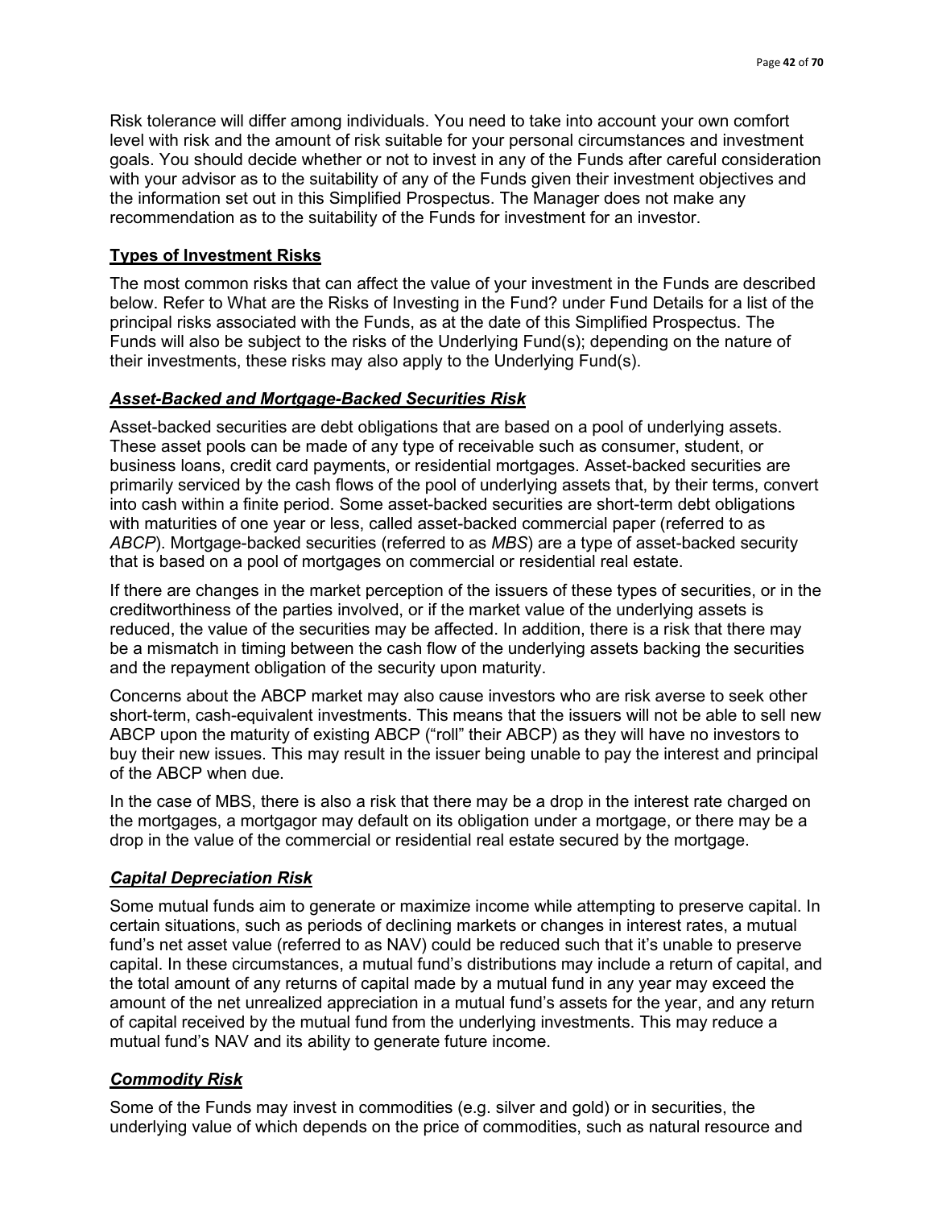Risk tolerance will differ among individuals. You need to take into account your own comfort level with risk and the amount of risk suitable for your personal circumstances and investment goals. You should decide whether or not to invest in any of the Funds after careful consideration with your advisor as to the suitability of any of the Funds given their investment objectives and the information set out in this Simplified Prospectus. The Manager does not make any recommendation as to the suitability of the Funds for investment for an investor.

## **Types of Investment Risks**

The most common risks that can affect the value of your investment in the Funds are described below. Refer to What are the Risks of Investing in the Fund? under Fund Details for a list of the principal risks associated with the Funds, as at the date of this Simplified Prospectus. The Funds will also be subject to the risks of the Underlying Fund(s); depending on the nature of their investments, these risks may also apply to the Underlying Fund(s).

### ***Asset-Backed and Mortgage-Backed Securities Risk***

Asset-backed securities are debt obligations that are based on a pool of underlying assets. These asset pools can be made of any type of receivable such as consumer, student, or business loans, credit card payments, or residential mortgages. Asset-backed securities are primarily serviced by the cash flows of the pool of underlying assets that, by their terms, convert into cash within a finite period. Some asset-backed securities are short-term debt obligations with maturities of one year or less, called asset-backed commercial paper (referred to as *ABCP*). Mortgage-backed securities (referred to as *MBS*) are a type of asset-backed security that is based on a pool of mortgages on commercial or residential real estate.

If there are changes in the market perception of the issuers of these types of securities, or in the creditworthiness of the parties involved, or if the market value of the underlying assets is reduced, the value of the securities may be affected. In addition, there is a risk that there may be a mismatch in timing between the cash flow of the underlying assets backing the securities and the repayment obligation of the security upon maturity.

Concerns about the ABCP market may also cause investors who are risk averse to seek other short-term, cash-equivalent investments. This means that the issuers will not be able to sell new ABCP upon the maturity of existing ABCP ("roll" their ABCP) as they will have no investors to buy their new issues. This may result in the issuer being unable to pay the interest and principal of the ABCP when due.

In the case of MBS, there is also a risk that there may be a drop in the interest rate charged on the mortgages, a mortgagor may default on its obligation under a mortgage, or there may be a drop in the value of the commercial or residential real estate secured by the mortgage.

### ***Capital Depreciation Risk***

Some mutual funds aim to generate or maximize income while attempting to preserve capital. In certain situations, such as periods of declining markets or changes in interest rates, a mutual fund's net asset value (referred to as NAV) could be reduced such that it's unable to preserve capital. In these circumstances, a mutual fund's distributions may include a return of capital, and the total amount of any returns of capital made by a mutual fund in any year may exceed the amount of the net unrealized appreciation in a mutual fund's assets for the year, and any return of capital received by the mutual fund from the underlying investments. This may reduce a mutual fund's NAV and its ability to generate future income.

### ***Commodity Risk***

Some of the Funds may invest in commodities (e.g. silver and gold) or in securities, the underlying value of which depends on the price of commodities, such as natural resource and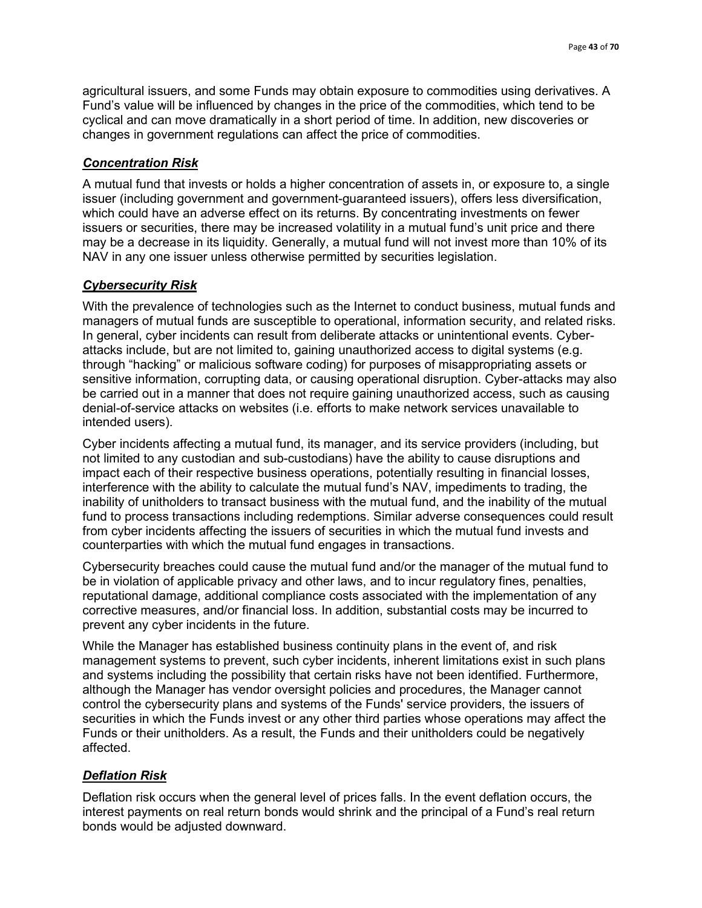agricultural issuers, and some Funds may obtain exposure to commodities using derivatives. A Fund's value will be influenced by changes in the price of the commodities, which tend to be cyclical and can move dramatically in a short period of time. In addition, new discoveries or changes in government regulations can affect the price of commodities.

### ***Concentration Risk***

A mutual fund that invests or holds a higher concentration of assets in, or exposure to, a single issuer (including government and government-guaranteed issuers), offers less diversification, which could have an adverse effect on its returns. By concentrating investments on fewer issuers or securities, there may be increased volatility in a mutual fund's unit price and there may be a decrease in its liquidity. Generally, a mutual fund will not invest more than 10% of its NAV in any one issuer unless otherwise permitted by securities legislation.

### ***Cybersecurity Risk***

With the prevalence of technologies such as the Internet to conduct business, mutual funds and managers of mutual funds are susceptible to operational, information security, and related risks. In general, cyber incidents can result from deliberate attacks or unintentional events. Cyber-attacks include, but are not limited to, gaining unauthorized access to digital systems (e.g. through "hacking" or malicious software coding) for purposes of misappropriating assets or sensitive information, corrupting data, or causing operational disruption. Cyber-attacks may also be carried out in a manner that does not require gaining unauthorized access, such as causing denial-of-service attacks on websites (i.e. efforts to make network services unavailable to intended users).

Cyber incidents affecting a mutual fund, its manager, and its service providers (including, but not limited to any custodian and sub-custodians) have the ability to cause disruptions and impact each of their respective business operations, potentially resulting in financial losses, interference with the ability to calculate the mutual fund's NAV, impediments to trading, the inability of unitholders to transact business with the mutual fund, and the inability of the mutual fund to process transactions including redemptions. Similar adverse consequences could result from cyber incidents affecting the issuers of securities in which the mutual fund invests and counterparties with which the mutual fund engages in transactions.

Cybersecurity breaches could cause the mutual fund and/or the manager of the mutual fund to be in violation of applicable privacy and other laws, and to incur regulatory fines, penalties, reputational damage, additional compliance costs associated with the implementation of any corrective measures, and/or financial loss. In addition, substantial costs may be incurred to prevent any cyber incidents in the future.

While the Manager has established business continuity plans in the event of, and risk management systems to prevent, such cyber incidents, inherent limitations exist in such plans and systems including the possibility that certain risks have not been identified. Furthermore, although the Manager has vendor oversight policies and procedures, the Manager cannot control the cybersecurity plans and systems of the Funds' service providers, the issuers of securities in which the Funds invest or any other third parties whose operations may affect the Funds or their unitholders. As a result, the Funds and their unitholders could be negatively affected.

### ***Deflation Risk***

Deflation risk occurs when the general level of prices falls. In the event deflation occurs, the interest payments on real return bonds would shrink and the principal of a Fund's real return bonds would be adjusted downward.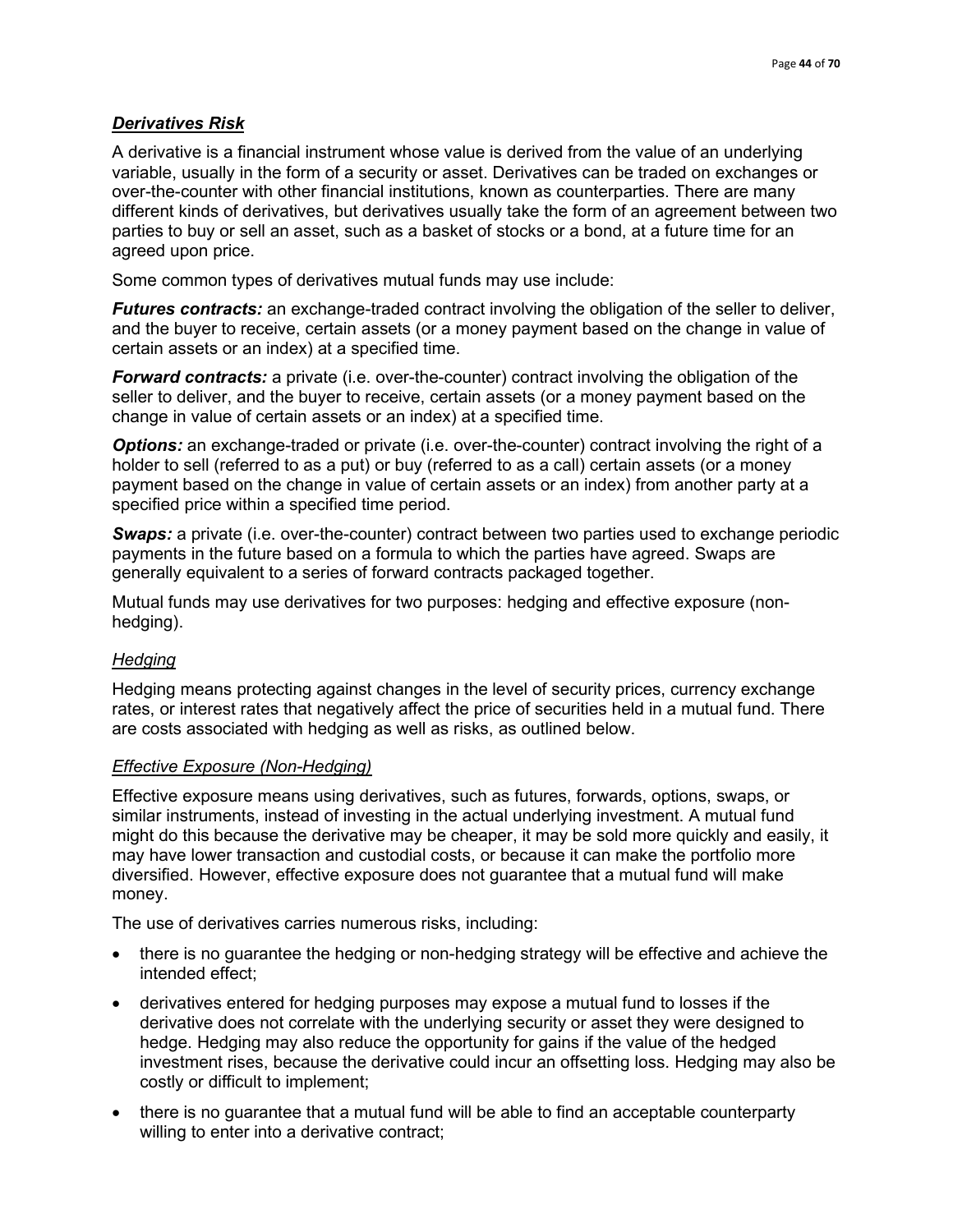### ***Derivatives Risk***

A derivative is a financial instrument whose value is derived from the value of an underlying variable, usually in the form of a security or asset. Derivatives can be traded on exchanges or over-the-counter with other financial institutions, known as counterparties. There are many different kinds of derivatives, but derivatives usually take the form of an agreement between two parties to buy or sell an asset, such as a basket of stocks or a bond, at a future time for an agreed upon price.

Some common types of derivatives mutual funds may use include:

***Futures contracts:*** an exchange-traded contract involving the obligation of the seller to deliver, and the buyer to receive, certain assets (or a money payment based on the change in value of certain assets or an index) at a specified time.

***Forward contracts:*** a private (i.e. over-the-counter) contract involving the obligation of the seller to deliver, and the buyer to receive, certain assets (or a money payment based on the change in value of certain assets or an index) at a specified time.

***Options:*** an exchange-traded or private (i.e. over-the-counter) contract involving the right of a holder to sell (referred to as a put) or buy (referred to as a call) certain assets (or a money payment based on the change in value of certain assets or an index) from another party at a specified price within a specified time period.

***Swaps:*** a private (i.e. over-the-counter) contract between two parties used to exchange periodic payments in the future based on a formula to which the parties have agreed. Swaps are generally equivalent to a series of forward contracts packaged together.

Mutual funds may use derivatives for two purposes: hedging and effective exposure (non-hedging).

#### *Hedging*

Hedging means protecting against changes in the level of security prices, currency exchange rates, or interest rates that negatively affect the price of securities held in a mutual fund. There are costs associated with hedging as well as risks, as outlined below.

#### *Effective Exposure (Non-Hedging)*

Effective exposure means using derivatives, such as futures, forwards, options, swaps, or similar instruments, instead of investing in the actual underlying investment. A mutual fund might do this because the derivative may be cheaper, it may be sold more quickly and easily, it may have lower transaction and custodial costs, or because it can make the portfolio more diversified. However, effective exposure does not guarantee that a mutual fund will make money.

The use of derivatives carries numerous risks, including:

- there is no guarantee the hedging or non-hedging strategy will be effective and achieve the intended effect;
- derivatives entered for hedging purposes may expose a mutual fund to losses if the derivative does not correlate with the underlying security or asset they were designed to hedge. Hedging may also reduce the opportunity for gains if the value of the hedged investment rises, because the derivative could incur an offsetting loss. Hedging may also be costly or difficult to implement;
- there is no guarantee that a mutual fund will be able to find an acceptable counterparty willing to enter into a derivative contract;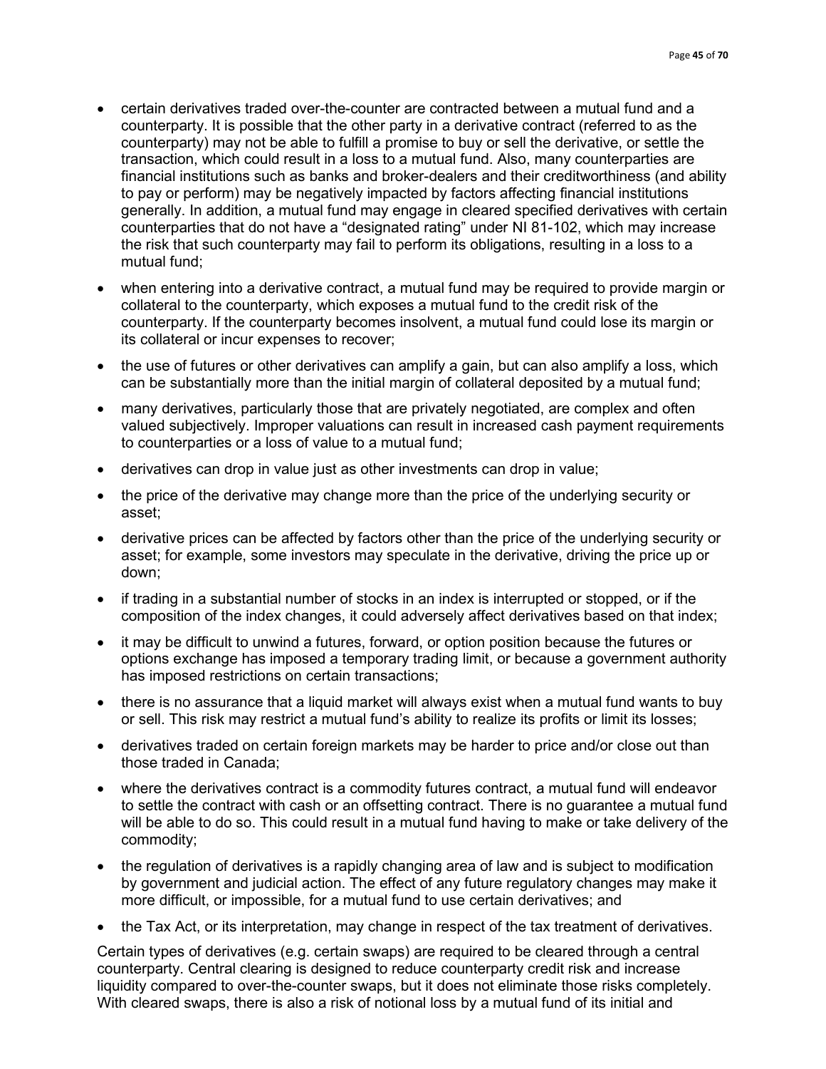- certain derivatives traded over-the-counter are contracted between a mutual fund and a counterparty. It is possible that the other party in a derivative contract (referred to as the counterparty) may not be able to fulfill a promise to buy or sell the derivative, or settle the transaction, which could result in a loss to a mutual fund. Also, many counterparties are financial institutions such as banks and broker-dealers and their creditworthiness (and ability to pay or perform) may be negatively impacted by factors affecting financial institutions generally. In addition, a mutual fund may engage in cleared specified derivatives with certain counterparties that do not have a "designated rating" under NI 81-102, which may increase the risk that such counterparty may fail to perform its obligations, resulting in a loss to a mutual fund;
- when entering into a derivative contract, a mutual fund may be required to provide margin or collateral to the counterparty, which exposes a mutual fund to the credit risk of the counterparty. If the counterparty becomes insolvent, a mutual fund could lose its margin or its collateral or incur expenses to recover;
- the use of futures or other derivatives can amplify a gain, but can also amplify a loss, which can be substantially more than the initial margin of collateral deposited by a mutual fund;
- many derivatives, particularly those that are privately negotiated, are complex and often valued subjectively. Improper valuations can result in increased cash payment requirements to counterparties or a loss of value to a mutual fund;
- derivatives can drop in value just as other investments can drop in value;
- the price of the derivative may change more than the price of the underlying security or asset;
- derivative prices can be affected by factors other than the price of the underlying security or asset; for example, some investors may speculate in the derivative, driving the price up or down;
- if trading in a substantial number of stocks in an index is interrupted or stopped, or if the composition of the index changes, it could adversely affect derivatives based on that index;
- it may be difficult to unwind a futures, forward, or option position because the futures or options exchange has imposed a temporary trading limit, or because a government authority has imposed restrictions on certain transactions;
- there is no assurance that a liquid market will always exist when a mutual fund wants to buy or sell. This risk may restrict a mutual fund's ability to realize its profits or limit its losses;
- derivatives traded on certain foreign markets may be harder to price and/or close out than those traded in Canada;
- where the derivatives contract is a commodity futures contract, a mutual fund will endeavor to settle the contract with cash or an offsetting contract. There is no guarantee a mutual fund will be able to do so. This could result in a mutual fund having to make or take delivery of the commodity;
- the regulation of derivatives is a rapidly changing area of law and is subject to modification by government and judicial action. The effect of any future regulatory changes may make it more difficult, or impossible, for a mutual fund to use certain derivatives; and
- the Tax Act, or its interpretation, may change in respect of the tax treatment of derivatives.

Certain types of derivatives (e.g. certain swaps) are required to be cleared through a central counterparty. Central clearing is designed to reduce counterparty credit risk and increase liquidity compared to over-the-counter swaps, but it does not eliminate those risks completely. With cleared swaps, there is also a risk of notional loss by a mutual fund of its initial and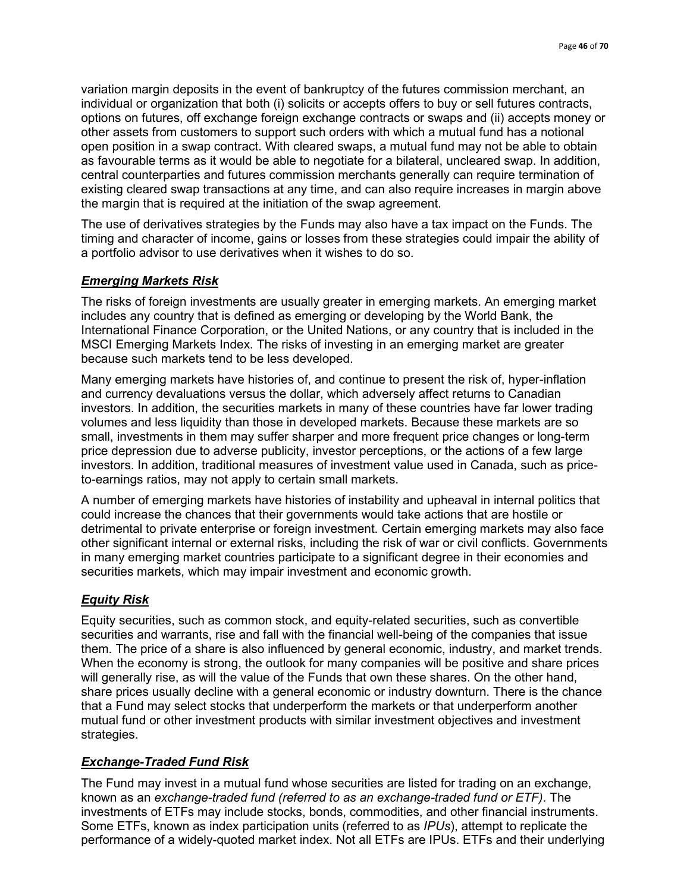variation margin deposits in the event of bankruptcy of the futures commission merchant, an individual or organization that both (i) solicits or accepts offers to buy or sell futures contracts, options on futures, off exchange foreign exchange contracts or swaps and (ii) accepts money or other assets from customers to support such orders with which a mutual fund has a notional open position in a swap contract. With cleared swaps, a mutual fund may not be able to obtain as favourable terms as it would be able to negotiate for a bilateral, uncleared swap. In addition, central counterparties and futures commission merchants generally can require termination of existing cleared swap transactions at any time, and can also require increases in margin above the margin that is required at the initiation of the swap agreement.

The use of derivatives strategies by the Funds may also have a tax impact on the Funds. The timing and character of income, gains or losses from these strategies could impair the ability of a portfolio advisor to use derivatives when it wishes to do so.

### ***Emerging Markets Risk***

The risks of foreign investments are usually greater in emerging markets. An emerging market includes any country that is defined as emerging or developing by the World Bank, the International Finance Corporation, or the United Nations, or any country that is included in the MSCI Emerging Markets Index. The risks of investing in an emerging market are greater because such markets tend to be less developed.

Many emerging markets have histories of, and continue to present the risk of, hyper-inflation and currency devaluations versus the dollar, which adversely affect returns to Canadian investors. In addition, the securities markets in many of these countries have far lower trading volumes and less liquidity than those in developed markets. Because these markets are so small, investments in them may suffer sharper and more frequent price changes or long-term price depression due to adverse publicity, investor perceptions, or the actions of a few large investors. In addition, traditional measures of investment value used in Canada, such as price-to-earnings ratios, may not apply to certain small markets.

A number of emerging markets have histories of instability and upheaval in internal politics that could increase the chances that their governments would take actions that are hostile or detrimental to private enterprise or foreign investment. Certain emerging markets may also face other significant internal or external risks, including the risk of war or civil conflicts. Governments in many emerging market countries participate to a significant degree in their economies and securities markets, which may impair investment and economic growth.

### ***Equity Risk***

Equity securities, such as common stock, and equity-related securities, such as convertible securities and warrants, rise and fall with the financial well-being of the companies that issue them. The price of a share is also influenced by general economic, industry, and market trends. When the economy is strong, the outlook for many companies will be positive and share prices will generally rise, as will the value of the Funds that own these shares. On the other hand, share prices usually decline with a general economic or industry downturn. There is the chance that a Fund may select stocks that underperform the markets or that underperform another mutual fund or other investment products with similar investment objectives and investment strategies.

### ***Exchange-Traded Fund Risk***

The Fund may invest in a mutual fund whose securities are listed for trading on an exchange, known as an *exchange-traded fund (referred to as an exchange-traded fund or ETF)*. The investments of ETFs may include stocks, bonds, commodities, and other financial instruments. Some ETFs, known as index participation units (referred to as *IPUs*), attempt to replicate the performance of a widely-quoted market index. Not all ETFs are IPUs. ETFs and their underlying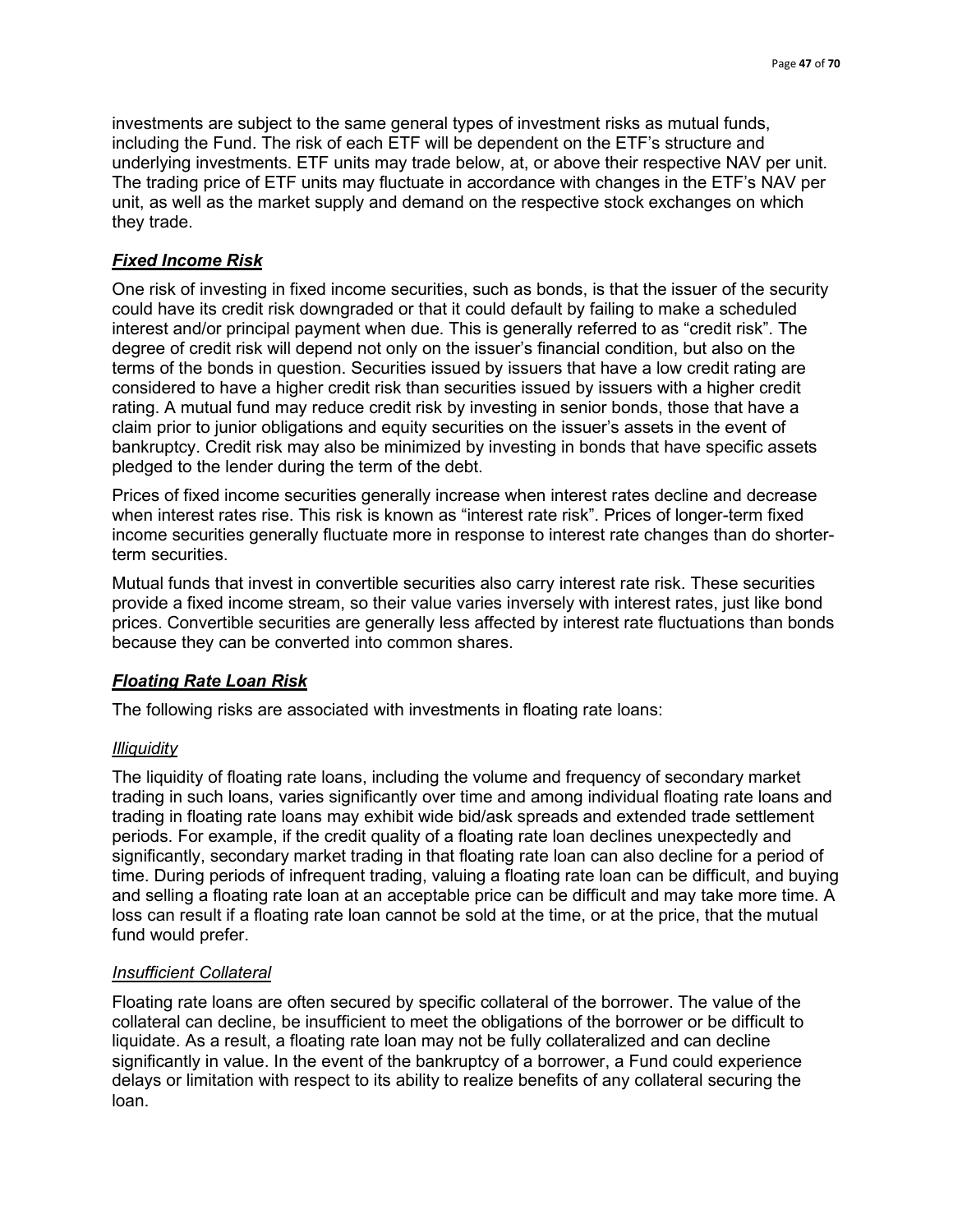investments are subject to the same general types of investment risks as mutual funds, including the Fund. The risk of each ETF will be dependent on the ETF's structure and underlying investments. ETF units may trade below, at, or above their respective NAV per unit. The trading price of ETF units may fluctuate in accordance with changes in the ETF's NAV per unit, as well as the market supply and demand on the respective stock exchanges on which they trade.

### ***Fixed Income Risk***

One risk of investing in fixed income securities, such as bonds, is that the issuer of the security could have its credit risk downgraded or that it could default by failing to make a scheduled interest and/or principal payment when due. This is generally referred to as "credit risk". The degree of credit risk will depend not only on the issuer's financial condition, but also on the terms of the bonds in question. Securities issued by issuers that have a low credit rating are considered to have a higher credit risk than securities issued by issuers with a higher credit rating. A mutual fund may reduce credit risk by investing in senior bonds, those that have a claim prior to junior obligations and equity securities on the issuer's assets in the event of bankruptcy. Credit risk may also be minimized by investing in bonds that have specific assets pledged to the lender during the term of the debt.

Prices of fixed income securities generally increase when interest rates decline and decrease when interest rates rise. This risk is known as "interest rate risk". Prices of longer-term fixed income securities generally fluctuate more in response to interest rate changes than do shorter-term securities.

Mutual funds that invest in convertible securities also carry interest rate risk. These securities provide a fixed income stream, so their value varies inversely with interest rates, just like bond prices. Convertible securities are generally less affected by interest rate fluctuations than bonds because they can be converted into common shares.

### ***Floating Rate Loan Risk***

The following risks are associated with investments in floating rate loans:

#### *Illiquidity*

The liquidity of floating rate loans, including the volume and frequency of secondary market trading in such loans, varies significantly over time and among individual floating rate loans and trading in floating rate loans may exhibit wide bid/ask spreads and extended trade settlement periods. For example, if the credit quality of a floating rate loan declines unexpectedly and significantly, secondary market trading in that floating rate loan can also decline for a period of time. During periods of infrequent trading, valuing a floating rate loan can be difficult, and buying and selling a floating rate loan at an acceptable price can be difficult and may take more time. A loss can result if a floating rate loan cannot be sold at the time, or at the price, that the mutual fund would prefer.

#### *Insufficient Collateral*

Floating rate loans are often secured by specific collateral of the borrower. The value of the collateral can decline, be insufficient to meet the obligations of the borrower or be difficult to liquidate. As a result, a floating rate loan may not be fully collateralized and can decline significantly in value. In the event of the bankruptcy of a borrower, a Fund could experience delays or limitation with respect to its ability to realize benefits of any collateral securing the loan.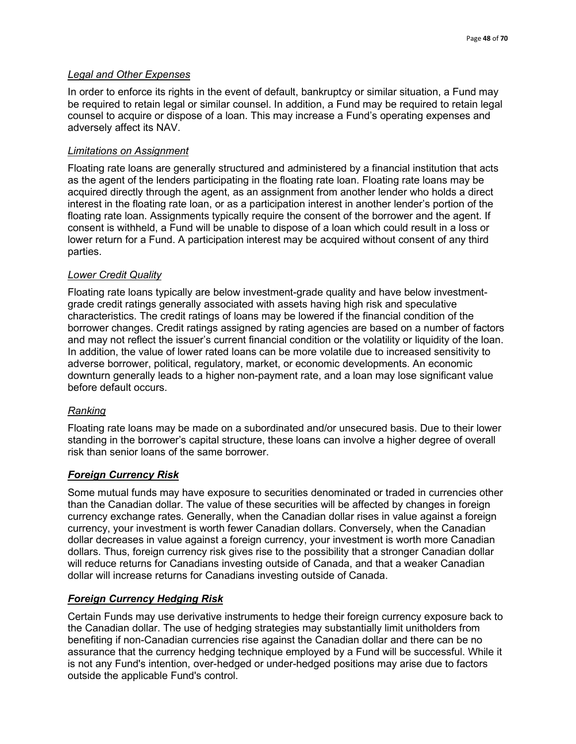*Legal and Other Expenses*

In order to enforce its rights in the event of default, bankruptcy or similar situation, a Fund may be required to retain legal or similar counsel. In addition, a Fund may be required to retain legal counsel to acquire or dispose of a loan. This may increase a Fund's operating expenses and adversely affect its NAV.

*Limitations on Assignment*

Floating rate loans are generally structured and administered by a financial institution that acts as the agent of the lenders participating in the floating rate loan. Floating rate loans may be acquired directly through the agent, as an assignment from another lender who holds a direct interest in the floating rate loan, or as a participation interest in another lender's portion of the floating rate loan. Assignments typically require the consent of the borrower and the agent. If consent is withheld, a Fund will be unable to dispose of a loan which could result in a loss or lower return for a Fund. A participation interest may be acquired without consent of any third parties.

*Lower Credit Quality*

Floating rate loans typically are below investment-grade quality and have below investment-grade credit ratings generally associated with assets having high risk and speculative characteristics. The credit ratings of loans may be lowered if the financial condition of the borrower changes. Credit ratings assigned by rating agencies are based on a number of factors and may not reflect the issuer's current financial condition or the volatility or liquidity of the loan. In addition, the value of lower rated loans can be more volatile due to increased sensitivity to adverse borrower, political, regulatory, market, or economic developments. An economic downturn generally leads to a higher non-payment rate, and a loan may lose significant value before default occurs.

*Ranking*

Floating rate loans may be made on a subordinated and/or unsecured basis. Due to their lower standing in the borrower's capital structure, these loans can involve a higher degree of overall risk than senior loans of the same borrower.

***Foreign Currency Risk***

Some mutual funds may have exposure to securities denominated or traded in currencies other than the Canadian dollar. The value of these securities will be affected by changes in foreign currency exchange rates. Generally, when the Canadian dollar rises in value against a foreign currency, your investment is worth fewer Canadian dollars. Conversely, when the Canadian dollar decreases in value against a foreign currency, your investment is worth more Canadian dollars. Thus, foreign currency risk gives rise to the possibility that a stronger Canadian dollar will reduce returns for Canadians investing outside of Canada, and that a weaker Canadian dollar will increase returns for Canadians investing outside of Canada.

***Foreign Currency Hedging Risk***

Certain Funds may use derivative instruments to hedge their foreign currency exposure back to the Canadian dollar. The use of hedging strategies may substantially limit unitholders from benefiting if non-Canadian currencies rise against the Canadian dollar and there can be no assurance that the currency hedging technique employed by a Fund will be successful. While it is not any Fund's intention, over-hedged or under-hedged positions may arise due to factors outside the applicable Fund's control.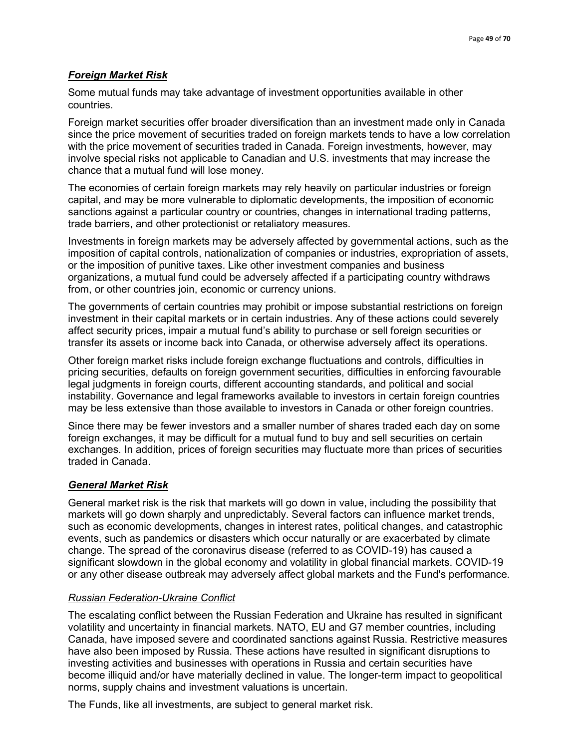### ***Foreign Market Risk***

Some mutual funds may take advantage of investment opportunities available in other countries.

Foreign market securities offer broader diversification than an investment made only in Canada since the price movement of securities traded on foreign markets tends to have a low correlation with the price movement of securities traded in Canada. Foreign investments, however, may involve special risks not applicable to Canadian and U.S. investments that may increase the chance that a mutual fund will lose money.

The economies of certain foreign markets may rely heavily on particular industries or foreign capital, and may be more vulnerable to diplomatic developments, the imposition of economic sanctions against a particular country or countries, changes in international trading patterns, trade barriers, and other protectionist or retaliatory measures.

Investments in foreign markets may be adversely affected by governmental actions, such as the imposition of capital controls, nationalization of companies or industries, expropriation of assets, or the imposition of punitive taxes. Like other investment companies and business organizations, a mutual fund could be adversely affected if a participating country withdraws from, or other countries join, economic or currency unions.

The governments of certain countries may prohibit or impose substantial restrictions on foreign investment in their capital markets or in certain industries. Any of these actions could severely affect security prices, impair a mutual fund's ability to purchase or sell foreign securities or transfer its assets or income back into Canada, or otherwise adversely affect its operations.

Other foreign market risks include foreign exchange fluctuations and controls, difficulties in pricing securities, defaults on foreign government securities, difficulties in enforcing favourable legal judgments in foreign courts, different accounting standards, and political and social instability. Governance and legal frameworks available to investors in certain foreign countries may be less extensive than those available to investors in Canada or other foreign countries.

Since there may be fewer investors and a smaller number of shares traded each day on some foreign exchanges, it may be difficult for a mutual fund to buy and sell securities on certain exchanges. In addition, prices of foreign securities may fluctuate more than prices of securities traded in Canada.

### ***General Market Risk***

General market risk is the risk that markets will go down in value, including the possibility that markets will go down sharply and unpredictably. Several factors can influence market trends, such as economic developments, changes in interest rates, political changes, and catastrophic events, such as pandemics or disasters which occur naturally or are exacerbated by climate change. The spread of the coronavirus disease (referred to as COVID-19) has caused a significant slowdown in the global economy and volatility in global financial markets. COVID-19 or any other disease outbreak may adversely affect global markets and the Fund's performance.

#### *Russian Federation-Ukraine Conflict*

The escalating conflict between the Russian Federation and Ukraine has resulted in significant volatility and uncertainty in financial markets. NATO, EU and G7 member countries, including Canada, have imposed severe and coordinated sanctions against Russia. Restrictive measures have also been imposed by Russia. These actions have resulted in significant disruptions to investing activities and businesses with operations in Russia and certain securities have become illiquid and/or have materially declined in value. The longer-term impact to geopolitical norms, supply chains and investment valuations is uncertain.

The Funds, like all investments, are subject to general market risk.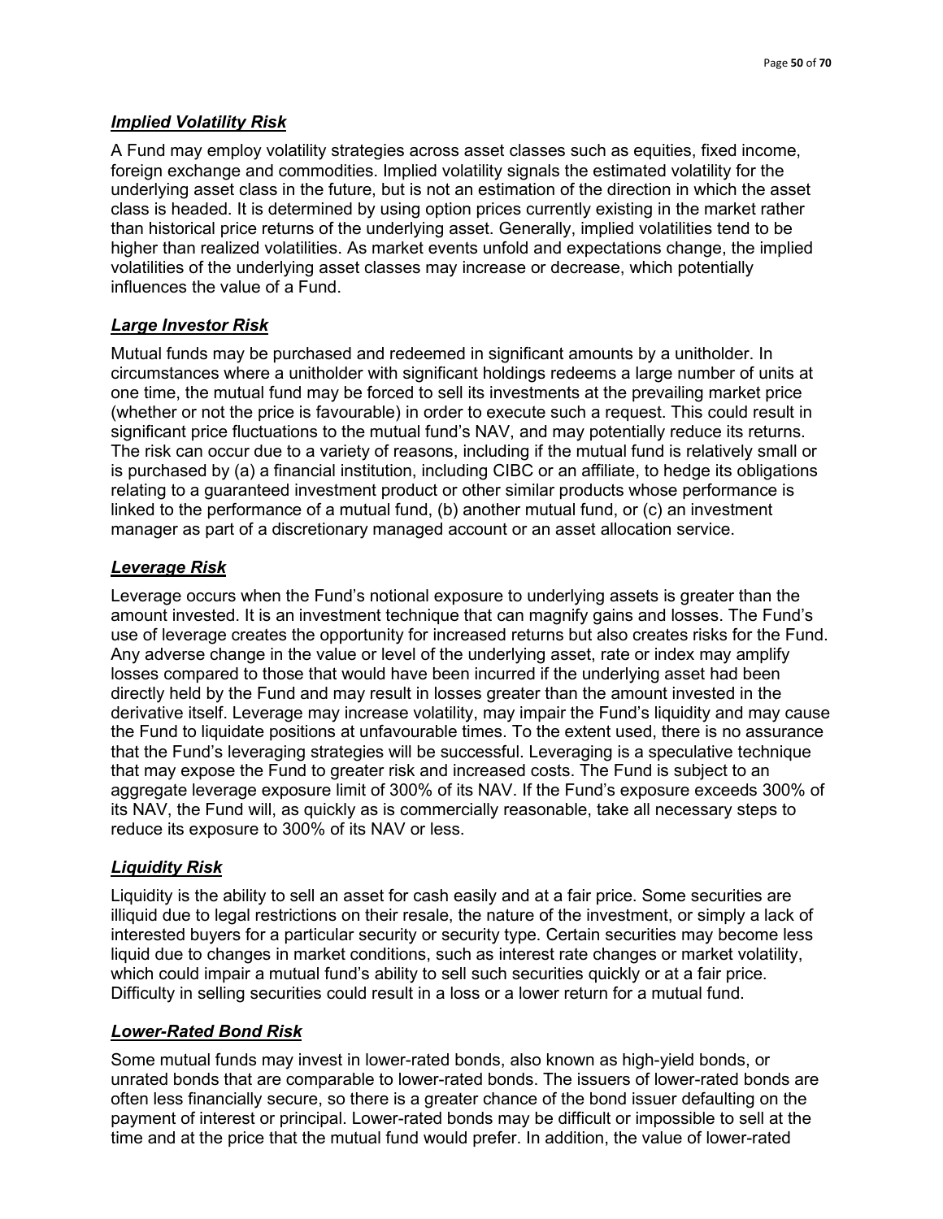### ***Implied Volatility Risk***

A Fund may employ volatility strategies across asset classes such as equities, fixed income, foreign exchange and commodities. Implied volatility signals the estimated volatility for the underlying asset class in the future, but is not an estimation of the direction in which the asset class is headed. It is determined by using option prices currently existing in the market rather than historical price returns of the underlying asset. Generally, implied volatilities tend to be higher than realized volatilities. As market events unfold and expectations change, the implied volatilities of the underlying asset classes may increase or decrease, which potentially influences the value of a Fund.

### ***Large Investor Risk***

Mutual funds may be purchased and redeemed in significant amounts by a unitholder. In circumstances where a unitholder with significant holdings redeems a large number of units at one time, the mutual fund may be forced to sell its investments at the prevailing market price (whether or not the price is favourable) in order to execute such a request. This could result in significant price fluctuations to the mutual fund's NAV, and may potentially reduce its returns. The risk can occur due to a variety of reasons, including if the mutual fund is relatively small or is purchased by (a) a financial institution, including CIBC or an affiliate, to hedge its obligations relating to a guaranteed investment product or other similar products whose performance is linked to the performance of a mutual fund, (b) another mutual fund, or (c) an investment manager as part of a discretionary managed account or an asset allocation service.

### ***Leverage Risk***

Leverage occurs when the Fund's notional exposure to underlying assets is greater than the amount invested. It is an investment technique that can magnify gains and losses. The Fund's use of leverage creates the opportunity for increased returns but also creates risks for the Fund. Any adverse change in the value or level of the underlying asset, rate or index may amplify losses compared to those that would have been incurred if the underlying asset had been directly held by the Fund and may result in losses greater than the amount invested in the derivative itself. Leverage may increase volatility, may impair the Fund's liquidity and may cause the Fund to liquidate positions at unfavourable times. To the extent used, there is no assurance that the Fund's leveraging strategies will be successful. Leveraging is a speculative technique that may expose the Fund to greater risk and increased costs. The Fund is subject to an aggregate leverage exposure limit of 300% of its NAV. If the Fund's exposure exceeds 300% of its NAV, the Fund will, as quickly as is commercially reasonable, take all necessary steps to reduce its exposure to 300% of its NAV or less.

### ***Liquidity Risk***

Liquidity is the ability to sell an asset for cash easily and at a fair price. Some securities are illiquid due to legal restrictions on their resale, the nature of the investment, or simply a lack of interested buyers for a particular security or security type. Certain securities may become less liquid due to changes in market conditions, such as interest rate changes or market volatility, which could impair a mutual fund's ability to sell such securities quickly or at a fair price. Difficulty in selling securities could result in a loss or a lower return for a mutual fund.

### ***Lower-Rated Bond Risk***

Some mutual funds may invest in lower-rated bonds, also known as high-yield bonds, or unrated bonds that are comparable to lower-rated bonds. The issuers of lower-rated bonds are often less financially secure, so there is a greater chance of the bond issuer defaulting on the payment of interest or principal. Lower-rated bonds may be difficult or impossible to sell at the time and at the price that the mutual fund would prefer. In addition, the value of lower-rated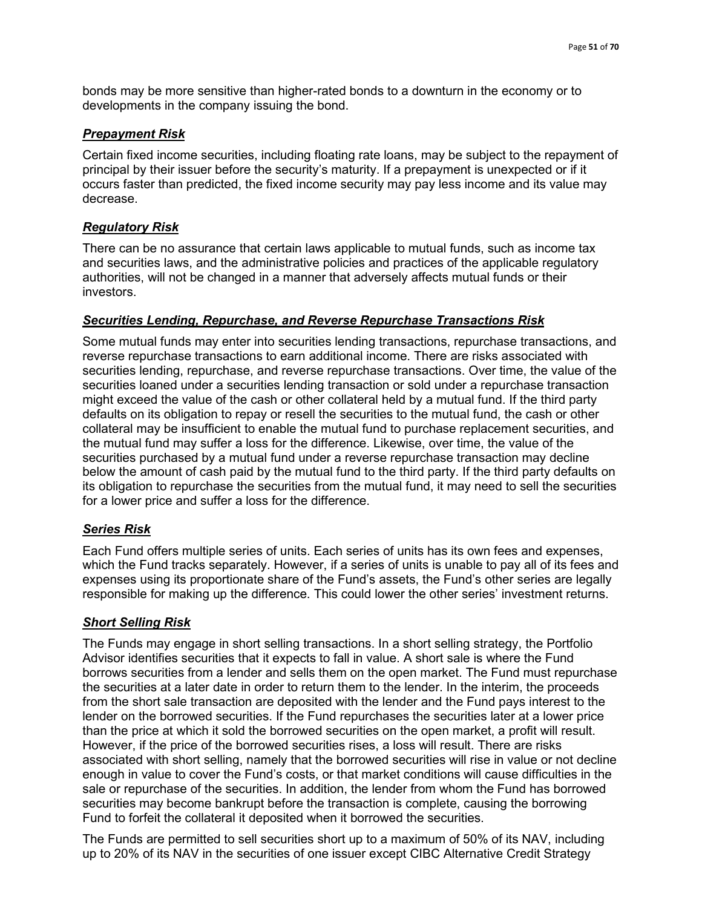bonds may be more sensitive than higher-rated bonds to a downturn in the economy or to developments in the company issuing the bond.

### ***Prepayment Risk***

Certain fixed income securities, including floating rate loans, may be subject to the repayment of principal by their issuer before the security's maturity. If a prepayment is unexpected or if it occurs faster than predicted, the fixed income security may pay less income and its value may decrease.

### ***Regulatory Risk***

There can be no assurance that certain laws applicable to mutual funds, such as income tax and securities laws, and the administrative policies and practices of the applicable regulatory authorities, will not be changed in a manner that adversely affects mutual funds or their investors.

### ***Securities Lending, Repurchase, and Reverse Repurchase Transactions Risk***

Some mutual funds may enter into securities lending transactions, repurchase transactions, and reverse repurchase transactions to earn additional income. There are risks associated with securities lending, repurchase, and reverse repurchase transactions. Over time, the value of the securities loaned under a securities lending transaction or sold under a repurchase transaction might exceed the value of the cash or other collateral held by a mutual fund. If the third party defaults on its obligation to repay or resell the securities to the mutual fund, the cash or other collateral may be insufficient to enable the mutual fund to purchase replacement securities, and the mutual fund may suffer a loss for the difference. Likewise, over time, the value of the securities purchased by a mutual fund under a reverse repurchase transaction may decline below the amount of cash paid by the mutual fund to the third party. If the third party defaults on its obligation to repurchase the securities from the mutual fund, it may need to sell the securities for a lower price and suffer a loss for the difference.

### ***Series Risk***

Each Fund offers multiple series of units. Each series of units has its own fees and expenses, which the Fund tracks separately. However, if a series of units is unable to pay all of its fees and expenses using its proportionate share of the Fund's assets, the Fund's other series are legally responsible for making up the difference. This could lower the other series' investment returns.

### ***Short Selling Risk***

The Funds may engage in short selling transactions. In a short selling strategy, the Portfolio Advisor identifies securities that it expects to fall in value. A short sale is where the Fund borrows securities from a lender and sells them on the open market. The Fund must repurchase the securities at a later date in order to return them to the lender. In the interim, the proceeds from the short sale transaction are deposited with the lender and the Fund pays interest to the lender on the borrowed securities. If the Fund repurchases the securities later at a lower price than the price at which it sold the borrowed securities on the open market, a profit will result. However, if the price of the borrowed securities rises, a loss will result. There are risks associated with short selling, namely that the borrowed securities will rise in value or not decline enough in value to cover the Fund's costs, or that market conditions will cause difficulties in the sale or repurchase of the securities. In addition, the lender from whom the Fund has borrowed securities may become bankrupt before the transaction is complete, causing the borrowing Fund to forfeit the collateral it deposited when it borrowed the securities.

The Funds are permitted to sell securities short up to a maximum of 50% of its NAV, including up to 20% of its NAV in the securities of one issuer except CIBC Alternative Credit Strategy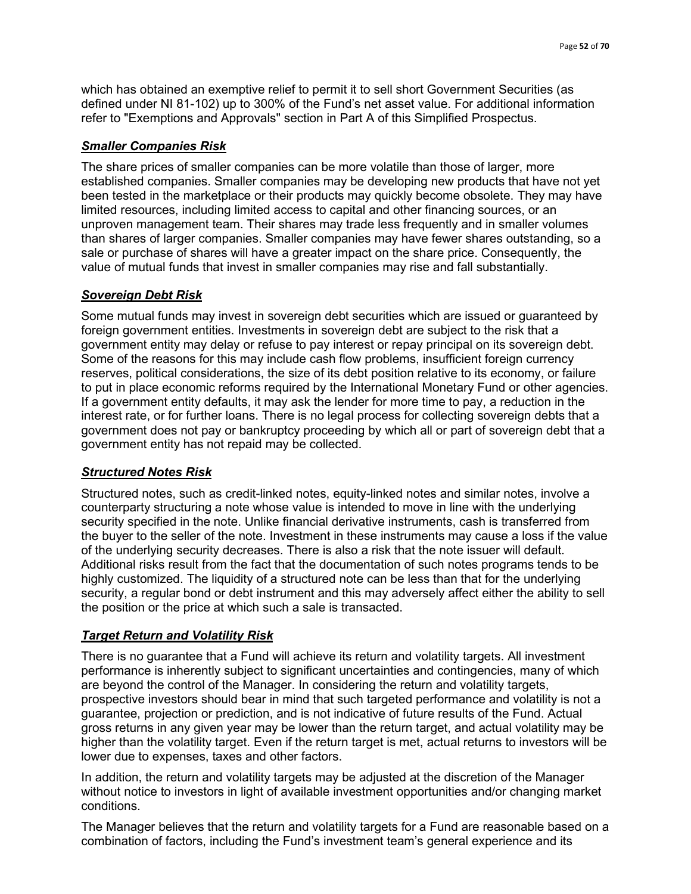which has obtained an exemptive relief to permit it to sell short Government Securities (as defined under NI 81-102) up to 300% of the Fund's net asset value. For additional information refer to "Exemptions and Approvals" section in Part A of this Simplified Prospectus.

### ***Smaller Companies Risk***

The share prices of smaller companies can be more volatile than those of larger, more established companies. Smaller companies may be developing new products that have not yet been tested in the marketplace or their products may quickly become obsolete. They may have limited resources, including limited access to capital and other financing sources, or an unproven management team. Their shares may trade less frequently and in smaller volumes than shares of larger companies. Smaller companies may have fewer shares outstanding, so a sale or purchase of shares will have a greater impact on the share price. Consequently, the value of mutual funds that invest in smaller companies may rise and fall substantially.

### ***Sovereign Debt Risk***

Some mutual funds may invest in sovereign debt securities which are issued or guaranteed by foreign government entities. Investments in sovereign debt are subject to the risk that a government entity may delay or refuse to pay interest or repay principal on its sovereign debt. Some of the reasons for this may include cash flow problems, insufficient foreign currency reserves, political considerations, the size of its debt position relative to its economy, or failure to put in place economic reforms required by the International Monetary Fund or other agencies. If a government entity defaults, it may ask the lender for more time to pay, a reduction in the interest rate, or for further loans. There is no legal process for collecting sovereign debts that a government does not pay or bankruptcy proceeding by which all or part of sovereign debt that a government entity has not repaid may be collected.

### ***Structured Notes Risk***

Structured notes, such as credit-linked notes, equity-linked notes and similar notes, involve a counterparty structuring a note whose value is intended to move in line with the underlying security specified in the note. Unlike financial derivative instruments, cash is transferred from the buyer to the seller of the note. Investment in these instruments may cause a loss if the value of the underlying security decreases. There is also a risk that the note issuer will default. Additional risks result from the fact that the documentation of such notes programs tends to be highly customized. The liquidity of a structured note can be less than that for the underlying security, a regular bond or debt instrument and this may adversely affect either the ability to sell the position or the price at which such a sale is transacted.

### ***Target Return and Volatility Risk***

There is no guarantee that a Fund will achieve its return and volatility targets. All investment performance is inherently subject to significant uncertainties and contingencies, many of which are beyond the control of the Manager. In considering the return and volatility targets, prospective investors should bear in mind that such targeted performance and volatility is not a guarantee, projection or prediction, and is not indicative of future results of the Fund. Actual gross returns in any given year may be lower than the return target, and actual volatility may be higher than the volatility target. Even if the return target is met, actual returns to investors will be lower due to expenses, taxes and other factors.

In addition, the return and volatility targets may be adjusted at the discretion of the Manager without notice to investors in light of available investment opportunities and/or changing market conditions.

The Manager believes that the return and volatility targets for a Fund are reasonable based on a combination of factors, including the Fund's investment team's general experience and its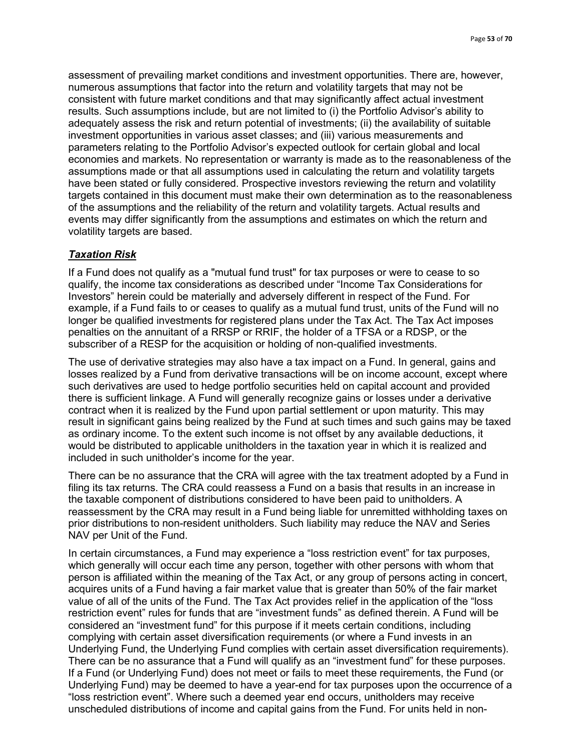assessment of prevailing market conditions and investment opportunities. There are, however, numerous assumptions that factor into the return and volatility targets that may not be consistent with future market conditions and that may significantly affect actual investment results. Such assumptions include, but are not limited to (i) the Portfolio Advisor's ability to adequately assess the risk and return potential of investments; (ii) the availability of suitable investment opportunities in various asset classes; and (iii) various measurements and parameters relating to the Portfolio Advisor's expected outlook for certain global and local economies and markets. No representation or warranty is made as to the reasonableness of the assumptions made or that all assumptions used in calculating the return and volatility targets have been stated or fully considered. Prospective investors reviewing the return and volatility targets contained in this document must make their own determination as to the reasonableness of the assumptions and the reliability of the return and volatility targets. Actual results and events may differ significantly from the assumptions and estimates on which the return and volatility targets are based.

***Taxation Risk***

If a Fund does not qualify as a "mutual fund trust" for tax purposes or were to cease to so qualify, the income tax considerations as described under "Income Tax Considerations for Investors" herein could be materially and adversely different in respect of the Fund. For example, if a Fund fails to or ceases to qualify as a mutual fund trust, units of the Fund will no longer be qualified investments for registered plans under the Tax Act. The Tax Act imposes penalties on the annuitant of a RRSP or RRIF, the holder of a TFSA or a RDSP, or the subscriber of a RESP for the acquisition or holding of non-qualified investments.

The use of derivative strategies may also have a tax impact on a Fund. In general, gains and losses realized by a Fund from derivative transactions will be on income account, except where such derivatives are used to hedge portfolio securities held on capital account and provided there is sufficient linkage. A Fund will generally recognize gains or losses under a derivative contract when it is realized by the Fund upon partial settlement or upon maturity. This may result in significant gains being realized by the Fund at such times and such gains may be taxed as ordinary income. To the extent such income is not offset by any available deductions, it would be distributed to applicable unitholders in the taxation year in which it is realized and included in such unitholder's income for the year.

There can be no assurance that the CRA will agree with the tax treatment adopted by a Fund in filing its tax returns. The CRA could reassess a Fund on a basis that results in an increase in the taxable component of distributions considered to have been paid to unitholders. A reassessment by the CRA may result in a Fund being liable for unremitted withholding taxes on prior distributions to non-resident unitholders. Such liability may reduce the NAV and Series NAV per Unit of the Fund.

In certain circumstances, a Fund may experience a "loss restriction event" for tax purposes, which generally will occur each time any person, together with other persons with whom that person is affiliated within the meaning of the Tax Act, or any group of persons acting in concert, acquires units of a Fund having a fair market value that is greater than 50% of the fair market value of all of the units of the Fund. The Tax Act provides relief in the application of the "loss restriction event" rules for funds that are "investment funds" as defined therein. A Fund will be considered an "investment fund" for this purpose if it meets certain conditions, including complying with certain asset diversification requirements (or where a Fund invests in an Underlying Fund, the Underlying Fund complies with certain asset diversification requirements). There can be no assurance that a Fund will qualify as an "investment fund" for these purposes. If a Fund (or Underlying Fund) does not meet or fails to meet these requirements, the Fund (or Underlying Fund) may be deemed to have a year-end for tax purposes upon the occurrence of a "loss restriction event". Where such a deemed year end occurs, unitholders may receive unscheduled distributions of income and capital gains from the Fund. For units held in non-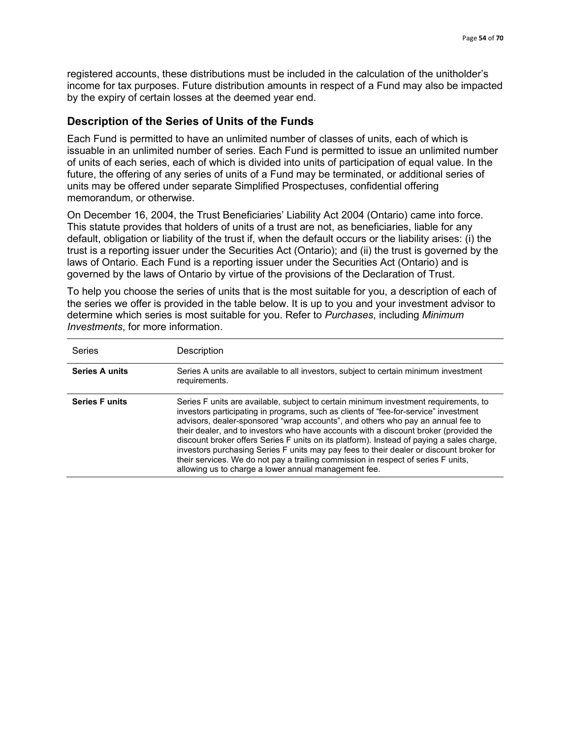registered accounts, these distributions must be included in the calculation of the unitholder's income for tax purposes. Future distribution amounts in respect of a Fund may also be impacted by the expiry of certain losses at the deemed year end.

## Description of the Series of Units of the Funds

Each Fund is permitted to have an unlimited number of classes of units, each of which is issuable in an unlimited number of series. Each Fund is permitted to issue an unlimited number of units of each series, each of which is divided into units of participation of equal value. In the future, the offering of any series of units of a Fund may be terminated, or additional series of units may be offered under separate Simplified Prospectuses, confidential offering memorandum, or otherwise.

On December 16, 2004, the Trust Beneficiaries' Liability Act 2004 (Ontario) came into force. This statute provides that holders of units of a trust are not, as beneficiaries, liable for any default, obligation or liability of the trust if, when the default occurs or the liability arises: (i) the trust is a reporting issuer under the Securities Act (Ontario); and (ii) the trust is governed by the laws of Ontario. Each Fund is a reporting issuer under the Securities Act (Ontario) and is governed by the laws of Ontario by virtue of the provisions of the Declaration of Trust.

To help you choose the series of units that is the most suitable for you, a description of each of the series we offer is provided in the table below. It is up to you and your investment advisor to determine which series is most suitable for you. Refer to *Purchases*, including *Minimum Investments*, for more information.

| Series | Description |
|---|---|
| **Series A units** | Series A units are available to all investors, subject to certain minimum investment requirements. |
| **Series F units** | Series F units are available, subject to certain minimum investment requirements, to investors participating in programs, such as clients of "fee-for-service" investment advisors, dealer-sponsored "wrap accounts", and others who pay an annual fee to their dealer, and to investors who have accounts with a discount broker (provided the discount broker offers Series F units on its platform). Instead of paying a sales charge, investors purchasing Series F units may pay fees to their dealer or discount broker for their services. We do not pay a trailing commission in respect of series F units, allowing us to charge a lower annual management fee. |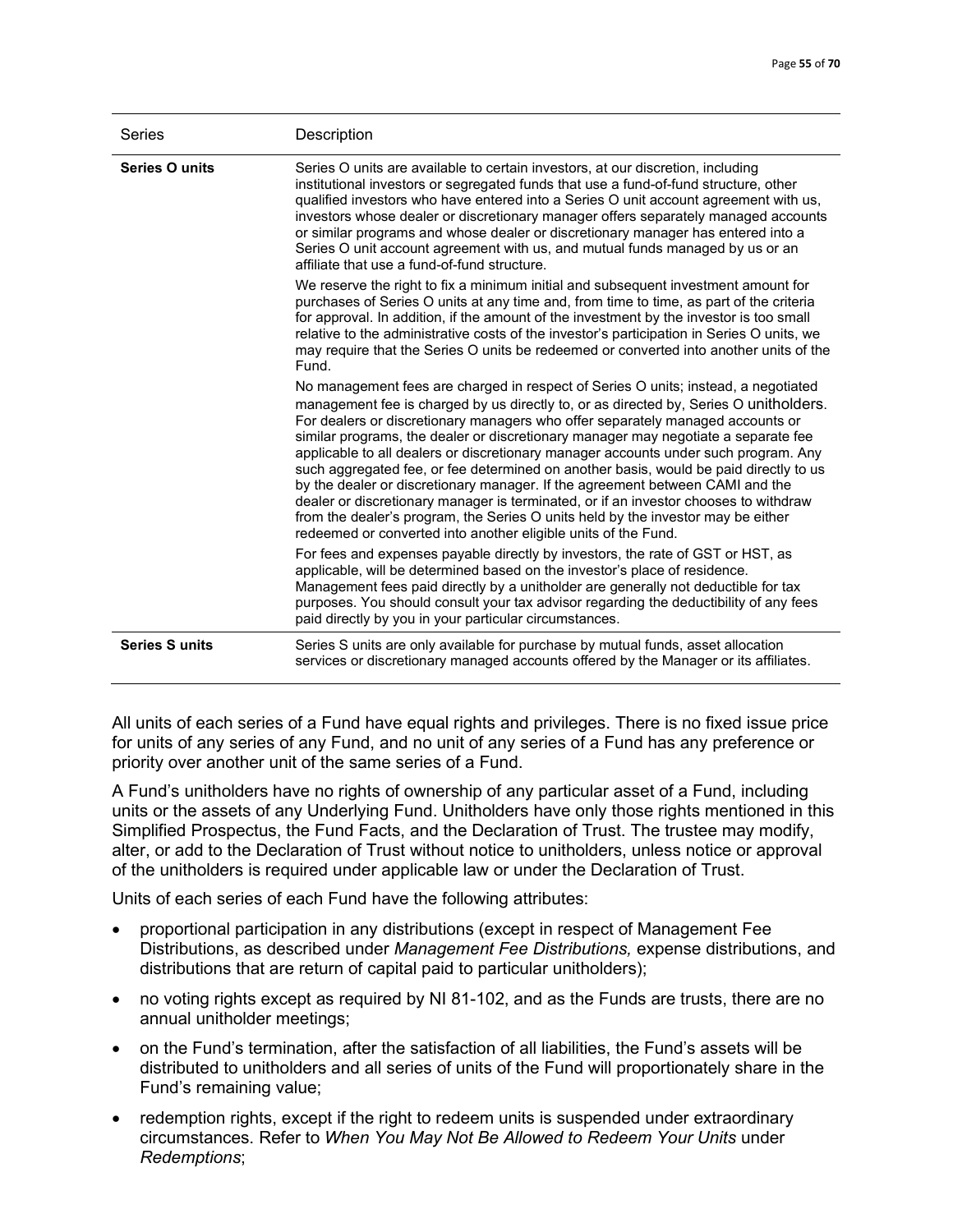| Series | Description |
| --- | --- |
| **Series O units** | Series O units are available to certain investors, at our discretion, including institutional investors or segregated funds that use a fund-of-fund structure, other qualified investors who have entered into a Series O unit account agreement with us, investors whose dealer or discretionary manager offers separately managed accounts or similar programs and whose dealer or discretionary manager has entered into a Series O unit account agreement with us, and mutual funds managed by us or an affiliate that use a fund-of-fund structure.<br><br>We reserve the right to fix a minimum initial and subsequent investment amount for purchases of Series O units at any time and, from time to time, as part of the criteria for approval. In addition, if the amount of the investment by the investor is too small relative to the administrative costs of the investor's participation in Series O units, we may require that the Series O units be redeemed or converted into another units of the Fund.<br><br>No management fees are charged in respect of Series O units; instead, a negotiated management fee is charged by us directly to, or as directed by, Series O unitholders. For dealers or discretionary managers who offer separately managed accounts or similar programs, the dealer or discretionary manager may negotiate a separate fee applicable to all dealers or discretionary manager accounts under such program. Any such aggregated fee, or fee determined on another basis, would be paid directly to us by the dealer or discretionary manager. If the agreement between CAMI and the dealer or discretionary manager is terminated, or if an investor chooses to withdraw from the dealer's program, the Series O units held by the investor may be either redeemed or converted into another eligible units of the Fund.<br><br>For fees and expenses payable directly by investors, the rate of GST or HST, as applicable, will be determined based on the investor's place of residence. Management fees paid directly by a unitholder are generally not deductible for tax purposes. You should consult your tax advisor regarding the deductibility of any fees paid directly by you in your particular circumstances. |
| **Series S units** | Series S units are only available for purchase by mutual funds, asset allocation services or discretionary managed accounts offered by the Manager or its affiliates. |

All units of each series of a Fund have equal rights and privileges. There is no fixed issue price for units of any series of any Fund, and no unit of any series of a Fund has any preference or priority over another unit of the same series of a Fund.

A Fund's unitholders have no rights of ownership of any particular asset of a Fund, including units or the assets of any Underlying Fund. Unitholders have only those rights mentioned in this Simplified Prospectus, the Fund Facts, and the Declaration of Trust. The trustee may modify, alter, or add to the Declaration of Trust without notice to unitholders, unless notice or approval of the unitholders is required under applicable law or under the Declaration of Trust.

Units of each series of each Fund have the following attributes:

- proportional participation in any distributions (except in respect of Management Fee Distributions, as described under *Management Fee Distributions,* expense distributions, and distributions that are return of capital paid to particular unitholders);
- no voting rights except as required by NI 81-102, and as the Funds are trusts, there are no annual unitholder meetings;
- on the Fund's termination, after the satisfaction of all liabilities, the Fund's assets will be distributed to unitholders and all series of units of the Fund will proportionately share in the Fund's remaining value;
- redemption rights, except if the right to redeem units is suspended under extraordinary circumstances. Refer to *When You May Not Be Allowed to Redeem Your Units* under *Redemptions*;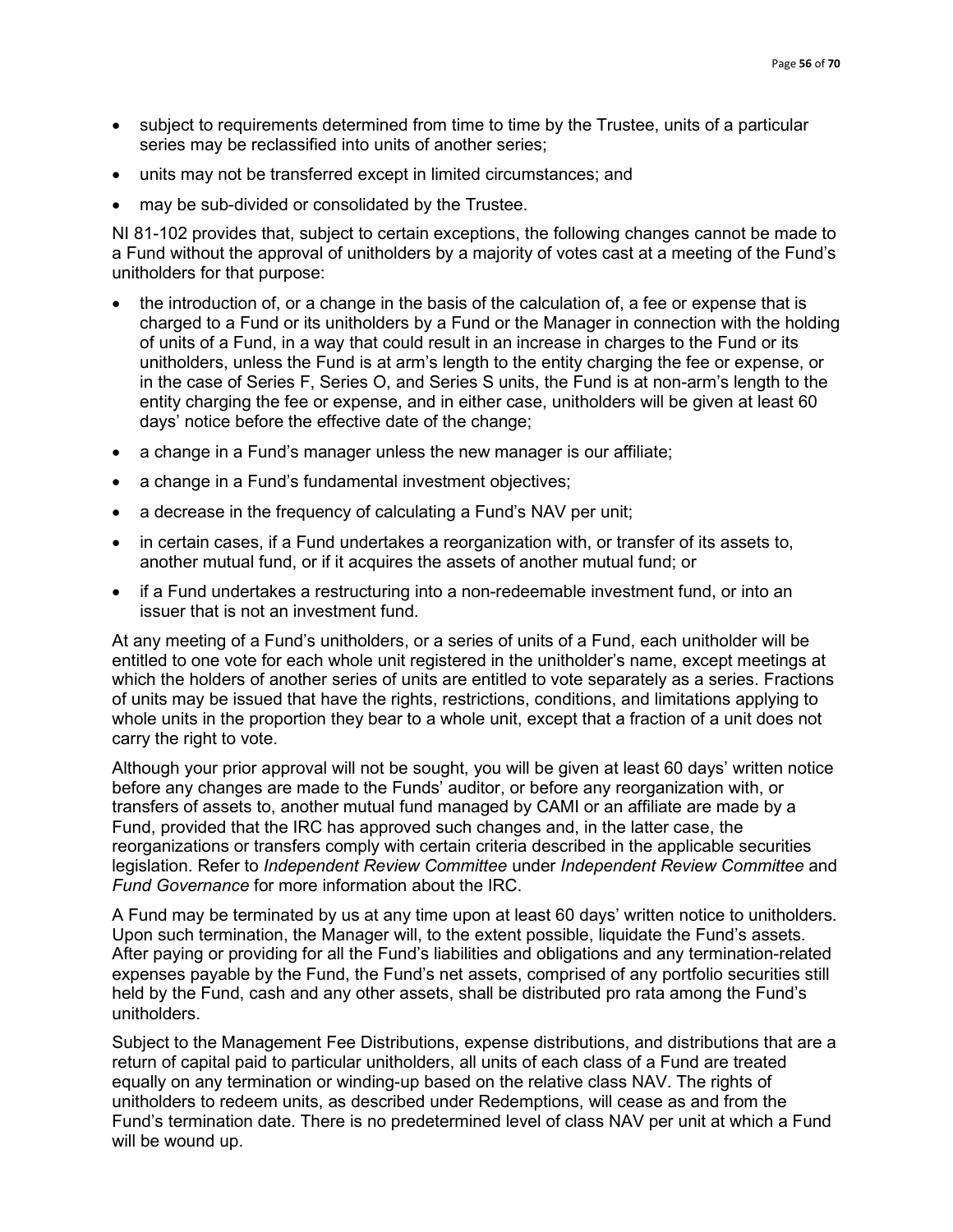- subject to requirements determined from time to time by the Trustee, units of a particular series may be reclassified into units of another series;
- units may not be transferred except in limited circumstances; and
- may be sub-divided or consolidated by the Trustee.

NI 81-102 provides that, subject to certain exceptions, the following changes cannot be made to a Fund without the approval of unitholders by a majority of votes cast at a meeting of the Fund's unitholders for that purpose:

- the introduction of, or a change in the basis of the calculation of, a fee or expense that is charged to a Fund or its unitholders by a Fund or the Manager in connection with the holding of units of a Fund, in a way that could result in an increase in charges to the Fund or its unitholders, unless the Fund is at arm's length to the entity charging the fee or expense, or in the case of Series F, Series O, and Series S units, the Fund is at non-arm's length to the entity charging the fee or expense, and in either case, unitholders will be given at least 60 days' notice before the effective date of the change;
- a change in a Fund's manager unless the new manager is our affiliate;
- a change in a Fund's fundamental investment objectives;
- a decrease in the frequency of calculating a Fund's NAV per unit;
- in certain cases, if a Fund undertakes a reorganization with, or transfer of its assets to, another mutual fund, or if it acquires the assets of another mutual fund; or
- if a Fund undertakes a restructuring into a non-redeemable investment fund, or into an issuer that is not an investment fund.

At any meeting of a Fund's unitholders, or a series of units of a Fund, each unitholder will be entitled to one vote for each whole unit registered in the unitholder's name, except meetings at which the holders of another series of units are entitled to vote separately as a series. Fractions of units may be issued that have the rights, restrictions, conditions, and limitations applying to whole units in the proportion they bear to a whole unit, except that a fraction of a unit does not carry the right to vote.

Although your prior approval will not be sought, you will be given at least 60 days' written notice before any changes are made to the Funds' auditor, or before any reorganization with, or transfers of assets to, another mutual fund managed by CAMI or an affiliate are made by a Fund, provided that the IRC has approved such changes and, in the latter case, the reorganizations or transfers comply with certain criteria described in the applicable securities legislation. Refer to *Independent Review Committee* under *Independent Review Committee* and *Fund Governance* for more information about the IRC.

A Fund may be terminated by us at any time upon at least 60 days' written notice to unitholders. Upon such termination, the Manager will, to the extent possible, liquidate the Fund's assets. After paying or providing for all the Fund's liabilities and obligations and any termination-related expenses payable by the Fund, the Fund's net assets, comprised of any portfolio securities still held by the Fund, cash and any other assets, shall be distributed pro rata among the Fund's unitholders.

Subject to the Management Fee Distributions, expense distributions, and distributions that are a return of capital paid to particular unitholders, all units of each class of a Fund are treated equally on any termination or winding-up based on the relative class NAV. The rights of unitholders to redeem units, as described under Redemptions, will cease as and from the Fund's termination date. There is no predetermined level of class NAV per unit at which a Fund will be wound up.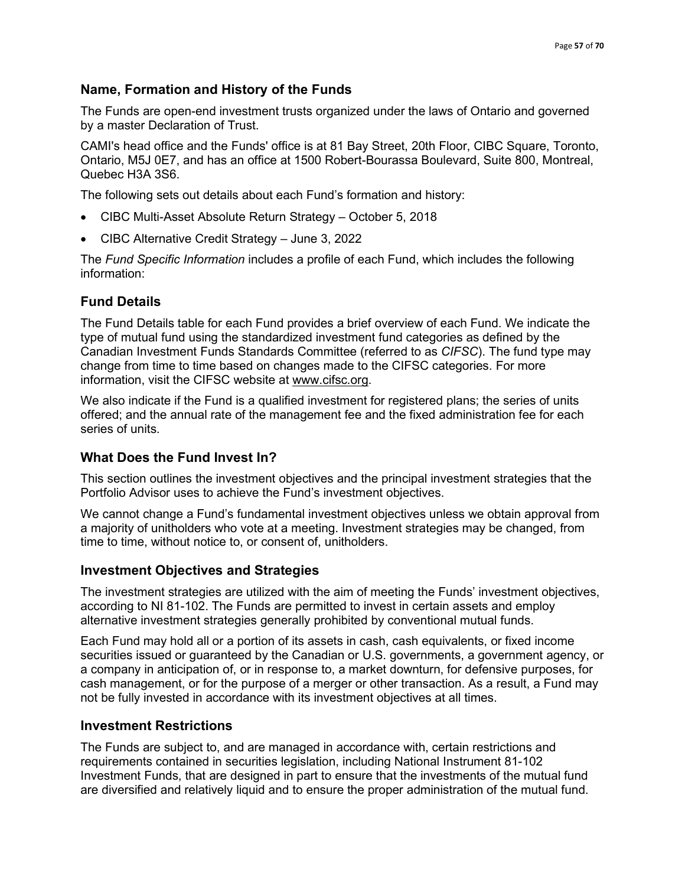## Name, Formation and History of the Funds

The Funds are open-end investment trusts organized under the laws of Ontario and governed by a master Declaration of Trust.

CAMI's head office and the Funds' office is at 81 Bay Street, 20th Floor, CIBC Square, Toronto, Ontario, M5J 0E7, and has an office at 1500 Robert-Bourassa Boulevard, Suite 800, Montreal, Quebec H3A 3S6.

The following sets out details about each Fund's formation and history:

- CIBC Multi-Asset Absolute Return Strategy – October 5, 2018
- CIBC Alternative Credit Strategy – June 3, 2022

The *Fund Specific Information* includes a profile of each Fund, which includes the following information:

## Fund Details

The Fund Details table for each Fund provides a brief overview of each Fund. We indicate the type of mutual fund using the standardized investment fund categories as defined by the Canadian Investment Funds Standards Committee (referred to as *CIFSC*). The fund type may change from time to time based on changes made to the CIFSC categories. For more information, visit the CIFSC website at www.cifsc.org.

We also indicate if the Fund is a qualified investment for registered plans; the series of units offered; and the annual rate of the management fee and the fixed administration fee for each series of units.

## What Does the Fund Invest In?

This section outlines the investment objectives and the principal investment strategies that the Portfolio Advisor uses to achieve the Fund's investment objectives.

We cannot change a Fund's fundamental investment objectives unless we obtain approval from a majority of unitholders who vote at a meeting. Investment strategies may be changed, from time to time, without notice to, or consent of, unitholders.

## Investment Objectives and Strategies

The investment strategies are utilized with the aim of meeting the Funds' investment objectives, according to NI 81-102. The Funds are permitted to invest in certain assets and employ alternative investment strategies generally prohibited by conventional mutual funds.

Each Fund may hold all or a portion of its assets in cash, cash equivalents, or fixed income securities issued or guaranteed by the Canadian or U.S. governments, a government agency, or a company in anticipation of, or in response to, a market downturn, for defensive purposes, for cash management, or for the purpose of a merger or other transaction. As a result, a Fund may not be fully invested in accordance with its investment objectives at all times.

## Investment Restrictions

The Funds are subject to, and are managed in accordance with, certain restrictions and requirements contained in securities legislation, including National Instrument 81-102 Investment Funds, that are designed in part to ensure that the investments of the mutual fund are diversified and relatively liquid and to ensure the proper administration of the mutual fund.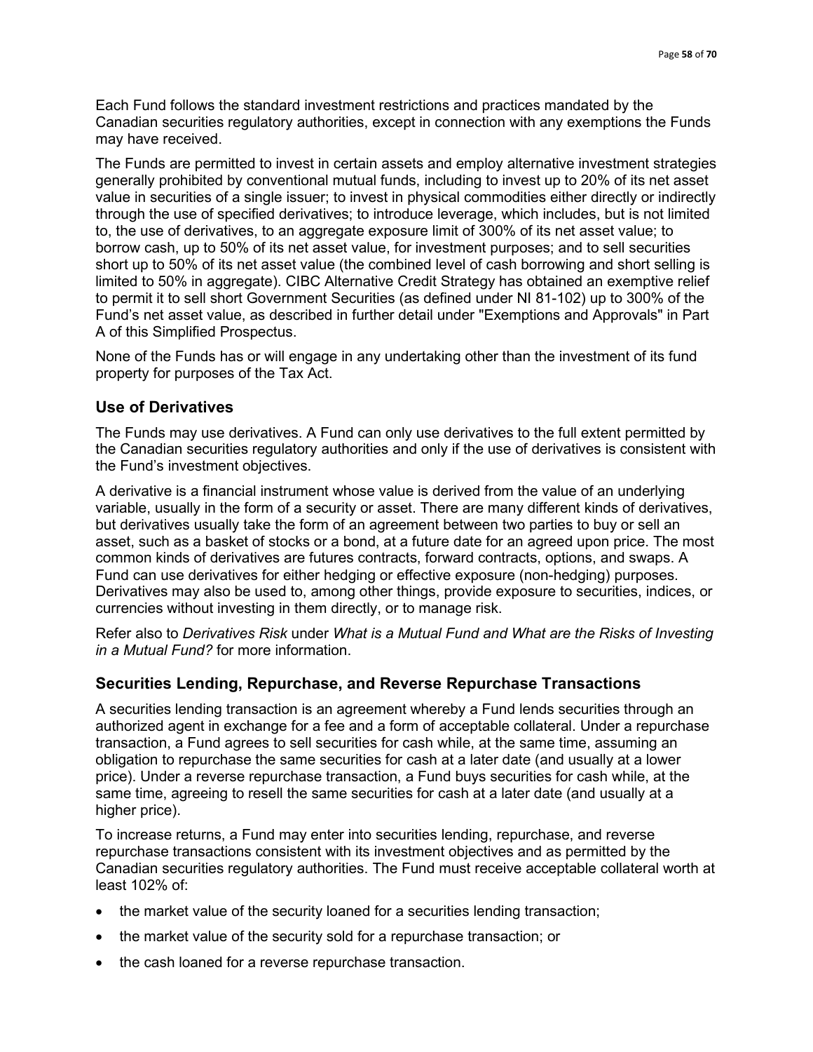Each Fund follows the standard investment restrictions and practices mandated by the Canadian securities regulatory authorities, except in connection with any exemptions the Funds may have received.

The Funds are permitted to invest in certain assets and employ alternative investment strategies generally prohibited by conventional mutual funds, including to invest up to 20% of its net asset value in securities of a single issuer; to invest in physical commodities either directly or indirectly through the use of specified derivatives; to introduce leverage, which includes, but is not limited to, the use of derivatives, to an aggregate exposure limit of 300% of its net asset value; to borrow cash, up to 50% of its net asset value, for investment purposes; and to sell securities short up to 50% of its net asset value (the combined level of cash borrowing and short selling is limited to 50% in aggregate). CIBC Alternative Credit Strategy has obtained an exemptive relief to permit it to sell short Government Securities (as defined under NI 81-102) up to 300% of the Fund's net asset value, as described in further detail under "Exemptions and Approvals" in Part A of this Simplified Prospectus.

None of the Funds has or will engage in any undertaking other than the investment of its fund property for purposes of the Tax Act.

## Use of Derivatives

The Funds may use derivatives. A Fund can only use derivatives to the full extent permitted by the Canadian securities regulatory authorities and only if the use of derivatives is consistent with the Fund's investment objectives.

A derivative is a financial instrument whose value is derived from the value of an underlying variable, usually in the form of a security or asset. There are many different kinds of derivatives, but derivatives usually take the form of an agreement between two parties to buy or sell an asset, such as a basket of stocks or a bond, at a future date for an agreed upon price. The most common kinds of derivatives are futures contracts, forward contracts, options, and swaps. A Fund can use derivatives for either hedging or effective exposure (non-hedging) purposes. Derivatives may also be used to, among other things, provide exposure to securities, indices, or currencies without investing in them directly, or to manage risk.

Refer also to *Derivatives Risk* under *What is a Mutual Fund and What are the Risks of Investing in a Mutual Fund?* for more information.

## Securities Lending, Repurchase, and Reverse Repurchase Transactions

A securities lending transaction is an agreement whereby a Fund lends securities through an authorized agent in exchange for a fee and a form of acceptable collateral. Under a repurchase transaction, a Fund agrees to sell securities for cash while, at the same time, assuming an obligation to repurchase the same securities for cash at a later date (and usually at a lower price). Under a reverse repurchase transaction, a Fund buys securities for cash while, at the same time, agreeing to resell the same securities for cash at a later date (and usually at a higher price).

To increase returns, a Fund may enter into securities lending, repurchase, and reverse repurchase transactions consistent with its investment objectives and as permitted by the Canadian securities regulatory authorities. The Fund must receive acceptable collateral worth at least 102% of:

- the market value of the security loaned for a securities lending transaction;
- the market value of the security sold for a repurchase transaction; or
- the cash loaned for a reverse repurchase transaction.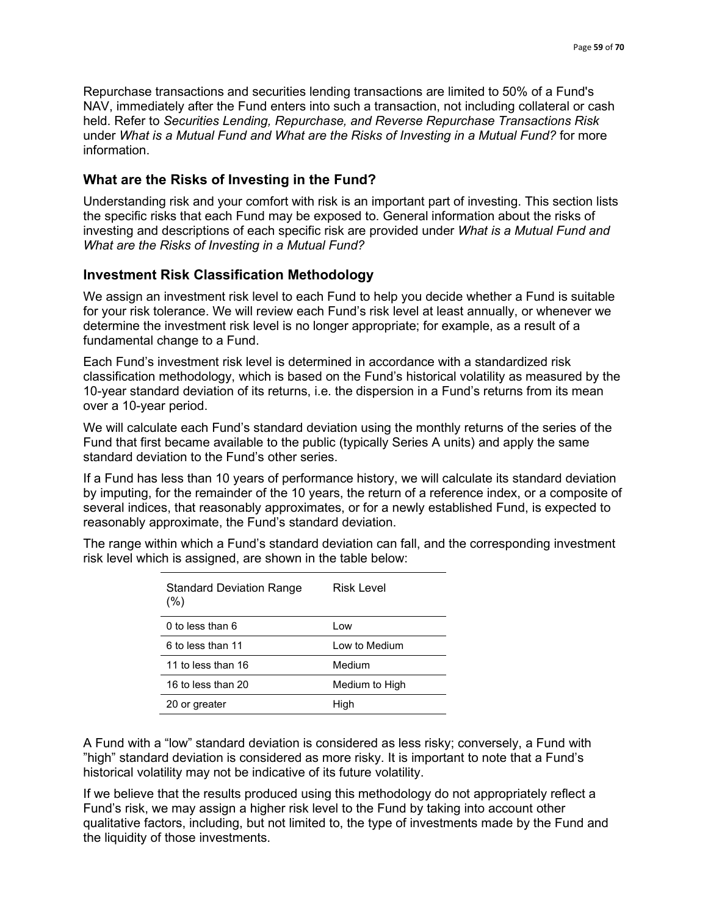Repurchase transactions and securities lending transactions are limited to 50% of a Fund's NAV, immediately after the Fund enters into such a transaction, not including collateral or cash held. Refer to *Securities Lending, Repurchase, and Reverse Repurchase Transactions Risk* under *What is a Mutual Fund and What are the Risks of Investing in a Mutual Fund?* for more information.

## What are the Risks of Investing in the Fund?

Understanding risk and your comfort with risk is an important part of investing. This section lists the specific risks that each Fund may be exposed to. General information about the risks of investing and descriptions of each specific risk are provided under *What is a Mutual Fund and What are the Risks of Investing in a Mutual Fund?*

## Investment Risk Classification Methodology

We assign an investment risk level to each Fund to help you decide whether a Fund is suitable for your risk tolerance. We will review each Fund's risk level at least annually, or whenever we determine the investment risk level is no longer appropriate; for example, as a result of a fundamental change to a Fund.

Each Fund's investment risk level is determined in accordance with a standardized risk classification methodology, which is based on the Fund's historical volatility as measured by the 10-year standard deviation of its returns, i.e. the dispersion in a Fund's returns from its mean over a 10-year period.

We will calculate each Fund's standard deviation using the monthly returns of the series of the Fund that first became available to the public (typically Series A units) and apply the same standard deviation to the Fund's other series.

If a Fund has less than 10 years of performance history, we will calculate its standard deviation by imputing, for the remainder of the 10 years, the return of a reference index, or a composite of several indices, that reasonably approximates, or for a newly established Fund, is expected to reasonably approximate, the Fund's standard deviation.

The range within which a Fund's standard deviation can fall, and the corresponding investment risk level which is assigned, are shown in the table below:

| Standard Deviation Range (%) | Risk Level |
|---|---|
| 0 to less than 6 | Low |
| 6 to less than 11 | Low to Medium |
| 11 to less than 16 | Medium |
| 16 to less than 20 | Medium to High |
| 20 or greater | High |

A Fund with a "low" standard deviation is considered as less risky; conversely, a Fund with "high" standard deviation is considered as more risky. It is important to note that a Fund's historical volatility may not be indicative of its future volatility.

If we believe that the results produced using this methodology do not appropriately reflect a Fund's risk, we may assign a higher risk level to the Fund by taking into account other qualitative factors, including, but not limited to, the type of investments made by the Fund and the liquidity of those investments.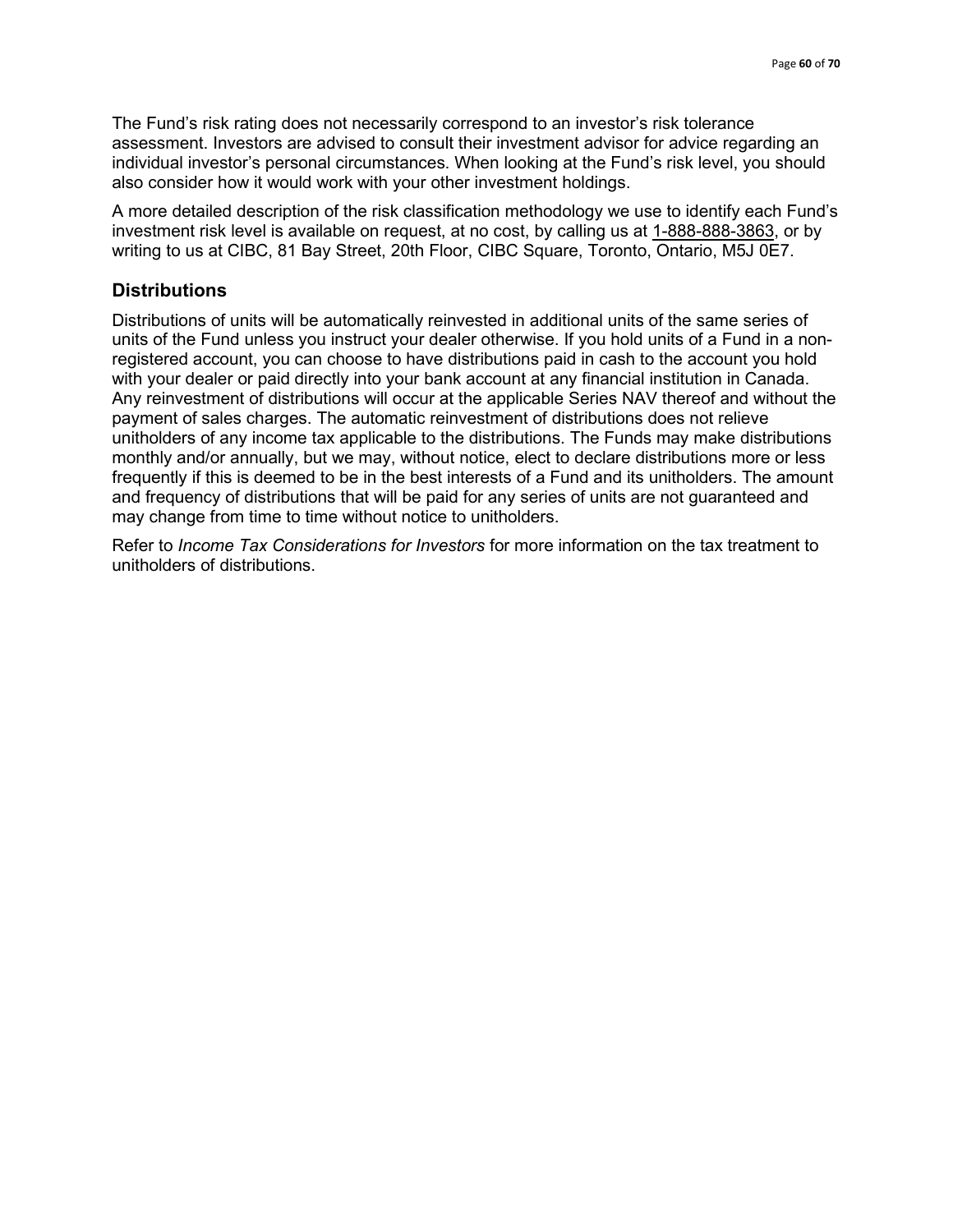The Fund's risk rating does not necessarily correspond to an investor's risk tolerance assessment. Investors are advised to consult their investment advisor for advice regarding an individual investor's personal circumstances. When looking at the Fund's risk level, you should also consider how it would work with your other investment holdings.

A more detailed description of the risk classification methodology we use to identify each Fund's investment risk level is available on request, at no cost, by calling us at 1-888-888-3863, or by writing to us at CIBC, 81 Bay Street, 20th Floor, CIBC Square, Toronto, Ontario, M5J 0E7.

## Distributions

Distributions of units will be automatically reinvested in additional units of the same series of units of the Fund unless you instruct your dealer otherwise. If you hold units of a Fund in a non-registered account, you can choose to have distributions paid in cash to the account you hold with your dealer or paid directly into your bank account at any financial institution in Canada. Any reinvestment of distributions will occur at the applicable Series NAV thereof and without the payment of sales charges. The automatic reinvestment of distributions does not relieve unitholders of any income tax applicable to the distributions. The Funds may make distributions monthly and/or annually, but we may, without notice, elect to declare distributions more or less frequently if this is deemed to be in the best interests of a Fund and its unitholders. The amount and frequency of distributions that will be paid for any series of units are not guaranteed and may change from time to time without notice to unitholders.

Refer to *Income Tax Considerations for Investors* for more information on the tax treatment to unitholders of distributions.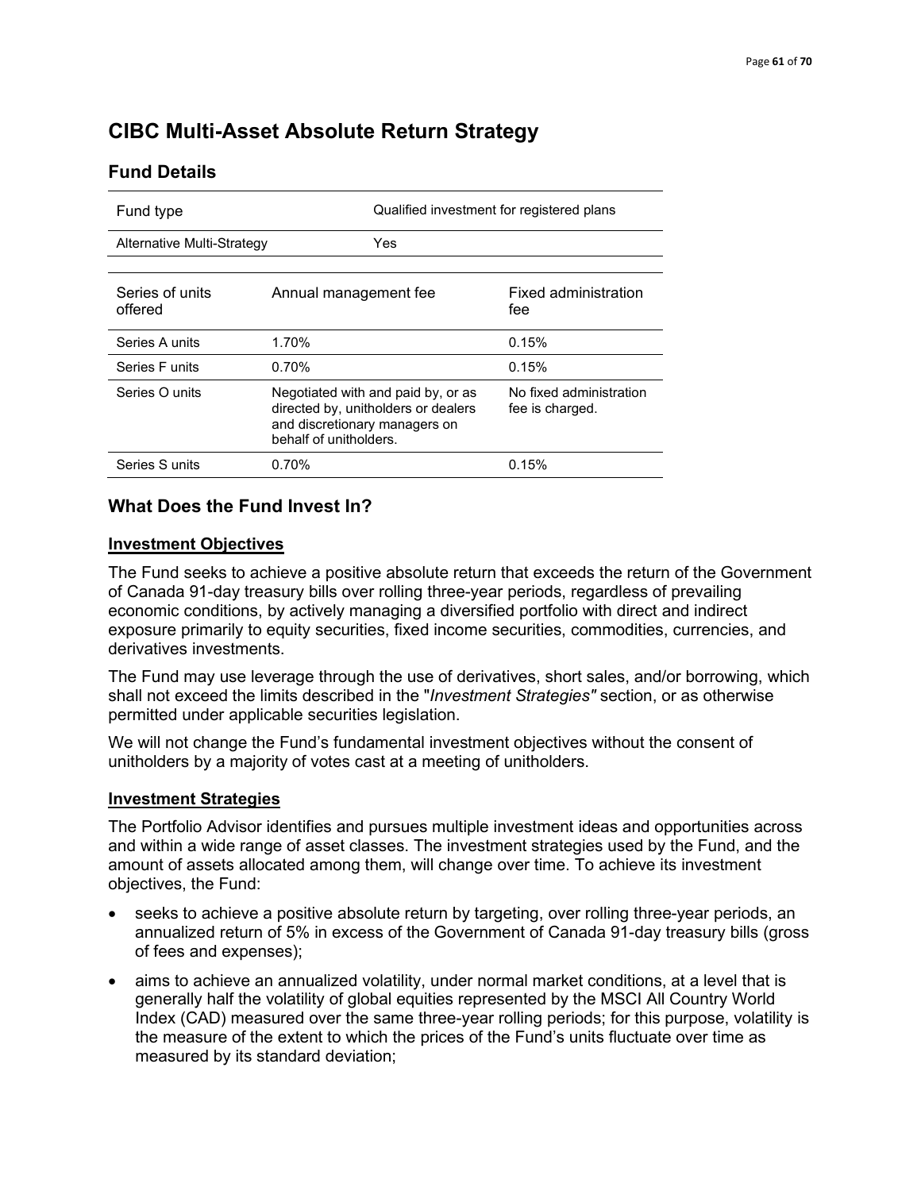# CIBC Multi-Asset Absolute Return Strategy

## Fund Details

| Fund type | Qualified investment for registered plans |
|---|---|
| Alternative Multi-Strategy | Yes |

| Series of units offered | Annual management fee | Fixed administration fee |
|---|---|---|
| Series A units | 1.70% | 0.15% |
| Series F units | 0.70% | 0.15% |
| Series O units | Negotiated with and paid by, or as directed by, unitholders or dealers and discretionary managers on behalf of unitholders. | No fixed administration fee is charged. |
| Series S units | 0.70% | 0.15% |

## What Does the Fund Invest In?

### Investment Objectives

The Fund seeks to achieve a positive absolute return that exceeds the return of the Government of Canada 91-day treasury bills over rolling three-year periods, regardless of prevailing economic conditions, by actively managing a diversified portfolio with direct and indirect exposure primarily to equity securities, fixed income securities, commodities, currencies, and derivatives investments.

The Fund may use leverage through the use of derivatives, short sales, and/or borrowing, which shall not exceed the limits described in the "*Investment Strategies"* section, or as otherwise permitted under applicable securities legislation.

We will not change the Fund's fundamental investment objectives without the consent of unitholders by a majority of votes cast at a meeting of unitholders.

### Investment Strategies

The Portfolio Advisor identifies and pursues multiple investment ideas and opportunities across and within a wide range of asset classes. The investment strategies used by the Fund, and the amount of assets allocated among them, will change over time. To achieve its investment objectives, the Fund:

- seeks to achieve a positive absolute return by targeting, over rolling three-year periods, an annualized return of 5% in excess of the Government of Canada 91-day treasury bills (gross of fees and expenses);
- aims to achieve an annualized volatility, under normal market conditions, at a level that is generally half the volatility of global equities represented by the MSCI All Country World Index (CAD) measured over the same three-year rolling periods; for this purpose, volatility is the measure of the extent to which the prices of the Fund's units fluctuate over time as measured by its standard deviation;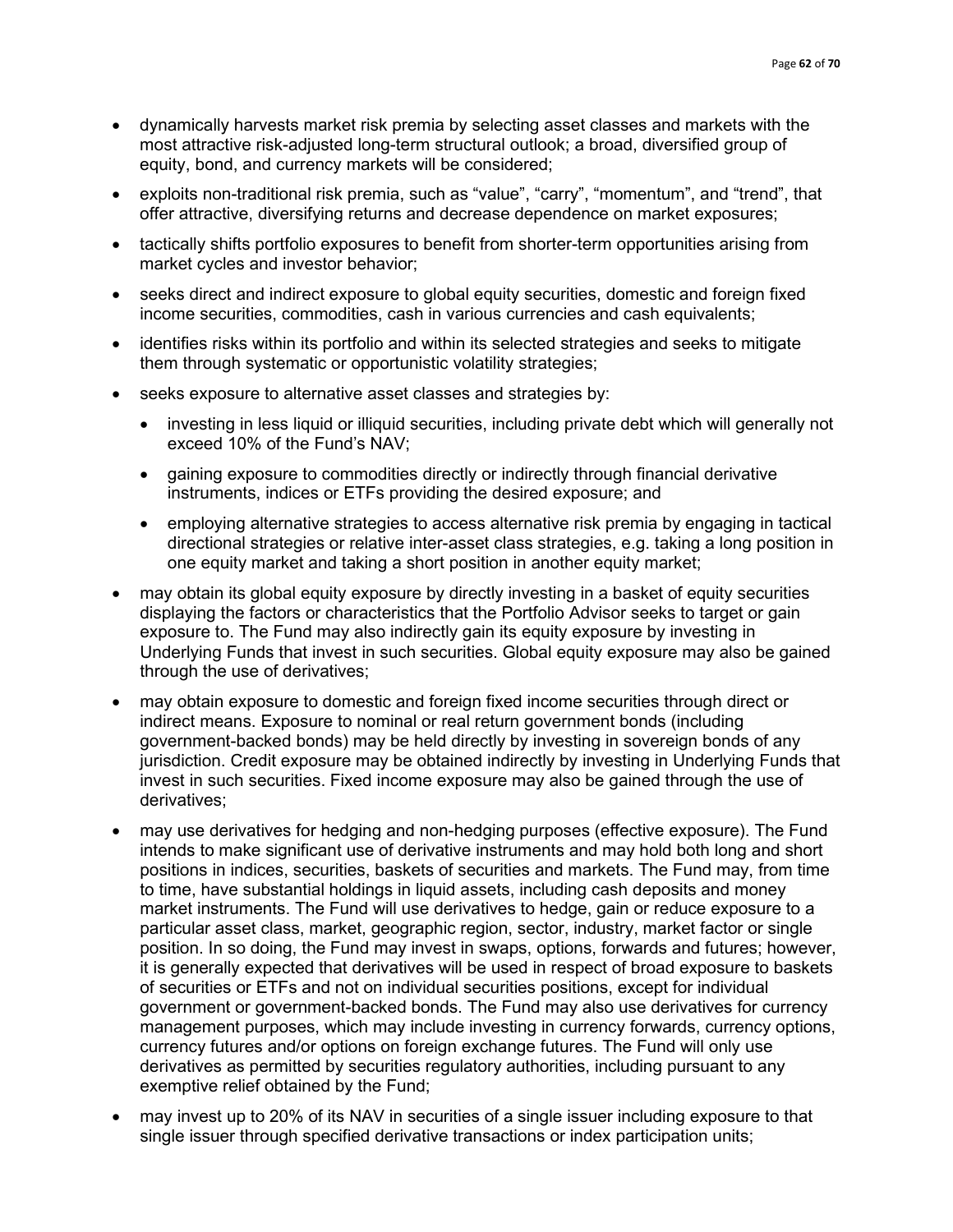- dynamically harvests market risk premia by selecting asset classes and markets with the most attractive risk-adjusted long-term structural outlook; a broad, diversified group of equity, bond, and currency markets will be considered;
- exploits non-traditional risk premia, such as “value”, “carry”, “momentum”, and “trend”, that offer attractive, diversifying returns and decrease dependence on market exposures;
- tactically shifts portfolio exposures to benefit from shorter-term opportunities arising from market cycles and investor behavior;
- seeks direct and indirect exposure to global equity securities, domestic and foreign fixed income securities, commodities, cash in various currencies and cash equivalents;
- identifies risks within its portfolio and within its selected strategies and seeks to mitigate them through systematic or opportunistic volatility strategies;
- seeks exposure to alternative asset classes and strategies by:
  - investing in less liquid or illiquid securities, including private debt which will generally not exceed 10% of the Fund’s NAV;
  - gaining exposure to commodities directly or indirectly through financial derivative instruments, indices or ETFs providing the desired exposure; and
  - employing alternative strategies to access alternative risk premia by engaging in tactical directional strategies or relative inter-asset class strategies, e.g. taking a long position in one equity market and taking a short position in another equity market;
- may obtain its global equity exposure by directly investing in a basket of equity securities displaying the factors or characteristics that the Portfolio Advisor seeks to target or gain exposure to. The Fund may also indirectly gain its equity exposure by investing in Underlying Funds that invest in such securities. Global equity exposure may also be gained through the use of derivatives;
- may obtain exposure to domestic and foreign fixed income securities through direct or indirect means. Exposure to nominal or real return government bonds (including government-backed bonds) may be held directly by investing in sovereign bonds of any jurisdiction. Credit exposure may be obtained indirectly by investing in Underlying Funds that invest in such securities. Fixed income exposure may also be gained through the use of derivatives;
- may use derivatives for hedging and non-hedging purposes (effective exposure). The Fund intends to make significant use of derivative instruments and may hold both long and short positions in indices, securities, baskets of securities and markets. The Fund may, from time to time, have substantial holdings in liquid assets, including cash deposits and money market instruments. The Fund will use derivatives to hedge, gain or reduce exposure to a particular asset class, market, geographic region, sector, industry, market factor or single position. In so doing, the Fund may invest in swaps, options, forwards and futures; however, it is generally expected that derivatives will be used in respect of broad exposure to baskets of securities or ETFs and not on individual securities positions, except for individual government or government-backed bonds. The Fund may also use derivatives for currency management purposes, which may include investing in currency forwards, currency options, currency futures and/or options on foreign exchange futures. The Fund will only use derivatives as permitted by securities regulatory authorities, including pursuant to any exemptive relief obtained by the Fund;
- may invest up to 20% of its NAV in securities of a single issuer including exposure to that single issuer through specified derivative transactions or index participation units;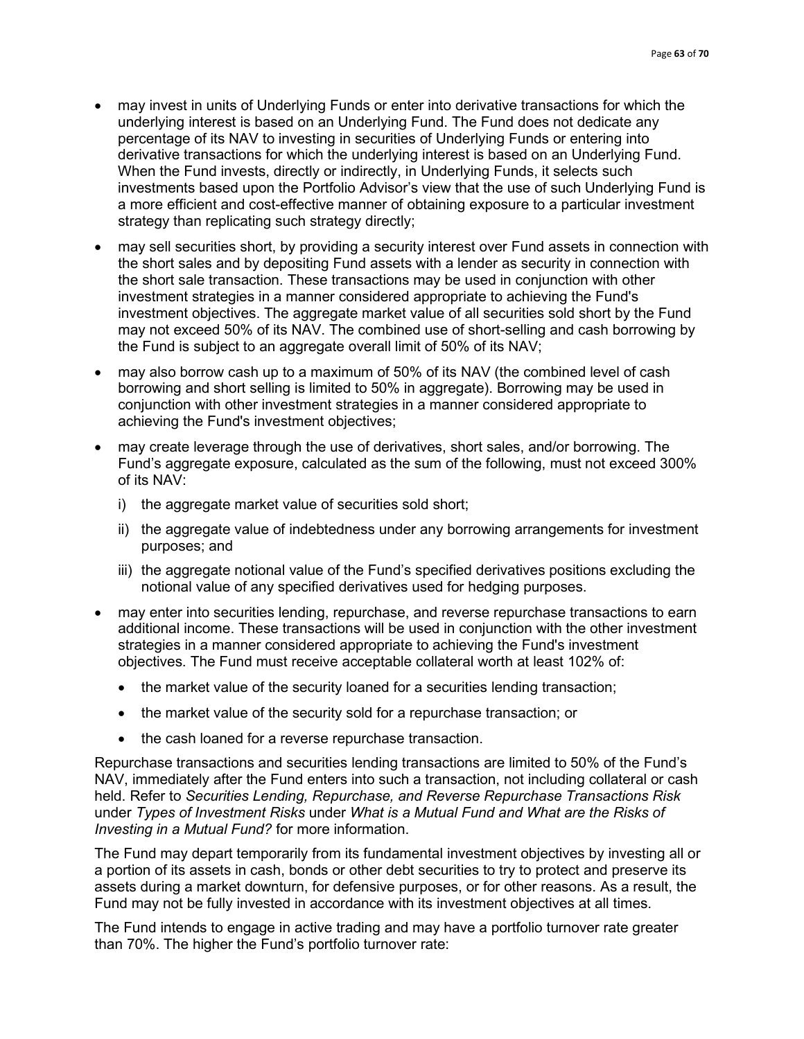- may invest in units of Underlying Funds or enter into derivative transactions for which the underlying interest is based on an Underlying Fund. The Fund does not dedicate any percentage of its NAV to investing in securities of Underlying Funds or entering into derivative transactions for which the underlying interest is based on an Underlying Fund. When the Fund invests, directly or indirectly, in Underlying Funds, it selects such investments based upon the Portfolio Advisor's view that the use of such Underlying Fund is a more efficient and cost-effective manner of obtaining exposure to a particular investment strategy than replicating such strategy directly;
- may sell securities short, by providing a security interest over Fund assets in connection with the short sales and by depositing Fund assets with a lender as security in connection with the short sale transaction. These transactions may be used in conjunction with other investment strategies in a manner considered appropriate to achieving the Fund's investment objectives. The aggregate market value of all securities sold short by the Fund may not exceed 50% of its NAV. The combined use of short-selling and cash borrowing by the Fund is subject to an aggregate overall limit of 50% of its NAV;
- may also borrow cash up to a maximum of 50% of its NAV (the combined level of cash borrowing and short selling is limited to 50% in aggregate). Borrowing may be used in conjunction with other investment strategies in a manner considered appropriate to achieving the Fund's investment objectives;
- may create leverage through the use of derivatives, short sales, and/or borrowing. The Fund's aggregate exposure, calculated as the sum of the following, must not exceed 300% of its NAV:
  i) the aggregate market value of securities sold short;
  ii) the aggregate value of indebtedness under any borrowing arrangements for investment purposes; and
  iii) the aggregate notional value of the Fund's specified derivatives positions excluding the notional value of any specified derivatives used for hedging purposes.
- may enter into securities lending, repurchase, and reverse repurchase transactions to earn additional income. These transactions will be used in conjunction with the other investment strategies in a manner considered appropriate to achieving the Fund's investment objectives. The Fund must receive acceptable collateral worth at least 102% of:
  - the market value of the security loaned for a securities lending transaction;
  - the market value of the security sold for a repurchase transaction; or
  - the cash loaned for a reverse repurchase transaction.

Repurchase transactions and securities lending transactions are limited to 50% of the Fund's NAV, immediately after the Fund enters into such a transaction, not including collateral or cash held. Refer to *Securities Lending, Repurchase, and Reverse Repurchase Transactions Risk* under *Types of Investment Risks* under *What is a Mutual Fund and What are the Risks of Investing in a Mutual Fund?* for more information.

The Fund may depart temporarily from its fundamental investment objectives by investing all or a portion of its assets in cash, bonds or other debt securities to try to protect and preserve its assets during a market downturn, for defensive purposes, or for other reasons. As a result, the Fund may not be fully invested in accordance with its investment objectives at all times.

The Fund intends to engage in active trading and may have a portfolio turnover rate greater than 70%. The higher the Fund's portfolio turnover rate: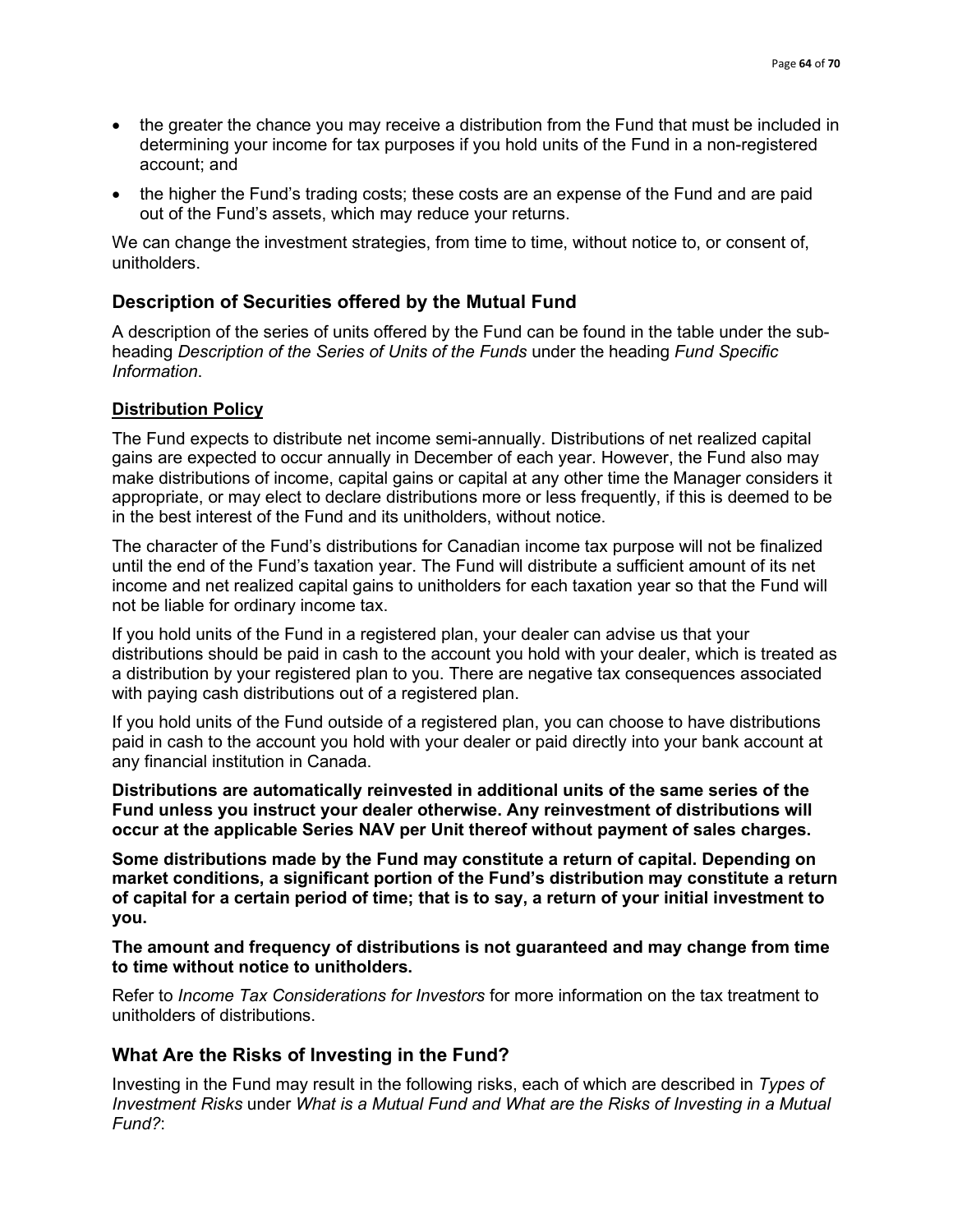- the greater the chance you may receive a distribution from the Fund that must be included in determining your income for tax purposes if you hold units of the Fund in a non-registered account; and
- the higher the Fund's trading costs; these costs are an expense of the Fund and are paid out of the Fund's assets, which may reduce your returns.

We can change the investment strategies, from time to time, without notice to, or consent of, unitholders.

## Description of Securities offered by the Mutual Fund

A description of the series of units offered by the Fund can be found in the table under the sub-heading *Description of the Series of Units of the Funds* under the heading *Fund Specific Information*.

### Distribution Policy

The Fund expects to distribute net income semi-annually. Distributions of net realized capital gains are expected to occur annually in December of each year. However, the Fund also may make distributions of income, capital gains or capital at any other time the Manager considers it appropriate, or may elect to declare distributions more or less frequently, if this is deemed to be in the best interest of the Fund and its unitholders, without notice.

The character of the Fund's distributions for Canadian income tax purpose will not be finalized until the end of the Fund's taxation year. The Fund will distribute a sufficient amount of its net income and net realized capital gains to unitholders for each taxation year so that the Fund will not be liable for ordinary income tax.

If you hold units of the Fund in a registered plan, your dealer can advise us that your distributions should be paid in cash to the account you hold with your dealer, which is treated as a distribution by your registered plan to you. There are negative tax consequences associated with paying cash distributions out of a registered plan.

If you hold units of the Fund outside of a registered plan, you can choose to have distributions paid in cash to the account you hold with your dealer or paid directly into your bank account at any financial institution in Canada.

**Distributions are automatically reinvested in additional units of the same series of the Fund unless you instruct your dealer otherwise. Any reinvestment of distributions will occur at the applicable Series NAV per Unit thereof without payment of sales charges.**

**Some distributions made by the Fund may constitute a return of capital. Depending on market conditions, a significant portion of the Fund's distribution may constitute a return of capital for a certain period of time; that is to say, a return of your initial investment to you.**

**The amount and frequency of distributions is not guaranteed and may change from time to time without notice to unitholders.**

Refer to *Income Tax Considerations for Investors* for more information on the tax treatment to unitholders of distributions.

## What Are the Risks of Investing in the Fund?

Investing in the Fund may result in the following risks, each of which are described in *Types of Investment Risks* under *What is a Mutual Fund and What are the Risks of Investing in a Mutual Fund?*: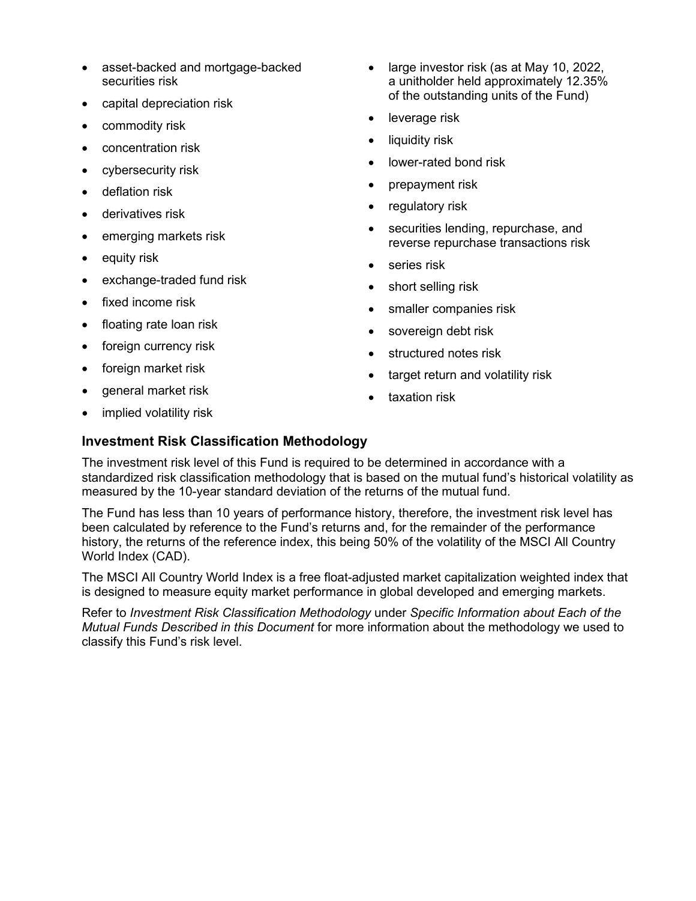- asset-backed and mortgage-backed securities risk
- capital depreciation risk
- commodity risk
- concentration risk
- cybersecurity risk
- deflation risk
- derivatives risk
- emerging markets risk
- equity risk
- exchange-traded fund risk
- fixed income risk
- floating rate loan risk
- foreign currency risk
- foreign market risk
- general market risk
- implied volatility risk
- large investor risk (as at May 10, 2022, a unitholder held approximately 12.35% of the outstanding units of the Fund)
- leverage risk
- liquidity risk
- lower-rated bond risk
- prepayment risk
- regulatory risk
- securities lending, repurchase, and reverse repurchase transactions risk
- series risk
- short selling risk
- smaller companies risk
- sovereign debt risk
- structured notes risk
- target return and volatility risk
- taxation risk

### Investment Risk Classification Methodology

The investment risk level of this Fund is required to be determined in accordance with a standardized risk classification methodology that is based on the mutual fund's historical volatility as measured by the 10-year standard deviation of the returns of the mutual fund.

The Fund has less than 10 years of performance history, therefore, the investment risk level has been calculated by reference to the Fund's returns and, for the remainder of the performance history, the returns of the reference index, this being 50% of the volatility of the MSCI All Country World Index (CAD).

The MSCI All Country World Index is a free float-adjusted market capitalization weighted index that is designed to measure equity market performance in global developed and emerging markets.

Refer to *Investment Risk Classification Methodology* under *Specific Information about Each of the Mutual Funds Described in this Document* for more information about the methodology we used to classify this Fund's risk level.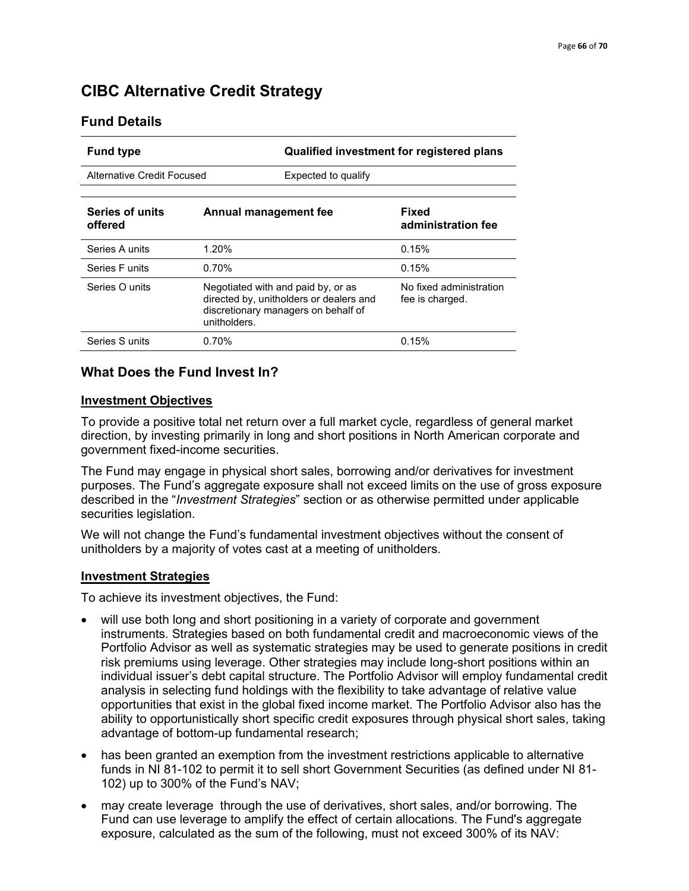# CIBC Alternative Credit Strategy

## Fund Details

| Fund type | Qualified investment for registered plans |
|---|---|
| Alternative Credit Focused | Expected to qualify |

| Series of units offered | Annual management fee | Fixed administration fee |
|---|---|---|
| Series A units | 1.20% | 0.15% |
| Series F units | 0.70% | 0.15% |
| Series O units | Negotiated with and paid by, or as directed by, unitholders or dealers and discretionary managers on behalf of unitholders. | No fixed administration fee is charged. |
| Series S units | 0.70% | 0.15% |

## What Does the Fund Invest In?

### Investment Objectives

To provide a positive total net return over a full market cycle, regardless of general market direction, by investing primarily in long and short positions in North American corporate and government fixed-income securities.

The Fund may engage in physical short sales, borrowing and/or derivatives for investment purposes. The Fund's aggregate exposure shall not exceed limits on the use of gross exposure described in the "*Investment Strategies*" section or as otherwise permitted under applicable securities legislation.

We will not change the Fund's fundamental investment objectives without the consent of unitholders by a majority of votes cast at a meeting of unitholders.

### Investment Strategies

To achieve its investment objectives, the Fund:

- will use both long and short positioning in a variety of corporate and government instruments. Strategies based on both fundamental credit and macroeconomic views of the Portfolio Advisor as well as systematic strategies may be used to generate positions in credit risk premiums using leverage. Other strategies may include long-short positions within an individual issuer's debt capital structure. The Portfolio Advisor will employ fundamental credit analysis in selecting fund holdings with the flexibility to take advantage of relative value opportunities that exist in the global fixed income market. The Portfolio Advisor also has the ability to opportunistically short specific credit exposures through physical short sales, taking advantage of bottom-up fundamental research;
- has been granted an exemption from the investment restrictions applicable to alternative funds in NI 81-102 to permit it to sell short Government Securities (as defined under NI 81-102) up to 300% of the Fund's NAV;
- may create leverage through the use of derivatives, short sales, and/or borrowing. The Fund can use leverage to amplify the effect of certain allocations. The Fund's aggregate exposure, calculated as the sum of the following, must not exceed 300% of its NAV: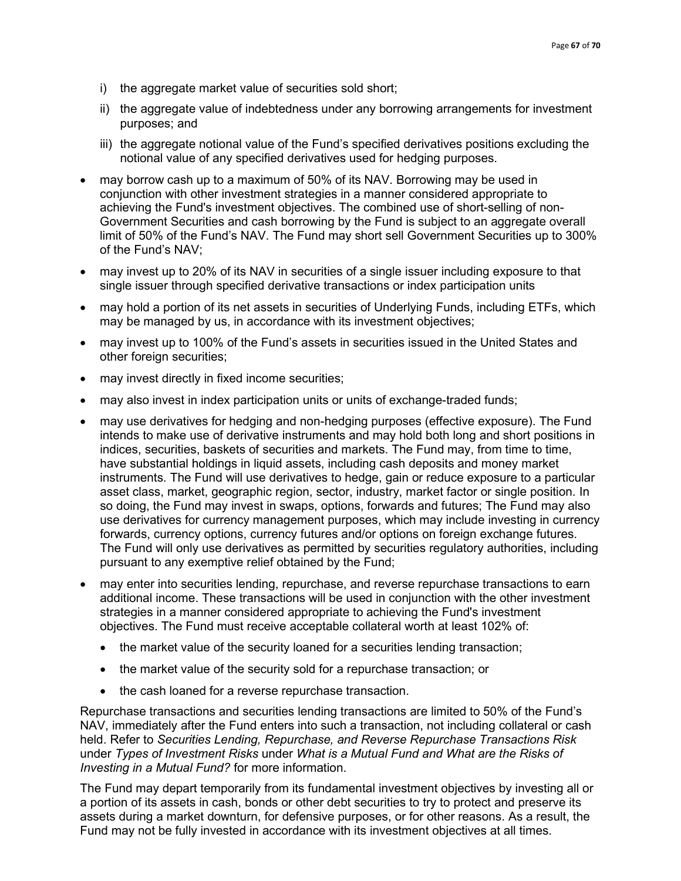i) the aggregate market value of securities sold short;

ii) the aggregate value of indebtedness under any borrowing arrangements for investment purposes; and

iii) the aggregate notional value of the Fund's specified derivatives positions excluding the notional value of any specified derivatives used for hedging purposes.

- may borrow cash up to a maximum of 50% of its NAV. Borrowing may be used in conjunction with other investment strategies in a manner considered appropriate to achieving the Fund's investment objectives. The combined use of short-selling of non-Government Securities and cash borrowing by the Fund is subject to an aggregate overall limit of 50% of the Fund's NAV. The Fund may short sell Government Securities up to 300% of the Fund's NAV;
- may invest up to 20% of its NAV in securities of a single issuer including exposure to that single issuer through specified derivative transactions or index participation units
- may hold a portion of its net assets in securities of Underlying Funds, including ETFs, which may be managed by us, in accordance with its investment objectives;
- may invest up to 100% of the Fund's assets in securities issued in the United States and other foreign securities;
- may invest directly in fixed income securities;
- may also invest in index participation units or units of exchange-traded funds;
- may use derivatives for hedging and non-hedging purposes (effective exposure). The Fund intends to make use of derivative instruments and may hold both long and short positions in indices, securities, baskets of securities and markets. The Fund may, from time to time, have substantial holdings in liquid assets, including cash deposits and money market instruments. The Fund will use derivatives to hedge, gain or reduce exposure to a particular asset class, market, geographic region, sector, industry, market factor or single position. In so doing, the Fund may invest in swaps, options, forwards and futures; The Fund may also use derivatives for currency management purposes, which may include investing in currency forwards, currency options, currency futures and/or options on foreign exchange futures. The Fund will only use derivatives as permitted by securities regulatory authorities, including pursuant to any exemptive relief obtained by the Fund;
- may enter into securities lending, repurchase, and reverse repurchase transactions to earn additional income. These transactions will be used in conjunction with the other investment strategies in a manner considered appropriate to achieving the Fund's investment objectives. The Fund must receive acceptable collateral worth at least 102% of:
  - the market value of the security loaned for a securities lending transaction;
  - the market value of the security sold for a repurchase transaction; or
  - the cash loaned for a reverse repurchase transaction.

Repurchase transactions and securities lending transactions are limited to 50% of the Fund's NAV, immediately after the Fund enters into such a transaction, not including collateral or cash held. Refer to *Securities Lending, Repurchase, and Reverse Repurchase Transactions Risk* under *Types of Investment Risks* under *What is a Mutual Fund and What are the Risks of Investing in a Mutual Fund?* for more information.

The Fund may depart temporarily from its fundamental investment objectives by investing all or a portion of its assets in cash, bonds or other debt securities to try to protect and preserve its assets during a market downturn, for defensive purposes, or for other reasons. As a result, the Fund may not be fully invested in accordance with its investment objectives at all times.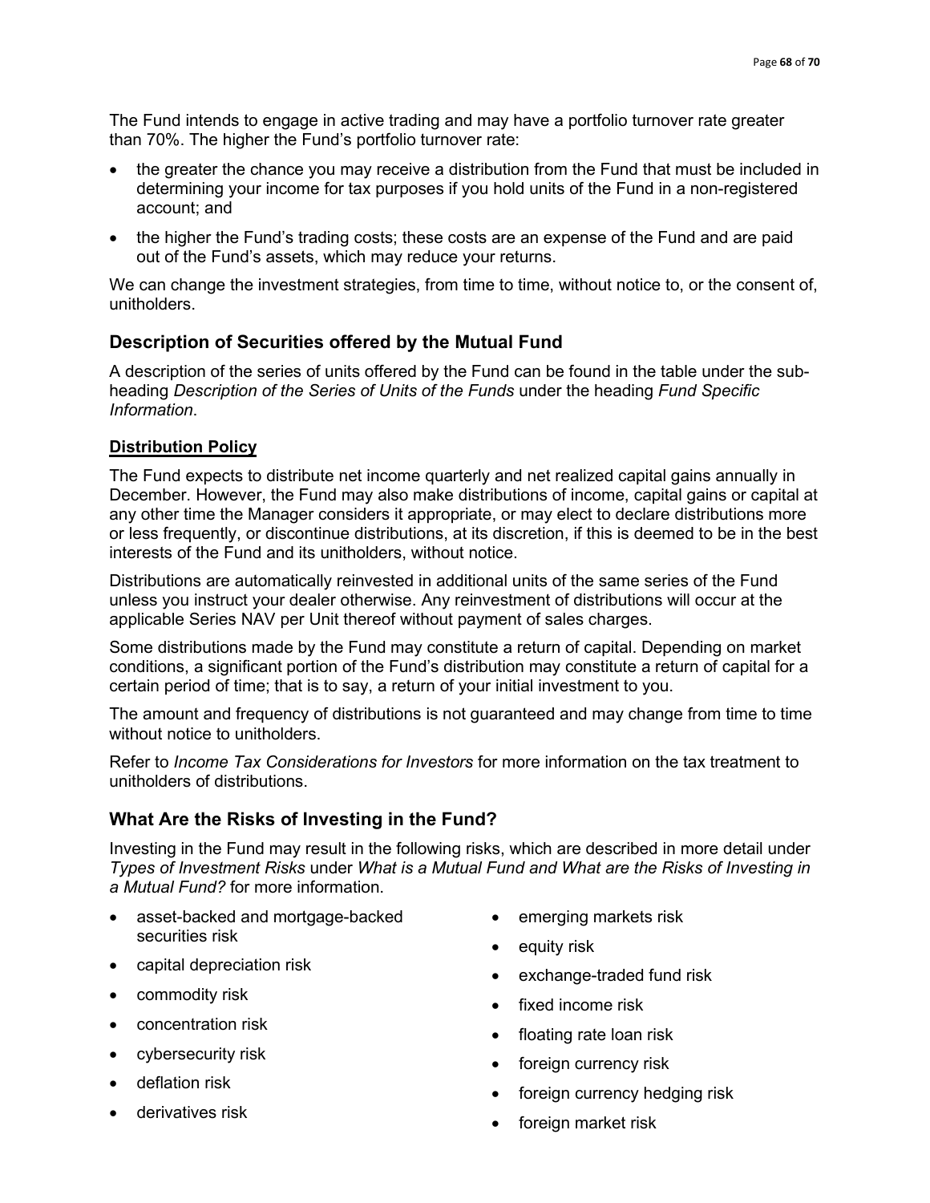The Fund intends to engage in active trading and may have a portfolio turnover rate greater than 70%. The higher the Fund's portfolio turnover rate:

- the greater the chance you may receive a distribution from the Fund that must be included in determining your income for tax purposes if you hold units of the Fund in a non-registered account; and
- the higher the Fund's trading costs; these costs are an expense of the Fund and are paid out of the Fund's assets, which may reduce your returns.

We can change the investment strategies, from time to time, without notice to, or the consent of, unitholders.

## Description of Securities offered by the Mutual Fund

A description of the series of units offered by the Fund can be found in the table under the sub-heading *Description of the Series of Units of the Funds* under the heading *Fund Specific Information*.

### Distribution Policy

The Fund expects to distribute net income quarterly and net realized capital gains annually in December. However, the Fund may also make distributions of income, capital gains or capital at any other time the Manager considers it appropriate, or may elect to declare distributions more or less frequently, or discontinue distributions, at its discretion, if this is deemed to be in the best interests of the Fund and its unitholders, without notice.

Distributions are automatically reinvested in additional units of the same series of the Fund unless you instruct your dealer otherwise. Any reinvestment of distributions will occur at the applicable Series NAV per Unit thereof without payment of sales charges.

Some distributions made by the Fund may constitute a return of capital. Depending on market conditions, a significant portion of the Fund's distribution may constitute a return of capital for a certain period of time; that is to say, a return of your initial investment to you.

The amount and frequency of distributions is not guaranteed and may change from time to time without notice to unitholders.

Refer to *Income Tax Considerations for Investors* for more information on the tax treatment to unitholders of distributions.

## What Are the Risks of Investing in the Fund?

Investing in the Fund may result in the following risks, which are described in more detail under *Types of Investment Risks* under *What is a Mutual Fund and What are the Risks of Investing in a Mutual Fund?* for more information.

- asset-backed and mortgage-backed securities risk
- capital depreciation risk
- commodity risk
- concentration risk
- cybersecurity risk
- deflation risk
- derivatives risk
- emerging markets risk
- equity risk
- exchange-traded fund risk
- fixed income risk
- floating rate loan risk
- foreign currency risk
- foreign currency hedging risk
- foreign market risk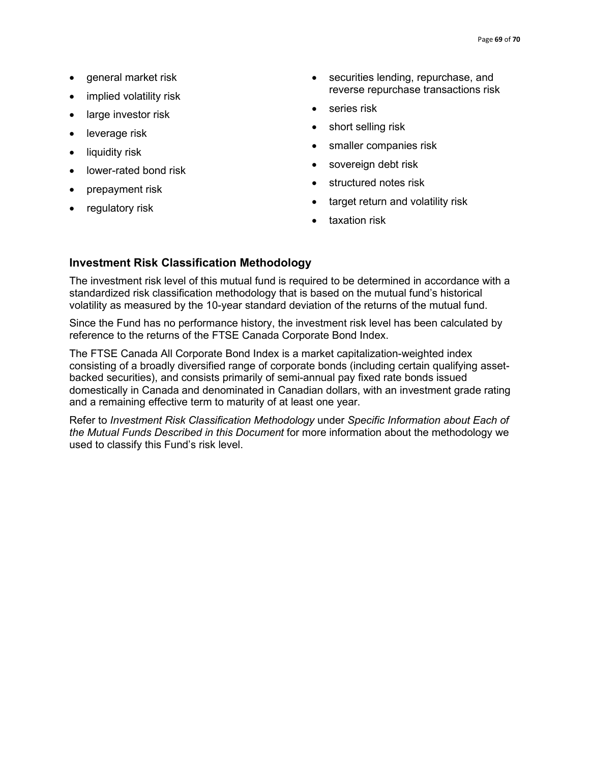- general market risk
- implied volatility risk
- large investor risk
- leverage risk
- liquidity risk
- lower-rated bond risk
- prepayment risk
- regulatory risk
- securities lending, repurchase, and reverse repurchase transactions risk
- series risk
- short selling risk
- smaller companies risk
- sovereign debt risk
- structured notes risk
- target return and volatility risk
- taxation risk

## Investment Risk Classification Methodology

The investment risk level of this mutual fund is required to be determined in accordance with a standardized risk classification methodology that is based on the mutual fund's historical volatility as measured by the 10-year standard deviation of the returns of the mutual fund.

Since the Fund has no performance history, the investment risk level has been calculated by reference to the returns of the FTSE Canada Corporate Bond Index.

The FTSE Canada All Corporate Bond Index is a market capitalization-weighted index consisting of a broadly diversified range of corporate bonds (including certain qualifying asset-backed securities), and consists primarily of semi-annual pay fixed rate bonds issued domestically in Canada and denominated in Canadian dollars, with an investment grade rating and a remaining effective term to maturity of at least one year.

Refer to *Investment Risk Classification Methodology* under *Specific Information about Each of the Mutual Funds Described in this Document* for more information about the methodology we used to classify this Fund's risk level.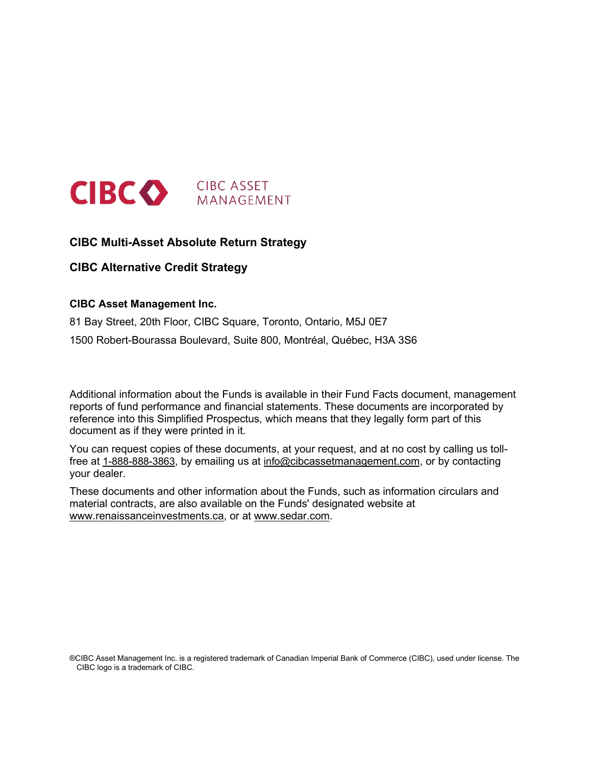CIBC ASSET MANAGEMENT

**CIBC Multi-Asset Absolute Return Strategy**

**CIBC Alternative Credit Strategy**

**CIBC Asset Management Inc.**

81 Bay Street, 20th Floor, CIBC Square, Toronto, Ontario, M5J 0E7

1500 Robert-Bourassa Boulevard, Suite 800, Montréal, Québec, H3A 3S6

Additional information about the Funds is available in their Fund Facts document, management reports of fund performance and financial statements. These documents are incorporated by reference into this Simplified Prospectus, which means that they legally form part of this document as if they were printed in it.

You can request copies of these documents, at your request, and at no cost by calling us toll-free at 1-888-888-3863, by emailing us at info@cibcassetmanagement.com, or by contacting your dealer.

These documents and other information about the Funds, such as information circulars and material contracts, are also available on the Funds' designated website at www.renaissanceinvestments.ca, or at www.sedar.com.

®CIBC Asset Management Inc. is a registered trademark of Canadian Imperial Bank of Commerce (CIBC), used under license. The CIBC logo is a trademark of CIBC.